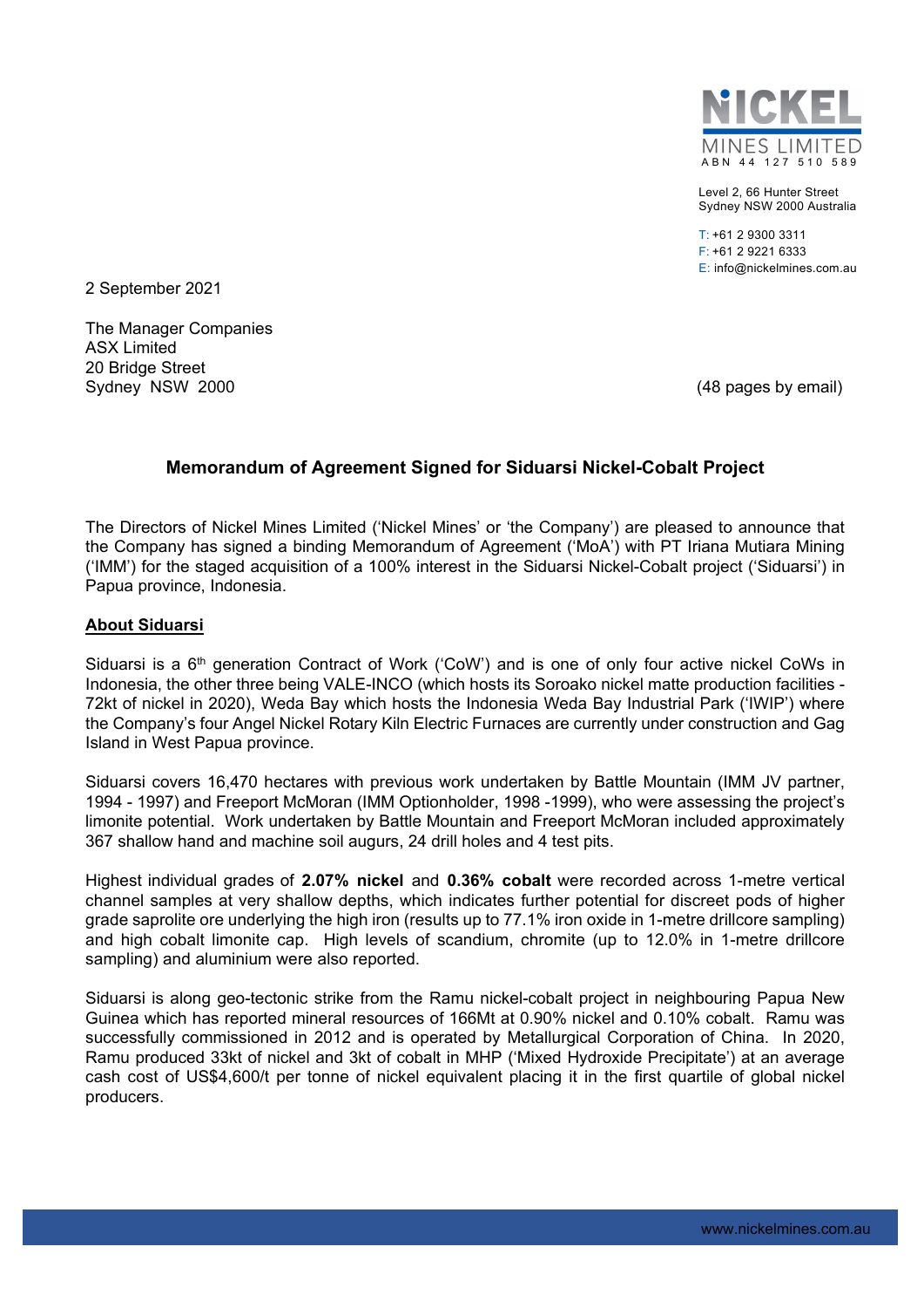NICKEL MINES LIMITED
ABN 44 127 510 589

Level 2, 66 Hunter Street
Sydney NSW 2000 Australia

T: +61 2 9300 3311
F: +61 2 9221 6333
E: info@nickelmines.com.au

2 September 2021

The Manager Companies
ASX Limited
20 Bridge Street
Sydney NSW 2000

(48 pages by email)

## Memorandum of Agreement Signed for Siduarsi Nickel-Cobalt Project

The Directors of Nickel Mines Limited ('Nickel Mines' or 'the Company') are pleased to announce that the Company has signed a binding Memorandum of Agreement ('MoA') with PT Iriana Mutiara Mining ('IMM') for the staged acquisition of a 100% interest in the Siduarsi Nickel-Cobalt project ('Siduarsi') in Papua province, Indonesia.

### About Siduarsi

Siduarsi is a 6th generation Contract of Work ('CoW') and is one of only four active nickel CoWs in Indonesia, the other three being VALE-INCO (which hosts its Soroako nickel matte production facilities - 72kt of nickel in 2020), Weda Bay which hosts the Indonesia Weda Bay Industrial Park ('IWIP') where the Company's four Angel Nickel Rotary Kiln Electric Furnaces are currently under construction and Gag Island in West Papua province.

Siduarsi covers 16,470 hectares with previous work undertaken by Battle Mountain (IMM JV partner, 1994 - 1997) and Freeport McMoran (IMM Optionholder, 1998 -1999), who were assessing the project's limonite potential. Work undertaken by Battle Mountain and Freeport McMoran included approximately 367 shallow hand and machine soil augurs, 24 drill holes and 4 test pits.

Highest individual grades of **2.07% nickel** and **0.36% cobalt** were recorded across 1-metre vertical channel samples at very shallow depths, which indicates further potential for discreet pods of higher grade saprolite ore underlying the high iron (results up to 77.1% iron oxide in 1-metre drillcore sampling) and high cobalt limonite cap. High levels of scandium, chromite (up to 12.0% in 1-metre drillcore sampling) and aluminium were also reported.

Siduarsi is along geo-tectonic strike from the Ramu nickel-cobalt project in neighbouring Papua New Guinea which has reported mineral resources of 166Mt at 0.90% nickel and 0.10% cobalt. Ramu was successfully commissioned in 2012 and is operated by Metallurgical Corporation of China. In 2020, Ramu produced 33kt of nickel and 3kt of cobalt in MHP ('Mixed Hydroxide Precipitate') at an average cash cost of US$4,600/t per tonne of nickel equivalent placing it in the first quartile of global nickel producers.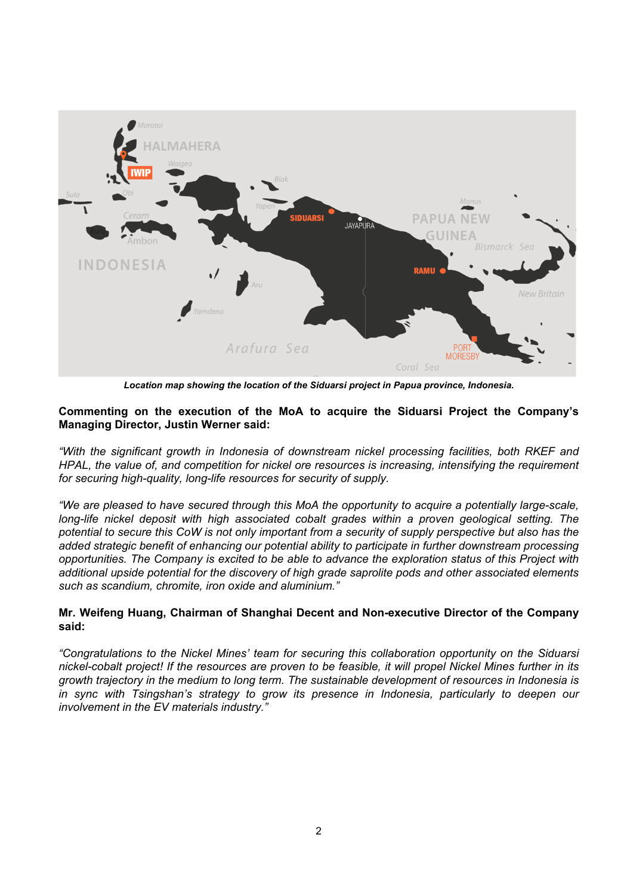*Location map showing the location of the Siduarsi project in Papua province, Indonesia.*

**Commenting on the execution of the MoA to acquire the Siduarsi Project the Company's Managing Director, Justin Werner said:**

*"With the significant growth in Indonesia of downstream nickel processing facilities, both RKEF and HPAL, the value of, and competition for nickel ore resources is increasing, intensifying the requirement for securing high-quality, long-life resources for security of supply.*

*"We are pleased to have secured through this MoA the opportunity to acquire a potentially large-scale, long-life nickel deposit with high associated cobalt grades within a proven geological setting. The potential to secure this CoW is not only important from a security of supply perspective but also has the added strategic benefit of enhancing our potential ability to participate in further downstream processing opportunities. The Company is excited to be able to advance the exploration status of this Project with additional upside potential for the discovery of high grade saprolite pods and other associated elements such as scandium, chromite, iron oxide and aluminium."*

**Mr. Weifeng Huang, Chairman of Shanghai Decent and Non-executive Director of the Company said:**

*"Congratulations to the Nickel Mines' team for securing this collaboration opportunity on the Siduarsi nickel-cobalt project! If the resources are proven to be feasible, it will propel Nickel Mines further in its growth trajectory in the medium to long term. The sustainable development of resources in Indonesia is in sync with Tsingshan's strategy to grow its presence in Indonesia, particularly to deepen our involvement in the EV materials industry."*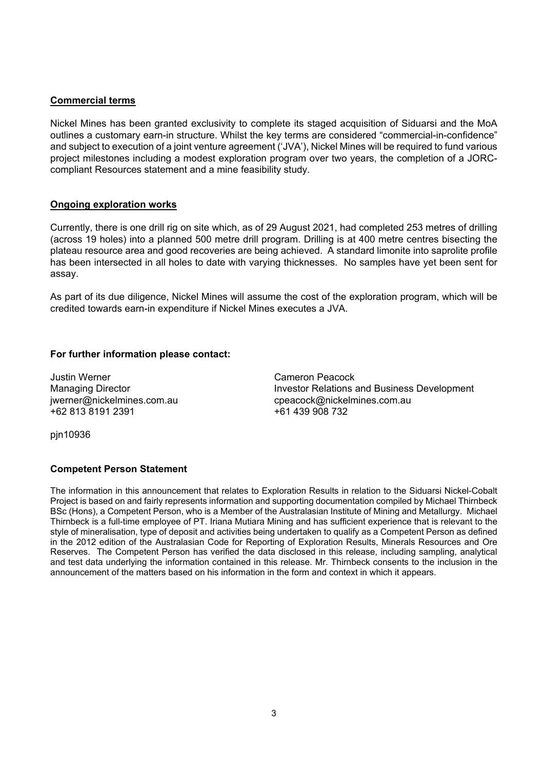## Commercial terms

Nickel Mines has been granted exclusivity to complete its staged acquisition of Siduarsi and the MoA outlines a customary earn-in structure. Whilst the key terms are considered "commercial-in-confidence" and subject to execution of a joint venture agreement ('JVA'), Nickel Mines will be required to fund various project milestones including a modest exploration program over two years, the completion of a JORC-compliant Resources statement and a mine feasibility study.

## Ongoing exploration works

Currently, there is one drill rig on site which, as of 29 August 2021, had completed 253 metres of drilling (across 19 holes) into a planned 500 metre drill program. Drilling is at 400 metre centres bisecting the plateau resource area and good recoveries are being achieved. A standard limonite into saprolite profile has been intersected in all holes to date with varying thicknesses. No samples have yet been sent for assay.

As part of its due diligence, Nickel Mines will assume the cost of the exploration program, which will be credited towards earn-in expenditure if Nickel Mines executes a JVA.

**For further information please contact:**

Justin Werner
Managing Director
jwerner@nickelmines.com.au
+62 813 8191 2391

Cameron Peacock
Investor Relations and Business Development
cpeacock@nickelmines.com.au
+61 439 908 732

pjn10936

**Competent Person Statement**

The information in this announcement that relates to Exploration Results in relation to the Siduarsi Nickel-Cobalt Project is based on and fairly represents information and supporting documentation compiled by Michael Thirnbeck BSc (Hons), a Competent Person, who is a Member of the Australasian Institute of Mining and Metallurgy. Michael Thirnbeck is a full-time employee of PT. Iriana Mutiara Mining and has sufficient experience that is relevant to the style of mineralisation, type of deposit and activities being undertaken to qualify as a Competent Person as defined in the 2012 edition of the Australasian Code for Reporting of Exploration Results, Minerals Resources and Ore Reserves. The Competent Person has verified the data disclosed in this release, including sampling, analytical and test data underlying the information contained in this release. Mr. Thirnbeck consents to the inclusion in the announcement of the matters based on his information in the form and context in which it appears.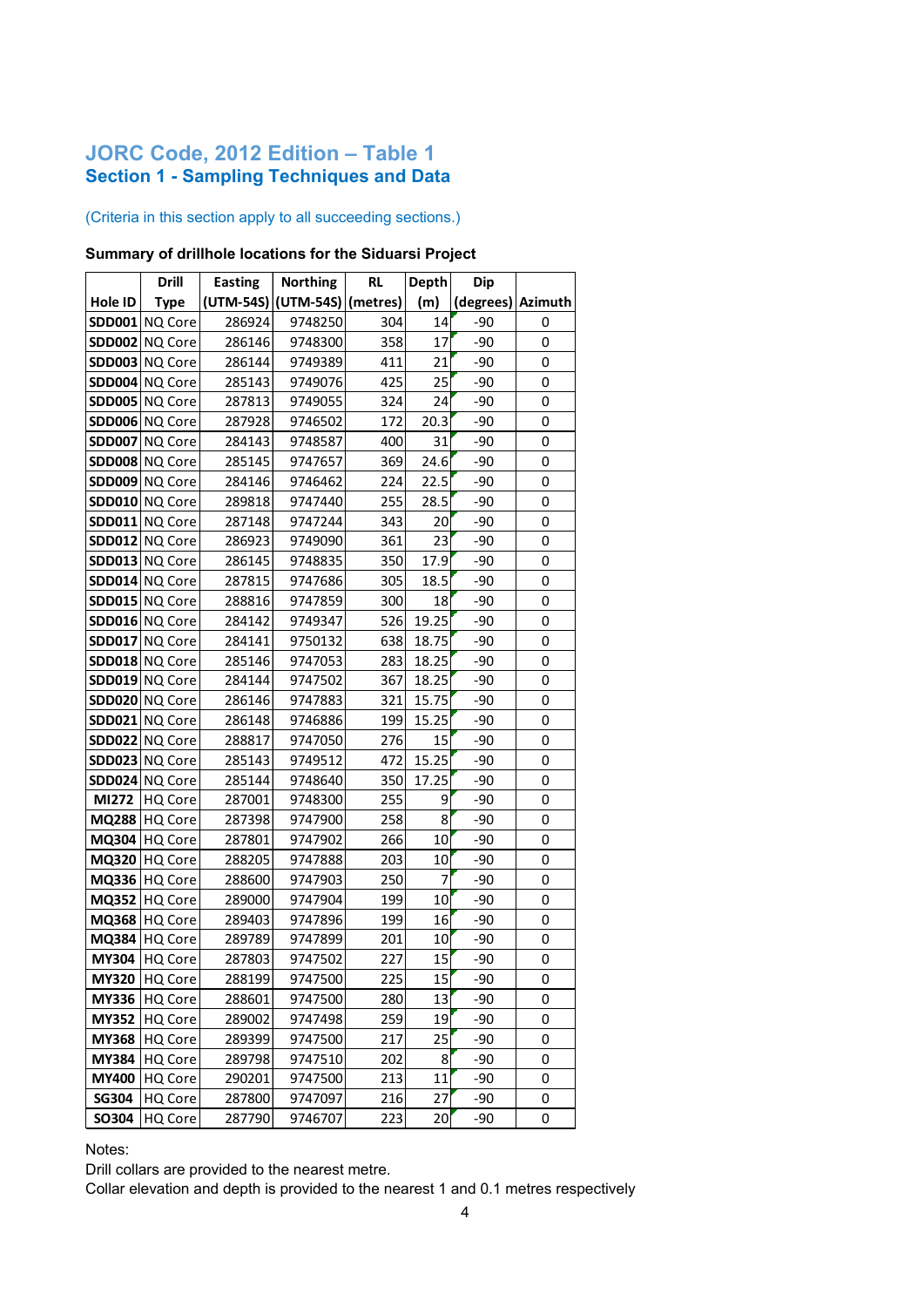# JORC Code, 2012 Edition – Table 1

## Section 1 - Sampling Techniques and Data

(Criteria in this section apply to all succeeding sections.)

**Summary of drillhole locations for the Siduarsi Project**

| Hole ID | Drill Type | Easting (UTM-54S) | Northing (UTM-54S) | RL (metres) | Depth (m) | Dip (degrees) | Azimuth |
|---|---|---|---|---|---|---|---|
| SDD001 | NQ Core | 286924 | 9748250 | 304 | 14 | -90 | 0 |
| SDD002 | NQ Core | 286146 | 9748300 | 358 | 17 | -90 | 0 |
| SDD003 | NQ Core | 286144 | 9749389 | 411 | 21 | -90 | 0 |
| SDD004 | NQ Core | 285143 | 9749076 | 425 | 25 | -90 | 0 |
| SDD005 | NQ Core | 287813 | 9749055 | 324 | 24 | -90 | 0 |
| SDD006 | NQ Core | 287928 | 9746502 | 172 | 20.3 | -90 | 0 |
| SDD007 | NQ Core | 284143 | 9748587 | 400 | 31 | -90 | 0 |
| SDD008 | NQ Core | 285145 | 9747657 | 369 | 24.6 | -90 | 0 |
| SDD009 | NQ Core | 284146 | 9746462 | 224 | 22.5 | -90 | 0 |
| SDD010 | NQ Core | 289818 | 9747440 | 255 | 28.5 | -90 | 0 |
| SDD011 | NQ Core | 287148 | 9747244 | 343 | 20 | -90 | 0 |
| SDD012 | NQ Core | 286923 | 9749090 | 361 | 23 | -90 | 0 |
| SDD013 | NQ Core | 286145 | 9748835 | 350 | 17.9 | -90 | 0 |
| SDD014 | NQ Core | 287815 | 9747686 | 305 | 18.5 | -90 | 0 |
| SDD015 | NQ Core | 288816 | 9747859 | 300 | 18 | -90 | 0 |
| SDD016 | NQ Core | 284142 | 9749347 | 526 | 19.25 | -90 | 0 |
| SDD017 | NQ Core | 284141 | 9750132 | 638 | 18.75 | -90 | 0 |
| SDD018 | NQ Core | 285146 | 9747053 | 283 | 18.25 | -90 | 0 |
| SDD019 | NQ Core | 284144 | 9747502 | 367 | 18.25 | -90 | 0 |
| SDD020 | NQ Core | 286146 | 9747883 | 321 | 15.75 | -90 | 0 |
| SDD021 | NQ Core | 286148 | 9746886 | 199 | 15.25 | -90 | 0 |
| SDD022 | NQ Core | 288817 | 9747050 | 276 | 15 | -90 | 0 |
| SDD023 | NQ Core | 285143 | 9749512 | 472 | 15.25 | -90 | 0 |
| SDD024 | NQ Core | 285144 | 9748640 | 350 | 17.25 | -90 | 0 |
| MI272 | HQ Core | 287001 | 9748300 | 255 | 9 | -90 | 0 |
| MQ288 | HQ Core | 287398 | 9747900 | 258 | 8 | -90 | 0 |
| MQ304 | HQ Core | 287801 | 9747902 | 266 | 10 | -90 | 0 |
| MQ320 | HQ Core | 288205 | 9747888 | 203 | 10 | -90 | 0 |
| MQ336 | HQ Core | 288600 | 9747903 | 250 | 7 | -90 | 0 |
| MQ352 | HQ Core | 289000 | 9747904 | 199 | 10 | -90 | 0 |
| MQ368 | HQ Core | 289403 | 9747896 | 199 | 16 | -90 | 0 |
| MQ384 | HQ Core | 289789 | 9747899 | 201 | 10 | -90 | 0 |
| MY304 | HQ Core | 287803 | 9747502 | 227 | 15 | -90 | 0 |
| MY320 | HQ Core | 288199 | 9747500 | 225 | 15 | -90 | 0 |
| MY336 | HQ Core | 288601 | 9747500 | 280 | 13 | -90 | 0 |
| MY352 | HQ Core | 289002 | 9747498 | 259 | 19 | -90 | 0 |
| MY368 | HQ Core | 289399 | 9747500 | 217 | 25 | -90 | 0 |
| MY384 | HQ Core | 289798 | 9747510 | 202 | 8 | -90 | 0 |
| MY400 | HQ Core | 290201 | 9747500 | 213 | 11 | -90 | 0 |
| SG304 | HQ Core | 287800 | 9747097 | 216 | 27 | -90 | 0 |
| SO304 | HQ Core | 287790 | 9746707 | 223 | 20 | -90 | 0 |

Notes:

Drill collars are provided to the nearest metre.

Collar elevation and depth is provided to the nearest 1 and 0.1 metres respectively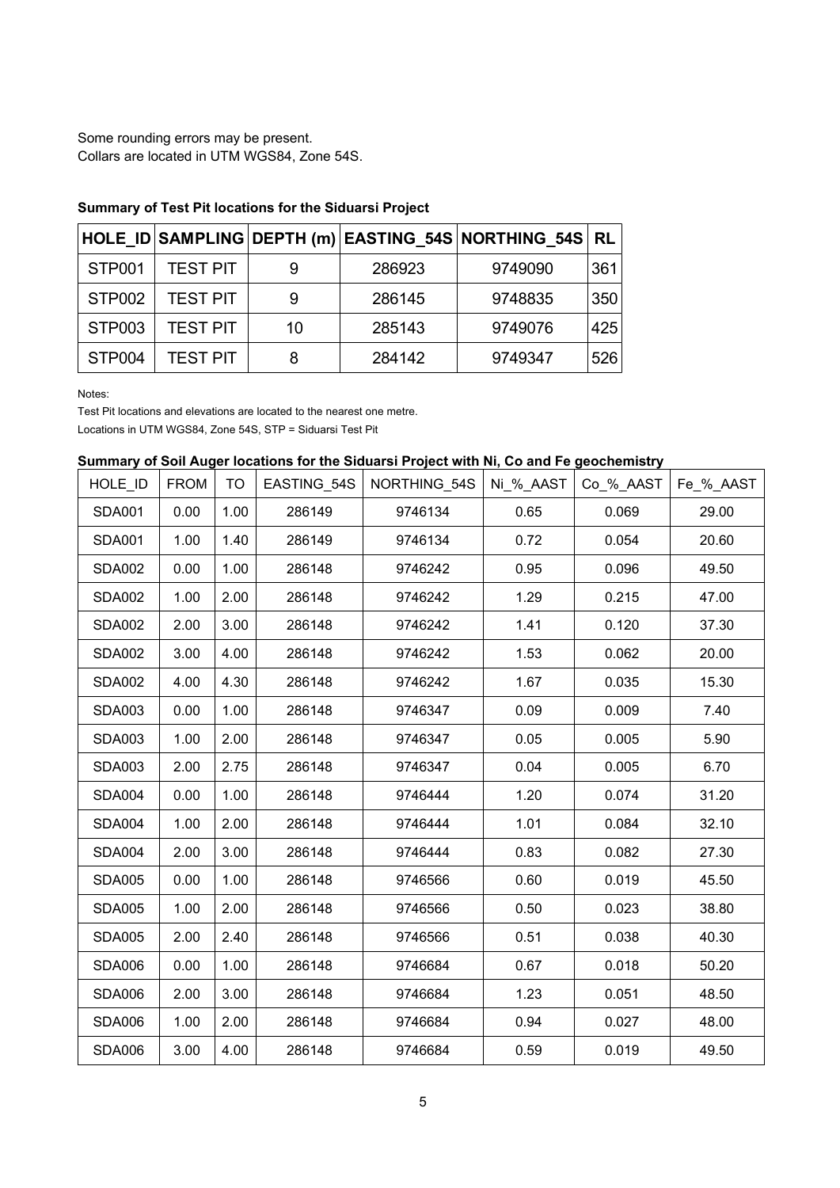Some rounding errors may be present.
Collars are located in UTM WGS84, Zone 54S.

**Summary of Test Pit locations for the Siduarsi Project**

| HOLE_ID | SAMPLING | DEPTH (m) | EASTING_54S | NORTHING_54S | RL |
|---|---|---|---|---|---|
| STP001 | TEST PIT | 9 | 286923 | 9749090 | 361 |
| STP002 | TEST PIT | 9 | 286145 | 9748835 | 350 |
| STP003 | TEST PIT | 10 | 285143 | 9749076 | 425 |
| STP004 | TEST PIT | 8 | 284142 | 9749347 | 526 |

Notes:

Test Pit locations and elevations are located to the nearest one metre.

Locations in UTM WGS84, Zone 54S, STP = Siduarsi Test Pit

**Summary of Soil Auger locations for the Siduarsi Project with Ni, Co and Fe geochemistry**

| HOLE_ID | FROM | TO | EASTING_54S | NORTHING_54S | Ni_%_AAST | Co_%_AAST | Fe_%_AAST |
|---|---|---|---|---|---|---|---|
| SDA001 | 0.00 | 1.00 | 286149 | 9746134 | 0.65 | 0.069 | 29.00 |
| SDA001 | 1.00 | 1.40 | 286149 | 9746134 | 0.72 | 0.054 | 20.60 |
| SDA002 | 0.00 | 1.00 | 286148 | 9746242 | 0.95 | 0.096 | 49.50 |
| SDA002 | 1.00 | 2.00 | 286148 | 9746242 | 1.29 | 0.215 | 47.00 |
| SDA002 | 2.00 | 3.00 | 286148 | 9746242 | 1.41 | 0.120 | 37.30 |
| SDA002 | 3.00 | 4.00 | 286148 | 9746242 | 1.53 | 0.062 | 20.00 |
| SDA002 | 4.00 | 4.30 | 286148 | 9746242 | 1.67 | 0.035 | 15.30 |
| SDA003 | 0.00 | 1.00 | 286148 | 9746347 | 0.09 | 0.009 | 7.40 |
| SDA003 | 1.00 | 2.00 | 286148 | 9746347 | 0.05 | 0.005 | 5.90 |
| SDA003 | 2.00 | 2.75 | 286148 | 9746347 | 0.04 | 0.005 | 6.70 |
| SDA004 | 0.00 | 1.00 | 286148 | 9746444 | 1.20 | 0.074 | 31.20 |
| SDA004 | 1.00 | 2.00 | 286148 | 9746444 | 1.01 | 0.084 | 32.10 |
| SDA004 | 2.00 | 3.00 | 286148 | 9746444 | 0.83 | 0.082 | 27.30 |
| SDA005 | 0.00 | 1.00 | 286148 | 9746566 | 0.60 | 0.019 | 45.50 |
| SDA005 | 1.00 | 2.00 | 286148 | 9746566 | 0.50 | 0.023 | 38.80 |
| SDA005 | 2.00 | 2.40 | 286148 | 9746566 | 0.51 | 0.038 | 40.30 |
| SDA006 | 0.00 | 1.00 | 286148 | 9746684 | 0.67 | 0.018 | 50.20 |
| SDA006 | 2.00 | 3.00 | 286148 | 9746684 | 1.23 | 0.051 | 48.50 |
| SDA006 | 1.00 | 2.00 | 286148 | 9746684 | 0.94 | 0.027 | 48.00 |
| SDA006 | 3.00 | 4.00 | 286148 | 9746684 | 0.59 | 0.019 | 49.50 |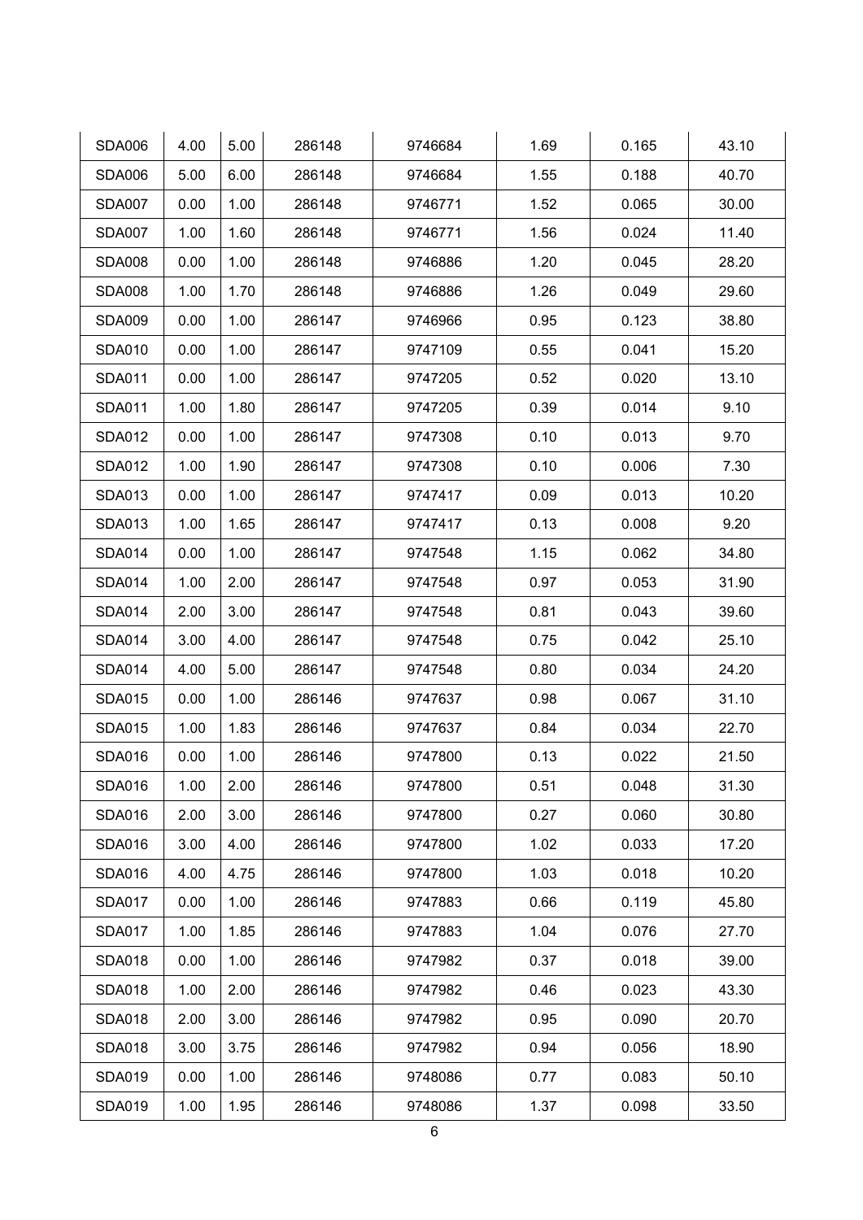| SDA006 | 4.00 | 5.00 | 286148 | 9746684 | 1.69 | 0.165 | 43.10 |
|---|---|---|---|---|---|---|---|
| SDA006 | 5.00 | 6.00 | 286148 | 9746684 | 1.55 | 0.188 | 40.70 |
| SDA007 | 0.00 | 1.00 | 286148 | 9746771 | 1.52 | 0.065 | 30.00 |
| SDA007 | 1.00 | 1.60 | 286148 | 9746771 | 1.56 | 0.024 | 11.40 |
| SDA008 | 0.00 | 1.00 | 286148 | 9746886 | 1.20 | 0.045 | 28.20 |
| SDA008 | 1.00 | 1.70 | 286148 | 9746886 | 1.26 | 0.049 | 29.60 |
| SDA009 | 0.00 | 1.00 | 286147 | 9746966 | 0.95 | 0.123 | 38.80 |
| SDA010 | 0.00 | 1.00 | 286147 | 9747109 | 0.55 | 0.041 | 15.20 |
| SDA011 | 0.00 | 1.00 | 286147 | 9747205 | 0.52 | 0.020 | 13.10 |
| SDA011 | 1.00 | 1.80 | 286147 | 9747205 | 0.39 | 0.014 | 9.10 |
| SDA012 | 0.00 | 1.00 | 286147 | 9747308 | 0.10 | 0.013 | 9.70 |
| SDA012 | 1.00 | 1.90 | 286147 | 9747308 | 0.10 | 0.006 | 7.30 |
| SDA013 | 0.00 | 1.00 | 286147 | 9747417 | 0.09 | 0.013 | 10.20 |
| SDA013 | 1.00 | 1.65 | 286147 | 9747417 | 0.13 | 0.008 | 9.20 |
| SDA014 | 0.00 | 1.00 | 286147 | 9747548 | 1.15 | 0.062 | 34.80 |
| SDA014 | 1.00 | 2.00 | 286147 | 9747548 | 0.97 | 0.053 | 31.90 |
| SDA014 | 2.00 | 3.00 | 286147 | 9747548 | 0.81 | 0.043 | 39.60 |
| SDA014 | 3.00 | 4.00 | 286147 | 9747548 | 0.75 | 0.042 | 25.10 |
| SDA014 | 4.00 | 5.00 | 286147 | 9747548 | 0.80 | 0.034 | 24.20 |
| SDA015 | 0.00 | 1.00 | 286146 | 9747637 | 0.98 | 0.067 | 31.10 |
| SDA015 | 1.00 | 1.83 | 286146 | 9747637 | 0.84 | 0.034 | 22.70 |
| SDA016 | 0.00 | 1.00 | 286146 | 9747800 | 0.13 | 0.022 | 21.50 |
| SDA016 | 1.00 | 2.00 | 286146 | 9747800 | 0.51 | 0.048 | 31.30 |
| SDA016 | 2.00 | 3.00 | 286146 | 9747800 | 0.27 | 0.060 | 30.80 |
| SDA016 | 3.00 | 4.00 | 286146 | 9747800 | 1.02 | 0.033 | 17.20 |
| SDA016 | 4.00 | 4.75 | 286146 | 9747800 | 1.03 | 0.018 | 10.20 |
| SDA017 | 0.00 | 1.00 | 286146 | 9747883 | 0.66 | 0.119 | 45.80 |
| SDA017 | 1.00 | 1.85 | 286146 | 9747883 | 1.04 | 0.076 | 27.70 |
| SDA018 | 0.00 | 1.00 | 286146 | 9747982 | 0.37 | 0.018 | 39.00 |
| SDA018 | 1.00 | 2.00 | 286146 | 9747982 | 0.46 | 0.023 | 43.30 |
| SDA018 | 2.00 | 3.00 | 286146 | 9747982 | 0.95 | 0.090 | 20.70 |
| SDA018 | 3.00 | 3.75 | 286146 | 9747982 | 0.94 | 0.056 | 18.90 |
| SDA019 | 0.00 | 1.00 | 286146 | 9748086 | 0.77 | 0.083 | 50.10 |
| SDA019 | 1.00 | 1.95 | 286146 | 9748086 | 1.37 | 0.098 | 33.50 |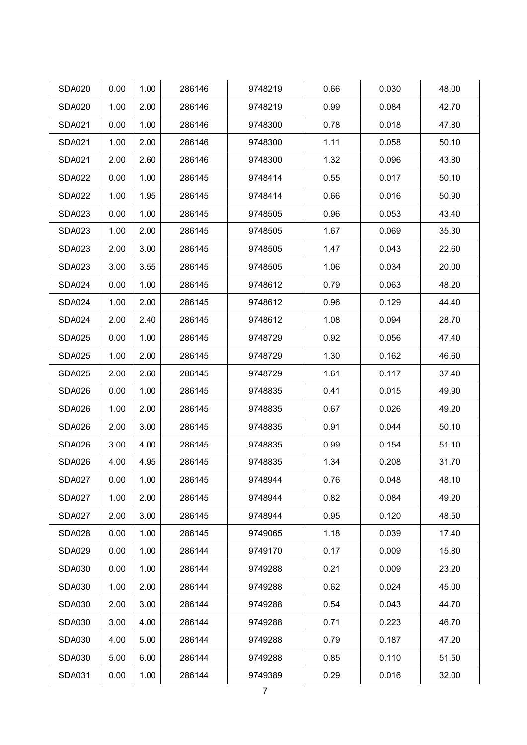| SDA020 | 0.00 | 1.00 | 286146 | 9748219 | 0.66 | 0.030 | 48.00 |
|---|---|---|---|---|---|---|---|
| SDA020 | 1.00 | 2.00 | 286146 | 9748219 | 0.99 | 0.084 | 42.70 |
| SDA021 | 0.00 | 1.00 | 286146 | 9748300 | 0.78 | 0.018 | 47.80 |
| SDA021 | 1.00 | 2.00 | 286146 | 9748300 | 1.11 | 0.058 | 50.10 |
| SDA021 | 2.00 | 2.60 | 286146 | 9748300 | 1.32 | 0.096 | 43.80 |
| SDA022 | 0.00 | 1.00 | 286145 | 9748414 | 0.55 | 0.017 | 50.10 |
| SDA022 | 1.00 | 1.95 | 286145 | 9748414 | 0.66 | 0.016 | 50.90 |
| SDA023 | 0.00 | 1.00 | 286145 | 9748505 | 0.96 | 0.053 | 43.40 |
| SDA023 | 1.00 | 2.00 | 286145 | 9748505 | 1.67 | 0.069 | 35.30 |
| SDA023 | 2.00 | 3.00 | 286145 | 9748505 | 1.47 | 0.043 | 22.60 |
| SDA023 | 3.00 | 3.55 | 286145 | 9748505 | 1.06 | 0.034 | 20.00 |
| SDA024 | 0.00 | 1.00 | 286145 | 9748612 | 0.79 | 0.063 | 48.20 |
| SDA024 | 1.00 | 2.00 | 286145 | 9748612 | 0.96 | 0.129 | 44.40 |
| SDA024 | 2.00 | 2.40 | 286145 | 9748612 | 1.08 | 0.094 | 28.70 |
| SDA025 | 0.00 | 1.00 | 286145 | 9748729 | 0.92 | 0.056 | 47.40 |
| SDA025 | 1.00 | 2.00 | 286145 | 9748729 | 1.30 | 0.162 | 46.60 |
| SDA025 | 2.00 | 2.60 | 286145 | 9748729 | 1.61 | 0.117 | 37.40 |
| SDA026 | 0.00 | 1.00 | 286145 | 9748835 | 0.41 | 0.015 | 49.90 |
| SDA026 | 1.00 | 2.00 | 286145 | 9748835 | 0.67 | 0.026 | 49.20 |
| SDA026 | 2.00 | 3.00 | 286145 | 9748835 | 0.91 | 0.044 | 50.10 |
| SDA026 | 3.00 | 4.00 | 286145 | 9748835 | 0.99 | 0.154 | 51.10 |
| SDA026 | 4.00 | 4.95 | 286145 | 9748835 | 1.34 | 0.208 | 31.70 |
| SDA027 | 0.00 | 1.00 | 286145 | 9748944 | 0.76 | 0.048 | 48.10 |
| SDA027 | 1.00 | 2.00 | 286145 | 9748944 | 0.82 | 0.084 | 49.20 |
| SDA027 | 2.00 | 3.00 | 286145 | 9748944 | 0.95 | 0.120 | 48.50 |
| SDA028 | 0.00 | 1.00 | 286145 | 9749065 | 1.18 | 0.039 | 17.40 |
| SDA029 | 0.00 | 1.00 | 286144 | 9749170 | 0.17 | 0.009 | 15.80 |
| SDA030 | 0.00 | 1.00 | 286144 | 9749288 | 0.21 | 0.009 | 23.20 |
| SDA030 | 1.00 | 2.00 | 286144 | 9749288 | 0.62 | 0.024 | 45.00 |
| SDA030 | 2.00 | 3.00 | 286144 | 9749288 | 0.54 | 0.043 | 44.70 |
| SDA030 | 3.00 | 4.00 | 286144 | 9749288 | 0.71 | 0.223 | 46.70 |
| SDA030 | 4.00 | 5.00 | 286144 | 9749288 | 0.79 | 0.187 | 47.20 |
| SDA030 | 5.00 | 6.00 | 286144 | 9749288 | 0.85 | 0.110 | 51.50 |
| SDA031 | 0.00 | 1.00 | 286144 | 9749389 | 0.29 | 0.016 | 32.00 |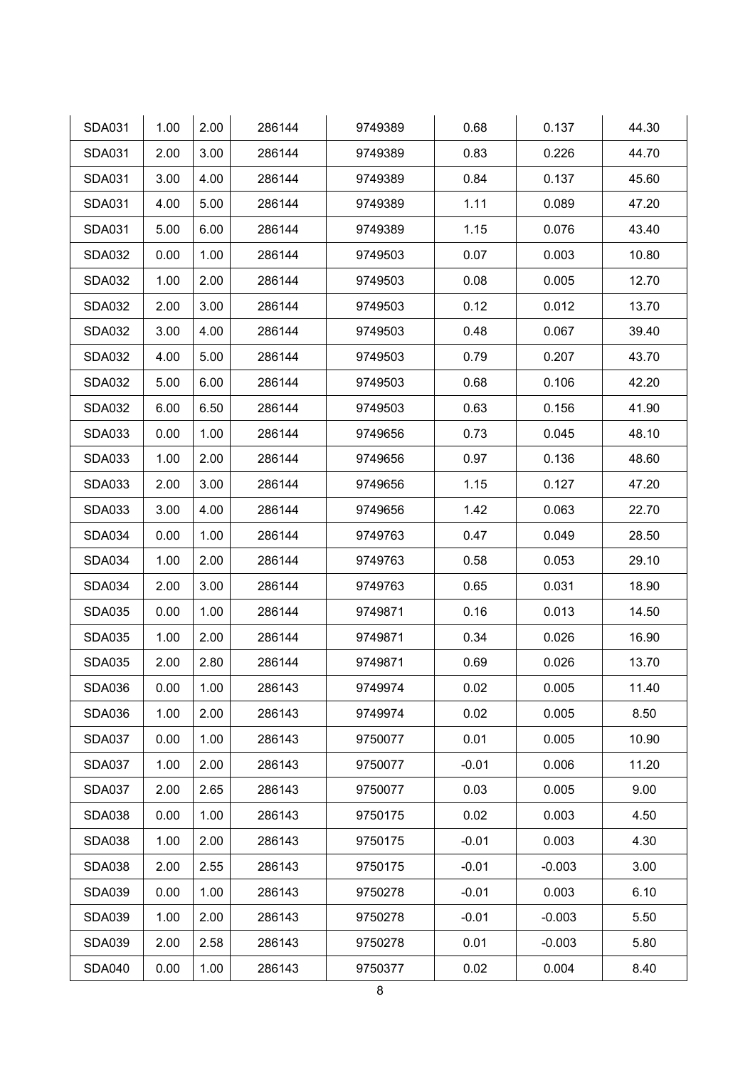| | | | | | | | |
|---|---|---|---|---|---|---|---|
| SDA031 | 1.00 | 2.00 | 286144 | 9749389 | 0.68 | 0.137 | 44.30 |
| SDA031 | 2.00 | 3.00 | 286144 | 9749389 | 0.83 | 0.226 | 44.70 |
| SDA031 | 3.00 | 4.00 | 286144 | 9749389 | 0.84 | 0.137 | 45.60 |
| SDA031 | 4.00 | 5.00 | 286144 | 9749389 | 1.11 | 0.089 | 47.20 |
| SDA031 | 5.00 | 6.00 | 286144 | 9749389 | 1.15 | 0.076 | 43.40 |
| SDA032 | 0.00 | 1.00 | 286144 | 9749503 | 0.07 | 0.003 | 10.80 |
| SDA032 | 1.00 | 2.00 | 286144 | 9749503 | 0.08 | 0.005 | 12.70 |
| SDA032 | 2.00 | 3.00 | 286144 | 9749503 | 0.12 | 0.012 | 13.70 |
| SDA032 | 3.00 | 4.00 | 286144 | 9749503 | 0.48 | 0.067 | 39.40 |
| SDA032 | 4.00 | 5.00 | 286144 | 9749503 | 0.79 | 0.207 | 43.70 |
| SDA032 | 5.00 | 6.00 | 286144 | 9749503 | 0.68 | 0.106 | 42.20 |
| SDA032 | 6.00 | 6.50 | 286144 | 9749503 | 0.63 | 0.156 | 41.90 |
| SDA033 | 0.00 | 1.00 | 286144 | 9749656 | 0.73 | 0.045 | 48.10 |
| SDA033 | 1.00 | 2.00 | 286144 | 9749656 | 0.97 | 0.136 | 48.60 |
| SDA033 | 2.00 | 3.00 | 286144 | 9749656 | 1.15 | 0.127 | 47.20 |
| SDA033 | 3.00 | 4.00 | 286144 | 9749656 | 1.42 | 0.063 | 22.70 |
| SDA034 | 0.00 | 1.00 | 286144 | 9749763 | 0.47 | 0.049 | 28.50 |
| SDA034 | 1.00 | 2.00 | 286144 | 9749763 | 0.58 | 0.053 | 29.10 |
| SDA034 | 2.00 | 3.00 | 286144 | 9749763 | 0.65 | 0.031 | 18.90 |
| SDA035 | 0.00 | 1.00 | 286144 | 9749871 | 0.16 | 0.013 | 14.50 |
| SDA035 | 1.00 | 2.00 | 286144 | 9749871 | 0.34 | 0.026 | 16.90 |
| SDA035 | 2.00 | 2.80 | 286144 | 9749871 | 0.69 | 0.026 | 13.70 |
| SDA036 | 0.00 | 1.00 | 286143 | 9749974 | 0.02 | 0.005 | 11.40 |
| SDA036 | 1.00 | 2.00 | 286143 | 9749974 | 0.02 | 0.005 | 8.50 |
| SDA037 | 0.00 | 1.00 | 286143 | 9750077 | 0.01 | 0.005 | 10.90 |
| SDA037 | 1.00 | 2.00 | 286143 | 9750077 | -0.01 | 0.006 | 11.20 |
| SDA037 | 2.00 | 2.65 | 286143 | 9750077 | 0.03 | 0.005 | 9.00 |
| SDA038 | 0.00 | 1.00 | 286143 | 9750175 | 0.02 | 0.003 | 4.50 |
| SDA038 | 1.00 | 2.00 | 286143 | 9750175 | -0.01 | 0.003 | 4.30 |
| SDA038 | 2.00 | 2.55 | 286143 | 9750175 | -0.01 | -0.003 | 3.00 |
| SDA039 | 0.00 | 1.00 | 286143 | 9750278 | -0.01 | 0.003 | 6.10 |
| SDA039 | 1.00 | 2.00 | 286143 | 9750278 | -0.01 | -0.003 | 5.50 |
| SDA039 | 2.00 | 2.58 | 286143 | 9750278 | 0.01 | -0.003 | 5.80 |
| SDA040 | 0.00 | 1.00 | 286143 | 9750377 | 0.02 | 0.004 | 8.40 |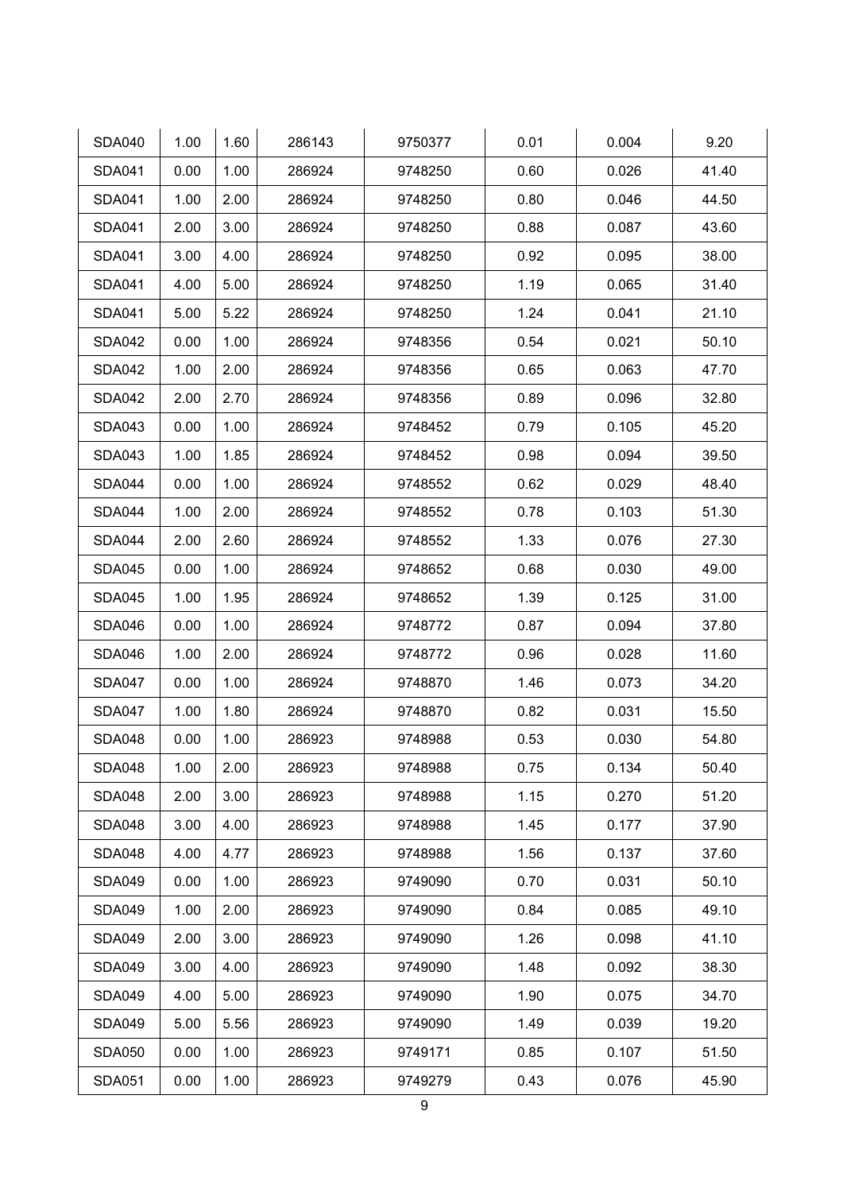| SDA040 | 1.00 | 1.60 | 286143 | 9750377 | 0.01 | 0.004 | 9.20 |
|---|---|---|---|---|---|---|---|
| SDA041 | 0.00 | 1.00 | 286924 | 9748250 | 0.60 | 0.026 | 41.40 |
| SDA041 | 1.00 | 2.00 | 286924 | 9748250 | 0.80 | 0.046 | 44.50 |
| SDA041 | 2.00 | 3.00 | 286924 | 9748250 | 0.88 | 0.087 | 43.60 |
| SDA041 | 3.00 | 4.00 | 286924 | 9748250 | 0.92 | 0.095 | 38.00 |
| SDA041 | 4.00 | 5.00 | 286924 | 9748250 | 1.19 | 0.065 | 31.40 |
| SDA041 | 5.00 | 5.22 | 286924 | 9748250 | 1.24 | 0.041 | 21.10 |
| SDA042 | 0.00 | 1.00 | 286924 | 9748356 | 0.54 | 0.021 | 50.10 |
| SDA042 | 1.00 | 2.00 | 286924 | 9748356 | 0.65 | 0.063 | 47.70 |
| SDA042 | 2.00 | 2.70 | 286924 | 9748356 | 0.89 | 0.096 | 32.80 |
| SDA043 | 0.00 | 1.00 | 286924 | 9748452 | 0.79 | 0.105 | 45.20 |
| SDA043 | 1.00 | 1.85 | 286924 | 9748452 | 0.98 | 0.094 | 39.50 |
| SDA044 | 0.00 | 1.00 | 286924 | 9748552 | 0.62 | 0.029 | 48.40 |
| SDA044 | 1.00 | 2.00 | 286924 | 9748552 | 0.78 | 0.103 | 51.30 |
| SDA044 | 2.00 | 2.60 | 286924 | 9748552 | 1.33 | 0.076 | 27.30 |
| SDA045 | 0.00 | 1.00 | 286924 | 9748652 | 0.68 | 0.030 | 49.00 |
| SDA045 | 1.00 | 1.95 | 286924 | 9748652 | 1.39 | 0.125 | 31.00 |
| SDA046 | 0.00 | 1.00 | 286924 | 9748772 | 0.87 | 0.094 | 37.80 |
| SDA046 | 1.00 | 2.00 | 286924 | 9748772 | 0.96 | 0.028 | 11.60 |
| SDA047 | 0.00 | 1.00 | 286924 | 9748870 | 1.46 | 0.073 | 34.20 |
| SDA047 | 1.00 | 1.80 | 286924 | 9748870 | 0.82 | 0.031 | 15.50 |
| SDA048 | 0.00 | 1.00 | 286923 | 9748988 | 0.53 | 0.030 | 54.80 |
| SDA048 | 1.00 | 2.00 | 286923 | 9748988 | 0.75 | 0.134 | 50.40 |
| SDA048 | 2.00 | 3.00 | 286923 | 9748988 | 1.15 | 0.270 | 51.20 |
| SDA048 | 3.00 | 4.00 | 286923 | 9748988 | 1.45 | 0.177 | 37.90 |
| SDA048 | 4.00 | 4.77 | 286923 | 9748988 | 1.56 | 0.137 | 37.60 |
| SDA049 | 0.00 | 1.00 | 286923 | 9749090 | 0.70 | 0.031 | 50.10 |
| SDA049 | 1.00 | 2.00 | 286923 | 9749090 | 0.84 | 0.085 | 49.10 |
| SDA049 | 2.00 | 3.00 | 286923 | 9749090 | 1.26 | 0.098 | 41.10 |
| SDA049 | 3.00 | 4.00 | 286923 | 9749090 | 1.48 | 0.092 | 38.30 |
| SDA049 | 4.00 | 5.00 | 286923 | 9749090 | 1.90 | 0.075 | 34.70 |
| SDA049 | 5.00 | 5.56 | 286923 | 9749090 | 1.49 | 0.039 | 19.20 |
| SDA050 | 0.00 | 1.00 | 286923 | 9749171 | 0.85 | 0.107 | 51.50 |
| SDA051 | 0.00 | 1.00 | 286923 | 9749279 | 0.43 | 0.076 | 45.90 |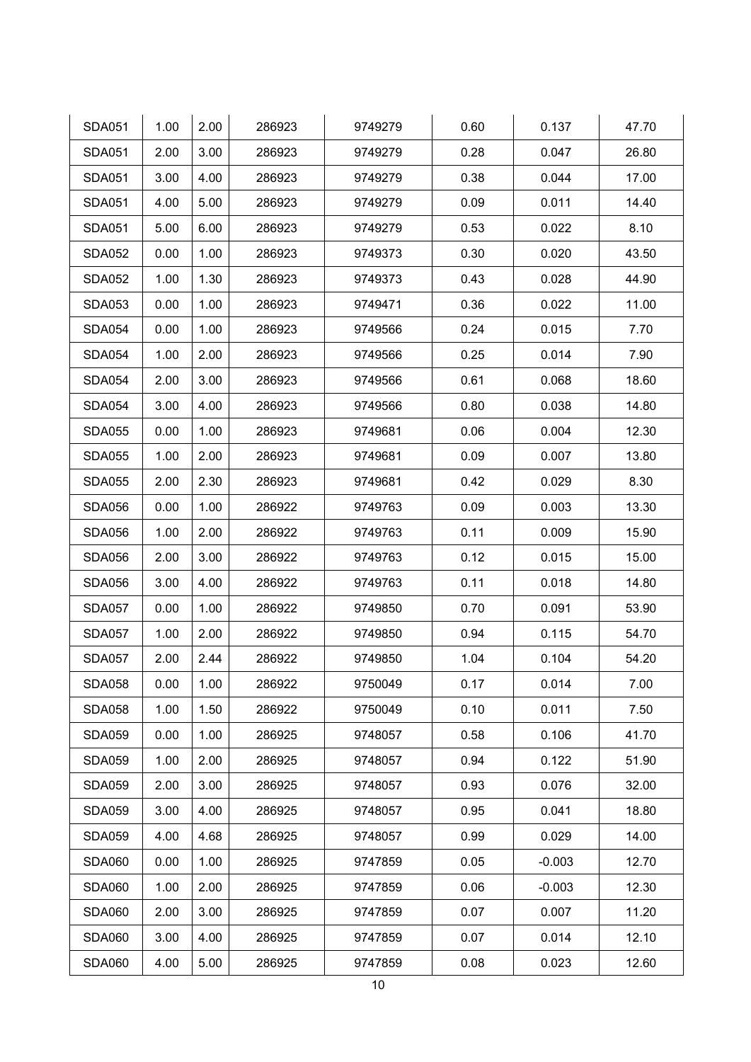| SDA051 | 1.00 | 2.00 | 286923 | 9749279 | 0.60 | 0.137 | 47.70 |
|---|---|---|---|---|---|---|---|
| SDA051 | 2.00 | 3.00 | 286923 | 9749279 | 0.28 | 0.047 | 26.80 |
| SDA051 | 3.00 | 4.00 | 286923 | 9749279 | 0.38 | 0.044 | 17.00 |
| SDA051 | 4.00 | 5.00 | 286923 | 9749279 | 0.09 | 0.011 | 14.40 |
| SDA051 | 5.00 | 6.00 | 286923 | 9749279 | 0.53 | 0.022 | 8.10 |
| SDA052 | 0.00 | 1.00 | 286923 | 9749373 | 0.30 | 0.020 | 43.50 |
| SDA052 | 1.00 | 1.30 | 286923 | 9749373 | 0.43 | 0.028 | 44.90 |
| SDA053 | 0.00 | 1.00 | 286923 | 9749471 | 0.36 | 0.022 | 11.00 |
| SDA054 | 0.00 | 1.00 | 286923 | 9749566 | 0.24 | 0.015 | 7.70 |
| SDA054 | 1.00 | 2.00 | 286923 | 9749566 | 0.25 | 0.014 | 7.90 |
| SDA054 | 2.00 | 3.00 | 286923 | 9749566 | 0.61 | 0.068 | 18.60 |
| SDA054 | 3.00 | 4.00 | 286923 | 9749566 | 0.80 | 0.038 | 14.80 |
| SDA055 | 0.00 | 1.00 | 286923 | 9749681 | 0.06 | 0.004 | 12.30 |
| SDA055 | 1.00 | 2.00 | 286923 | 9749681 | 0.09 | 0.007 | 13.80 |
| SDA055 | 2.00 | 2.30 | 286923 | 9749681 | 0.42 | 0.029 | 8.30 |
| SDA056 | 0.00 | 1.00 | 286922 | 9749763 | 0.09 | 0.003 | 13.30 |
| SDA056 | 1.00 | 2.00 | 286922 | 9749763 | 0.11 | 0.009 | 15.90 |
| SDA056 | 2.00 | 3.00 | 286922 | 9749763 | 0.12 | 0.015 | 15.00 |
| SDA056 | 3.00 | 4.00 | 286922 | 9749763 | 0.11 | 0.018 | 14.80 |
| SDA057 | 0.00 | 1.00 | 286922 | 9749850 | 0.70 | 0.091 | 53.90 |
| SDA057 | 1.00 | 2.00 | 286922 | 9749850 | 0.94 | 0.115 | 54.70 |
| SDA057 | 2.00 | 2.44 | 286922 | 9749850 | 1.04 | 0.104 | 54.20 |
| SDA058 | 0.00 | 1.00 | 286922 | 9750049 | 0.17 | 0.014 | 7.00 |
| SDA058 | 1.00 | 1.50 | 286922 | 9750049 | 0.10 | 0.011 | 7.50 |
| SDA059 | 0.00 | 1.00 | 286925 | 9748057 | 0.58 | 0.106 | 41.70 |
| SDA059 | 1.00 | 2.00 | 286925 | 9748057 | 0.94 | 0.122 | 51.90 |
| SDA059 | 2.00 | 3.00 | 286925 | 9748057 | 0.93 | 0.076 | 32.00 |
| SDA059 | 3.00 | 4.00 | 286925 | 9748057 | 0.95 | 0.041 | 18.80 |
| SDA059 | 4.00 | 4.68 | 286925 | 9748057 | 0.99 | 0.029 | 14.00 |
| SDA060 | 0.00 | 1.00 | 286925 | 9747859 | 0.05 | -0.003 | 12.70 |
| SDA060 | 1.00 | 2.00 | 286925 | 9747859 | 0.06 | -0.003 | 12.30 |
| SDA060 | 2.00 | 3.00 | 286925 | 9747859 | 0.07 | 0.007 | 11.20 |
| SDA060 | 3.00 | 4.00 | 286925 | 9747859 | 0.07 | 0.014 | 12.10 |
| SDA060 | 4.00 | 5.00 | 286925 | 9747859 | 0.08 | 0.023 | 12.60 |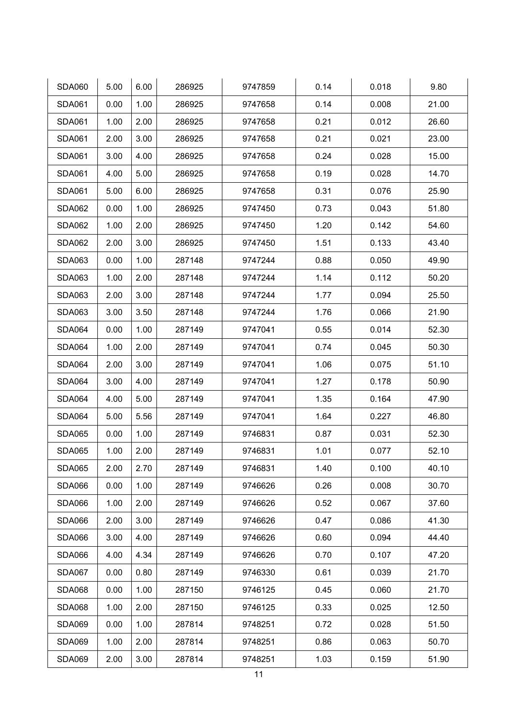| | | | | | | | |
|---|---|---|---|---|---|---|---|
| SDA060 | 5.00 | 6.00 | 286925 | 9747859 | 0.14 | 0.018 | 9.80 |
| SDA061 | 0.00 | 1.00 | 286925 | 9747658 | 0.14 | 0.008 | 21.00 |
| SDA061 | 1.00 | 2.00 | 286925 | 9747658 | 0.21 | 0.012 | 26.60 |
| SDA061 | 2.00 | 3.00 | 286925 | 9747658 | 0.21 | 0.021 | 23.00 |
| SDA061 | 3.00 | 4.00 | 286925 | 9747658 | 0.24 | 0.028 | 15.00 |
| SDA061 | 4.00 | 5.00 | 286925 | 9747658 | 0.19 | 0.028 | 14.70 |
| SDA061 | 5.00 | 6.00 | 286925 | 9747658 | 0.31 | 0.076 | 25.90 |
| SDA062 | 0.00 | 1.00 | 286925 | 9747450 | 0.73 | 0.043 | 51.80 |
| SDA062 | 1.00 | 2.00 | 286925 | 9747450 | 1.20 | 0.142 | 54.60 |
| SDA062 | 2.00 | 3.00 | 286925 | 9747450 | 1.51 | 0.133 | 43.40 |
| SDA063 | 0.00 | 1.00 | 287148 | 9747244 | 0.88 | 0.050 | 49.90 |
| SDA063 | 1.00 | 2.00 | 287148 | 9747244 | 1.14 | 0.112 | 50.20 |
| SDA063 | 2.00 | 3.00 | 287148 | 9747244 | 1.77 | 0.094 | 25.50 |
| SDA063 | 3.00 | 3.50 | 287148 | 9747244 | 1.76 | 0.066 | 21.90 |
| SDA064 | 0.00 | 1.00 | 287149 | 9747041 | 0.55 | 0.014 | 52.30 |
| SDA064 | 1.00 | 2.00 | 287149 | 9747041 | 0.74 | 0.045 | 50.30 |
| SDA064 | 2.00 | 3.00 | 287149 | 9747041 | 1.06 | 0.075 | 51.10 |
| SDA064 | 3.00 | 4.00 | 287149 | 9747041 | 1.27 | 0.178 | 50.90 |
| SDA064 | 4.00 | 5.00 | 287149 | 9747041 | 1.35 | 0.164 | 47.90 |
| SDA064 | 5.00 | 5.56 | 287149 | 9747041 | 1.64 | 0.227 | 46.80 |
| SDA065 | 0.00 | 1.00 | 287149 | 9746831 | 0.87 | 0.031 | 52.30 |
| SDA065 | 1.00 | 2.00 | 287149 | 9746831 | 1.01 | 0.077 | 52.10 |
| SDA065 | 2.00 | 2.70 | 287149 | 9746831 | 1.40 | 0.100 | 40.10 |
| SDA066 | 0.00 | 1.00 | 287149 | 9746626 | 0.26 | 0.008 | 30.70 |
| SDA066 | 1.00 | 2.00 | 287149 | 9746626 | 0.52 | 0.067 | 37.60 |
| SDA066 | 2.00 | 3.00 | 287149 | 9746626 | 0.47 | 0.086 | 41.30 |
| SDA066 | 3.00 | 4.00 | 287149 | 9746626 | 0.60 | 0.094 | 44.40 |
| SDA066 | 4.00 | 4.34 | 287149 | 9746626 | 0.70 | 0.107 | 47.20 |
| SDA067 | 0.00 | 0.80 | 287149 | 9746330 | 0.61 | 0.039 | 21.70 |
| SDA068 | 0.00 | 1.00 | 287150 | 9746125 | 0.45 | 0.060 | 21.70 |
| SDA068 | 1.00 | 2.00 | 287150 | 9746125 | 0.33 | 0.025 | 12.50 |
| SDA069 | 0.00 | 1.00 | 287814 | 9748251 | 0.72 | 0.028 | 51.50 |
| SDA069 | 1.00 | 2.00 | 287814 | 9748251 | 0.86 | 0.063 | 50.70 |
| SDA069 | 2.00 | 3.00 | 287814 | 9748251 | 1.03 | 0.159 | 51.90 |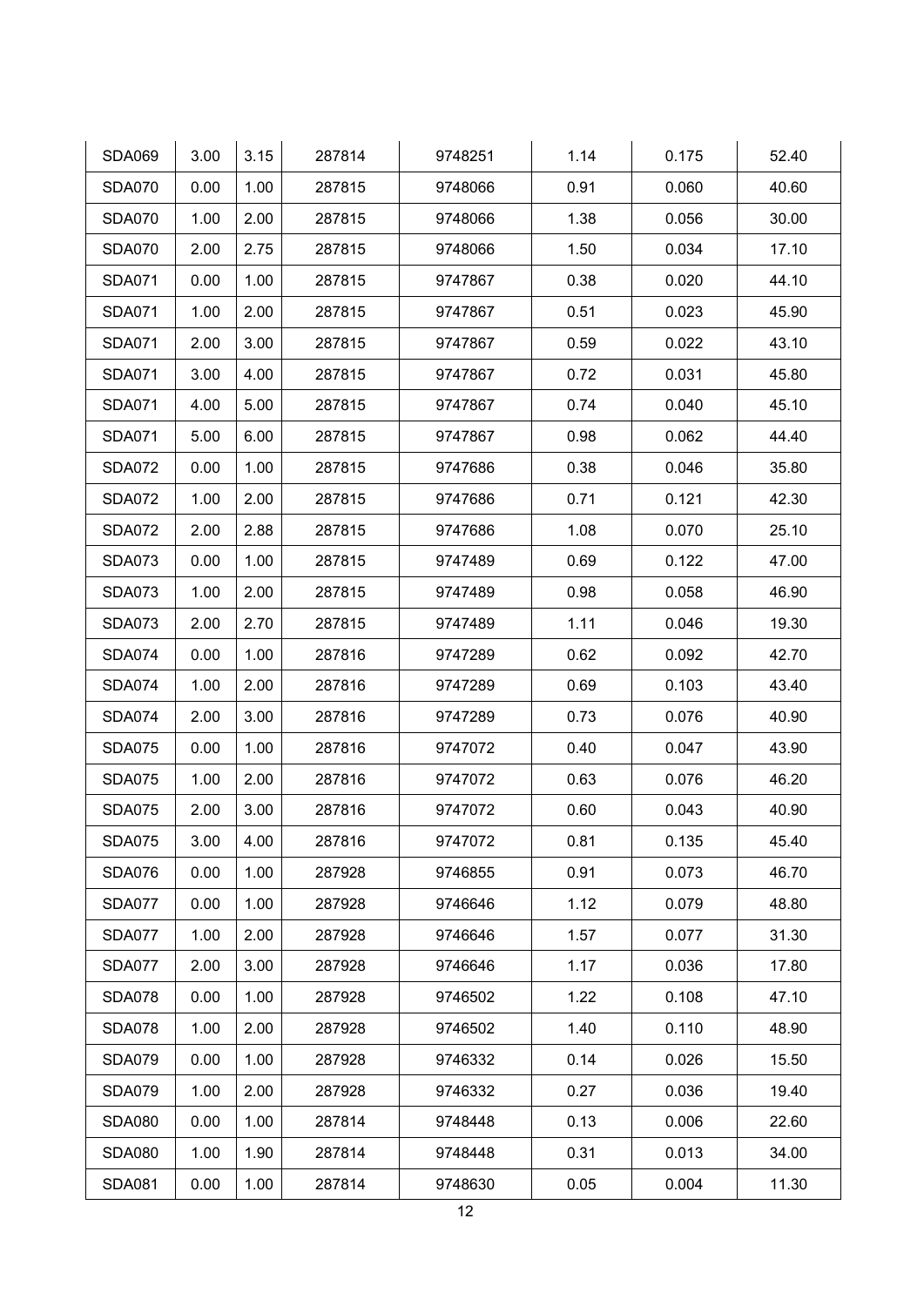| SDA069 | 3.00 | 3.15 | 287814 | 9748251 | 1.14 | 0.175 | 52.40 |
|---|---|---|---|---|---|---|---|
| SDA070 | 0.00 | 1.00 | 287815 | 9748066 | 0.91 | 0.060 | 40.60 |
| SDA070 | 1.00 | 2.00 | 287815 | 9748066 | 1.38 | 0.056 | 30.00 |
| SDA070 | 2.00 | 2.75 | 287815 | 9748066 | 1.50 | 0.034 | 17.10 |
| SDA071 | 0.00 | 1.00 | 287815 | 9747867 | 0.38 | 0.020 | 44.10 |
| SDA071 | 1.00 | 2.00 | 287815 | 9747867 | 0.51 | 0.023 | 45.90 |
| SDA071 | 2.00 | 3.00 | 287815 | 9747867 | 0.59 | 0.022 | 43.10 |
| SDA071 | 3.00 | 4.00 | 287815 | 9747867 | 0.72 | 0.031 | 45.80 |
| SDA071 | 4.00 | 5.00 | 287815 | 9747867 | 0.74 | 0.040 | 45.10 |
| SDA071 | 5.00 | 6.00 | 287815 | 9747867 | 0.98 | 0.062 | 44.40 |
| SDA072 | 0.00 | 1.00 | 287815 | 9747686 | 0.38 | 0.046 | 35.80 |
| SDA072 | 1.00 | 2.00 | 287815 | 9747686 | 0.71 | 0.121 | 42.30 |
| SDA072 | 2.00 | 2.88 | 287815 | 9747686 | 1.08 | 0.070 | 25.10 |
| SDA073 | 0.00 | 1.00 | 287815 | 9747489 | 0.69 | 0.122 | 47.00 |
| SDA073 | 1.00 | 2.00 | 287815 | 9747489 | 0.98 | 0.058 | 46.90 |
| SDA073 | 2.00 | 2.70 | 287815 | 9747489 | 1.11 | 0.046 | 19.30 |
| SDA074 | 0.00 | 1.00 | 287816 | 9747289 | 0.62 | 0.092 | 42.70 |
| SDA074 | 1.00 | 2.00 | 287816 | 9747289 | 0.69 | 0.103 | 43.40 |
| SDA074 | 2.00 | 3.00 | 287816 | 9747289 | 0.73 | 0.076 | 40.90 |
| SDA075 | 0.00 | 1.00 | 287816 | 9747072 | 0.40 | 0.047 | 43.90 |
| SDA075 | 1.00 | 2.00 | 287816 | 9747072 | 0.63 | 0.076 | 46.20 |
| SDA075 | 2.00 | 3.00 | 287816 | 9747072 | 0.60 | 0.043 | 40.90 |
| SDA075 | 3.00 | 4.00 | 287816 | 9747072 | 0.81 | 0.135 | 45.40 |
| SDA076 | 0.00 | 1.00 | 287928 | 9746855 | 0.91 | 0.073 | 46.70 |
| SDA077 | 0.00 | 1.00 | 287928 | 9746646 | 1.12 | 0.079 | 48.80 |
| SDA077 | 1.00 | 2.00 | 287928 | 9746646 | 1.57 | 0.077 | 31.30 |
| SDA077 | 2.00 | 3.00 | 287928 | 9746646 | 1.17 | 0.036 | 17.80 |
| SDA078 | 0.00 | 1.00 | 287928 | 9746502 | 1.22 | 0.108 | 47.10 |
| SDA078 | 1.00 | 2.00 | 287928 | 9746502 | 1.40 | 0.110 | 48.90 |
| SDA079 | 0.00 | 1.00 | 287928 | 9746332 | 0.14 | 0.026 | 15.50 |
| SDA079 | 1.00 | 2.00 | 287928 | 9746332 | 0.27 | 0.036 | 19.40 |
| SDA080 | 0.00 | 1.00 | 287814 | 9748448 | 0.13 | 0.006 | 22.60 |
| SDA080 | 1.00 | 1.90 | 287814 | 9748448 | 0.31 | 0.013 | 34.00 |
| SDA081 | 0.00 | 1.00 | 287814 | 9748630 | 0.05 | 0.004 | 11.30 |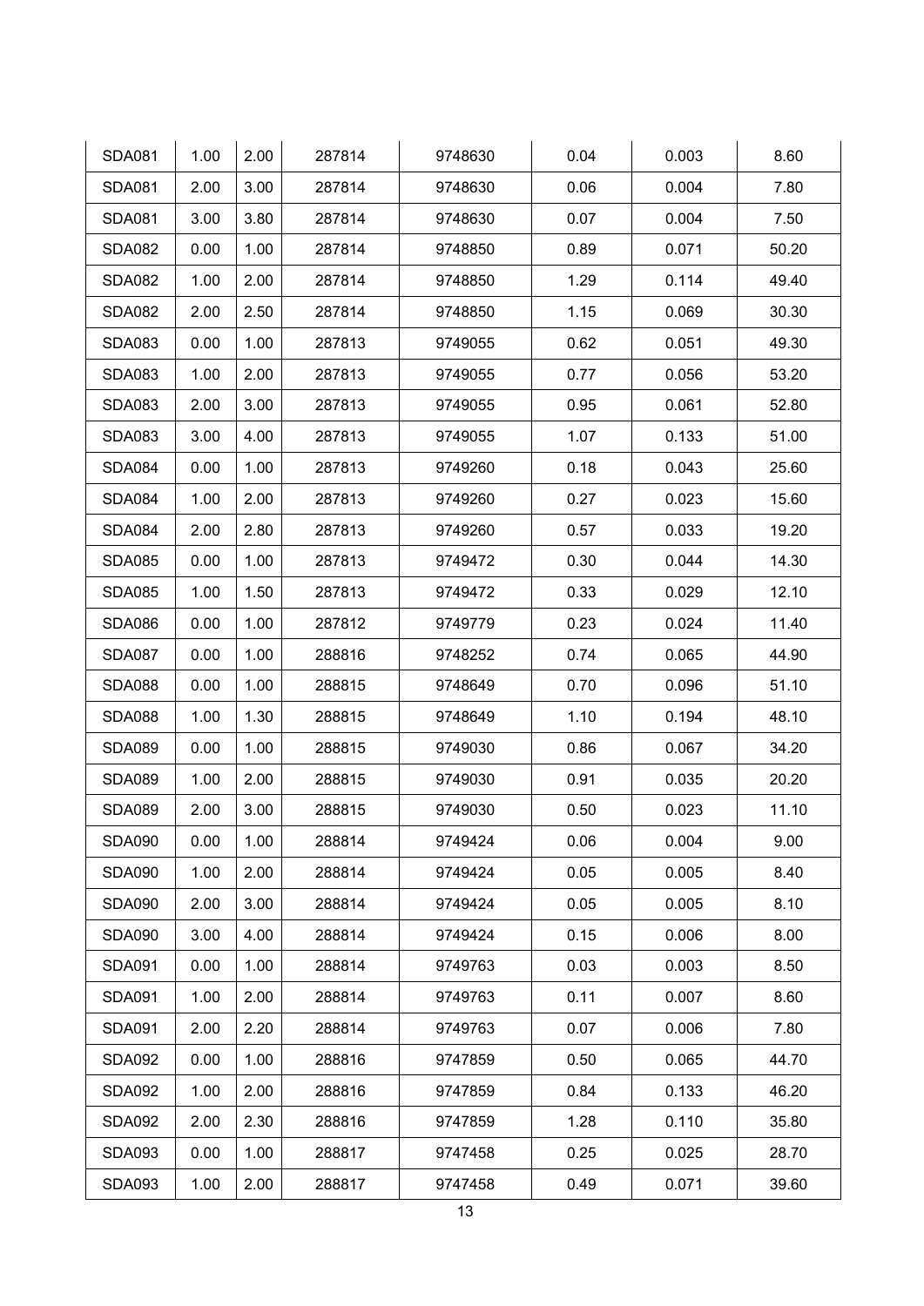| SDA081 | 1.00 | 2.00 | 287814 | 9748630 | 0.04 | 0.003 | 8.60 |
|---|---|---|---|---|---|---|---|
| SDA081 | 2.00 | 3.00 | 287814 | 9748630 | 0.06 | 0.004 | 7.80 |
| SDA081 | 3.00 | 3.80 | 287814 | 9748630 | 0.07 | 0.004 | 7.50 |
| SDA082 | 0.00 | 1.00 | 287814 | 9748850 | 0.89 | 0.071 | 50.20 |
| SDA082 | 1.00 | 2.00 | 287814 | 9748850 | 1.29 | 0.114 | 49.40 |
| SDA082 | 2.00 | 2.50 | 287814 | 9748850 | 1.15 | 0.069 | 30.30 |
| SDA083 | 0.00 | 1.00 | 287813 | 9749055 | 0.62 | 0.051 | 49.30 |
| SDA083 | 1.00 | 2.00 | 287813 | 9749055 | 0.77 | 0.056 | 53.20 |
| SDA083 | 2.00 | 3.00 | 287813 | 9749055 | 0.95 | 0.061 | 52.80 |
| SDA083 | 3.00 | 4.00 | 287813 | 9749055 | 1.07 | 0.133 | 51.00 |
| SDA084 | 0.00 | 1.00 | 287813 | 9749260 | 0.18 | 0.043 | 25.60 |
| SDA084 | 1.00 | 2.00 | 287813 | 9749260 | 0.27 | 0.023 | 15.60 |
| SDA084 | 2.00 | 2.80 | 287813 | 9749260 | 0.57 | 0.033 | 19.20 |
| SDA085 | 0.00 | 1.00 | 287813 | 9749472 | 0.30 | 0.044 | 14.30 |
| SDA085 | 1.00 | 1.50 | 287813 | 9749472 | 0.33 | 0.029 | 12.10 |
| SDA086 | 0.00 | 1.00 | 287812 | 9749779 | 0.23 | 0.024 | 11.40 |
| SDA087 | 0.00 | 1.00 | 288816 | 9748252 | 0.74 | 0.065 | 44.90 |
| SDA088 | 0.00 | 1.00 | 288815 | 9748649 | 0.70 | 0.096 | 51.10 |
| SDA088 | 1.00 | 1.30 | 288815 | 9748649 | 1.10 | 0.194 | 48.10 |
| SDA089 | 0.00 | 1.00 | 288815 | 9749030 | 0.86 | 0.067 | 34.20 |
| SDA089 | 1.00 | 2.00 | 288815 | 9749030 | 0.91 | 0.035 | 20.20 |
| SDA089 | 2.00 | 3.00 | 288815 | 9749030 | 0.50 | 0.023 | 11.10 |
| SDA090 | 0.00 | 1.00 | 288814 | 9749424 | 0.06 | 0.004 | 9.00 |
| SDA090 | 1.00 | 2.00 | 288814 | 9749424 | 0.05 | 0.005 | 8.40 |
| SDA090 | 2.00 | 3.00 | 288814 | 9749424 | 0.05 | 0.005 | 8.10 |
| SDA090 | 3.00 | 4.00 | 288814 | 9749424 | 0.15 | 0.006 | 8.00 |
| SDA091 | 0.00 | 1.00 | 288814 | 9749763 | 0.03 | 0.003 | 8.50 |
| SDA091 | 1.00 | 2.00 | 288814 | 9749763 | 0.11 | 0.007 | 8.60 |
| SDA091 | 2.00 | 2.20 | 288814 | 9749763 | 0.07 | 0.006 | 7.80 |
| SDA092 | 0.00 | 1.00 | 288816 | 9747859 | 0.50 | 0.065 | 44.70 |
| SDA092 | 1.00 | 2.00 | 288816 | 9747859 | 0.84 | 0.133 | 46.20 |
| SDA092 | 2.00 | 2.30 | 288816 | 9747859 | 1.28 | 0.110 | 35.80 |
| SDA093 | 0.00 | 1.00 | 288817 | 9747458 | 0.25 | 0.025 | 28.70 |
| SDA093 | 1.00 | 2.00 | 288817 | 9747458 | 0.49 | 0.071 | 39.60 |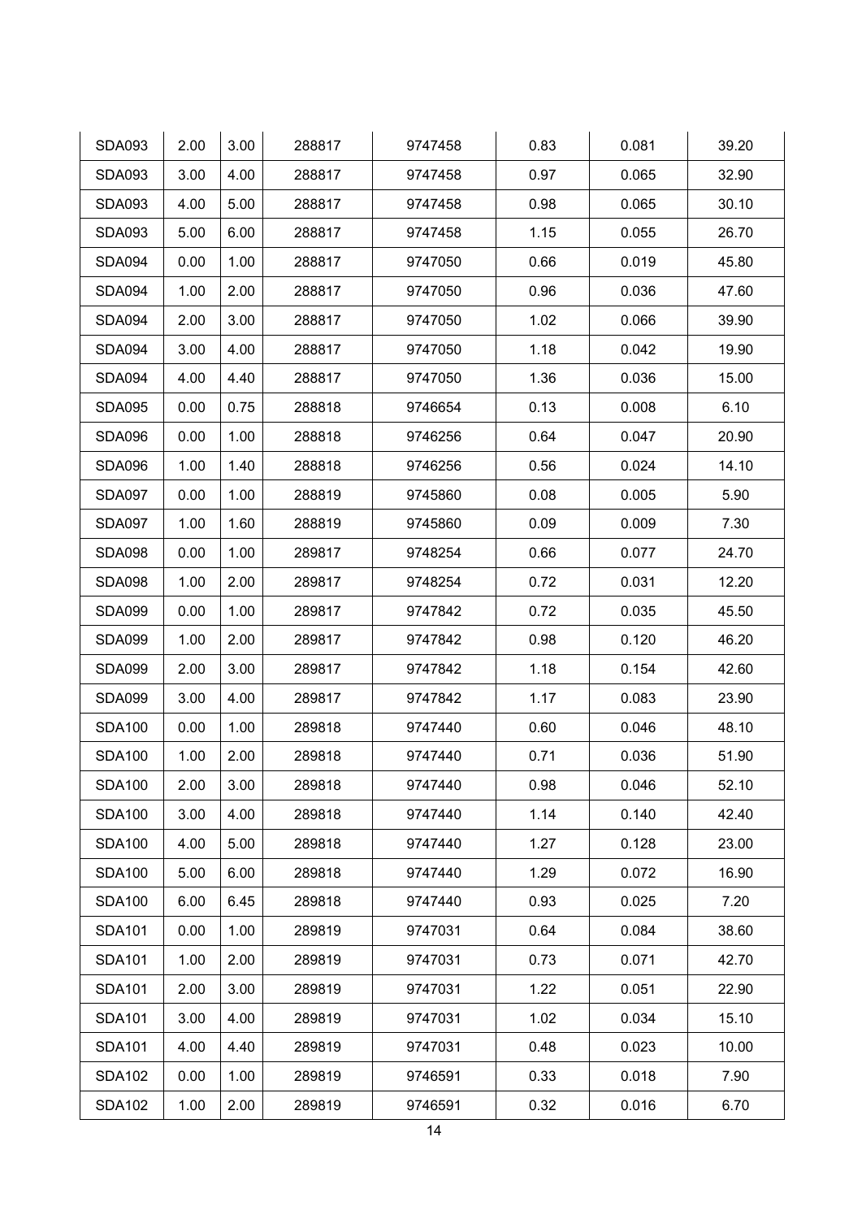| | | | | | | | |
|---|---|---|---|---|---|---|---|
| SDA093 | 2.00 | 3.00 | 288817 | 9747458 | 0.83 | 0.081 | 39.20 |
| SDA093 | 3.00 | 4.00 | 288817 | 9747458 | 0.97 | 0.065 | 32.90 |
| SDA093 | 4.00 | 5.00 | 288817 | 9747458 | 0.98 | 0.065 | 30.10 |
| SDA093 | 5.00 | 6.00 | 288817 | 9747458 | 1.15 | 0.055 | 26.70 |
| SDA094 | 0.00 | 1.00 | 288817 | 9747050 | 0.66 | 0.019 | 45.80 |
| SDA094 | 1.00 | 2.00 | 288817 | 9747050 | 0.96 | 0.036 | 47.60 |
| SDA094 | 2.00 | 3.00 | 288817 | 9747050 | 1.02 | 0.066 | 39.90 |
| SDA094 | 3.00 | 4.00 | 288817 | 9747050 | 1.18 | 0.042 | 19.90 |
| SDA094 | 4.00 | 4.40 | 288817 | 9747050 | 1.36 | 0.036 | 15.00 |
| SDA095 | 0.00 | 0.75 | 288818 | 9746654 | 0.13 | 0.008 | 6.10 |
| SDA096 | 0.00 | 1.00 | 288818 | 9746256 | 0.64 | 0.047 | 20.90 |
| SDA096 | 1.00 | 1.40 | 288818 | 9746256 | 0.56 | 0.024 | 14.10 |
| SDA097 | 0.00 | 1.00 | 288819 | 9745860 | 0.08 | 0.005 | 5.90 |
| SDA097 | 1.00 | 1.60 | 288819 | 9745860 | 0.09 | 0.009 | 7.30 |
| SDA098 | 0.00 | 1.00 | 289817 | 9748254 | 0.66 | 0.077 | 24.70 |
| SDA098 | 1.00 | 2.00 | 289817 | 9748254 | 0.72 | 0.031 | 12.20 |
| SDA099 | 0.00 | 1.00 | 289817 | 9747842 | 0.72 | 0.035 | 45.50 |
| SDA099 | 1.00 | 2.00 | 289817 | 9747842 | 0.98 | 0.120 | 46.20 |
| SDA099 | 2.00 | 3.00 | 289817 | 9747842 | 1.18 | 0.154 | 42.60 |
| SDA099 | 3.00 | 4.00 | 289817 | 9747842 | 1.17 | 0.083 | 23.90 |
| SDA100 | 0.00 | 1.00 | 289818 | 9747440 | 0.60 | 0.046 | 48.10 |
| SDA100 | 1.00 | 2.00 | 289818 | 9747440 | 0.71 | 0.036 | 51.90 |
| SDA100 | 2.00 | 3.00 | 289818 | 9747440 | 0.98 | 0.046 | 52.10 |
| SDA100 | 3.00 | 4.00 | 289818 | 9747440 | 1.14 | 0.140 | 42.40 |
| SDA100 | 4.00 | 5.00 | 289818 | 9747440 | 1.27 | 0.128 | 23.00 |
| SDA100 | 5.00 | 6.00 | 289818 | 9747440 | 1.29 | 0.072 | 16.90 |
| SDA100 | 6.00 | 6.45 | 289818 | 9747440 | 0.93 | 0.025 | 7.20 |
| SDA101 | 0.00 | 1.00 | 289819 | 9747031 | 0.64 | 0.084 | 38.60 |
| SDA101 | 1.00 | 2.00 | 289819 | 9747031 | 0.73 | 0.071 | 42.70 |
| SDA101 | 2.00 | 3.00 | 289819 | 9747031 | 1.22 | 0.051 | 22.90 |
| SDA101 | 3.00 | 4.00 | 289819 | 9747031 | 1.02 | 0.034 | 15.10 |
| SDA101 | 4.00 | 4.40 | 289819 | 9747031 | 0.48 | 0.023 | 10.00 |
| SDA102 | 0.00 | 1.00 | 289819 | 9746591 | 0.33 | 0.018 | 7.90 |
| SDA102 | 1.00 | 2.00 | 289819 | 9746591 | 0.32 | 0.016 | 6.70 |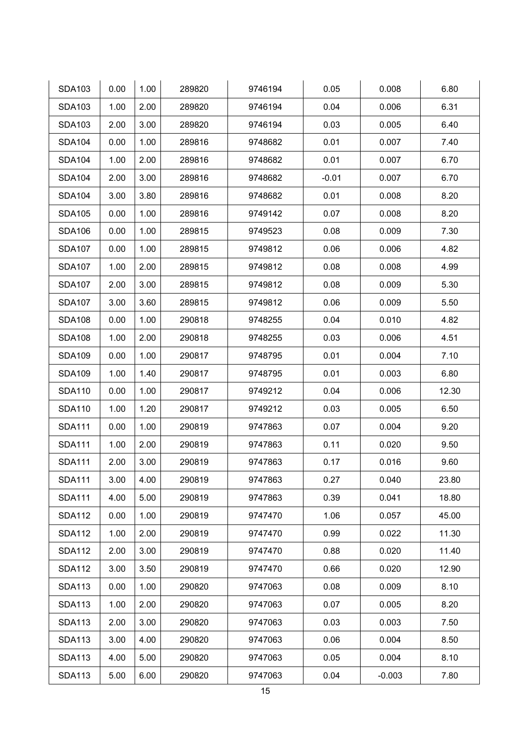| | | | | | | | |
|---|---|---|---|---|---|---|---|
| SDA103 | 0.00 | 1.00 | 289820 | 9746194 | 0.05 | 0.008 | 6.80 |
| SDA103 | 1.00 | 2.00 | 289820 | 9746194 | 0.04 | 0.006 | 6.31 |
| SDA103 | 2.00 | 3.00 | 289820 | 9746194 | 0.03 | 0.005 | 6.40 |
| SDA104 | 0.00 | 1.00 | 289816 | 9748682 | 0.01 | 0.007 | 7.40 |
| SDA104 | 1.00 | 2.00 | 289816 | 9748682 | 0.01 | 0.007 | 6.70 |
| SDA104 | 2.00 | 3.00 | 289816 | 9748682 | -0.01 | 0.007 | 6.70 |
| SDA104 | 3.00 | 3.80 | 289816 | 9748682 | 0.01 | 0.008 | 8.20 |
| SDA105 | 0.00 | 1.00 | 289816 | 9749142 | 0.07 | 0.008 | 8.20 |
| SDA106 | 0.00 | 1.00 | 289815 | 9749523 | 0.08 | 0.009 | 7.30 |
| SDA107 | 0.00 | 1.00 | 289815 | 9749812 | 0.06 | 0.006 | 4.82 |
| SDA107 | 1.00 | 2.00 | 289815 | 9749812 | 0.08 | 0.008 | 4.99 |
| SDA107 | 2.00 | 3.00 | 289815 | 9749812 | 0.08 | 0.009 | 5.30 |
| SDA107 | 3.00 | 3.60 | 289815 | 9749812 | 0.06 | 0.009 | 5.50 |
| SDA108 | 0.00 | 1.00 | 290818 | 9748255 | 0.04 | 0.010 | 4.82 |
| SDA108 | 1.00 | 2.00 | 290818 | 9748255 | 0.03 | 0.006 | 4.51 |
| SDA109 | 0.00 | 1.00 | 290817 | 9748795 | 0.01 | 0.004 | 7.10 |
| SDA109 | 1.00 | 1.40 | 290817 | 9748795 | 0.01 | 0.003 | 6.80 |
| SDA110 | 0.00 | 1.00 | 290817 | 9749212 | 0.04 | 0.006 | 12.30 |
| SDA110 | 1.00 | 1.20 | 290817 | 9749212 | 0.03 | 0.005 | 6.50 |
| SDA111 | 0.00 | 1.00 | 290819 | 9747863 | 0.07 | 0.004 | 9.20 |
| SDA111 | 1.00 | 2.00 | 290819 | 9747863 | 0.11 | 0.020 | 9.50 |
| SDA111 | 2.00 | 3.00 | 290819 | 9747863 | 0.17 | 0.016 | 9.60 |
| SDA111 | 3.00 | 4.00 | 290819 | 9747863 | 0.27 | 0.040 | 23.80 |
| SDA111 | 4.00 | 5.00 | 290819 | 9747863 | 0.39 | 0.041 | 18.80 |
| SDA112 | 0.00 | 1.00 | 290819 | 9747470 | 1.06 | 0.057 | 45.00 |
| SDA112 | 1.00 | 2.00 | 290819 | 9747470 | 0.99 | 0.022 | 11.30 |
| SDA112 | 2.00 | 3.00 | 290819 | 9747470 | 0.88 | 0.020 | 11.40 |
| SDA112 | 3.00 | 3.50 | 290819 | 9747470 | 0.66 | 0.020 | 12.90 |
| SDA113 | 0.00 | 1.00 | 290820 | 9747063 | 0.08 | 0.009 | 8.10 |
| SDA113 | 1.00 | 2.00 | 290820 | 9747063 | 0.07 | 0.005 | 8.20 |
| SDA113 | 2.00 | 3.00 | 290820 | 9747063 | 0.03 | 0.003 | 7.50 |
| SDA113 | 3.00 | 4.00 | 290820 | 9747063 | 0.06 | 0.004 | 8.50 |
| SDA113 | 4.00 | 5.00 | 290820 | 9747063 | 0.05 | 0.004 | 8.10 |
| SDA113 | 5.00 | 6.00 | 290820 | 9747063 | 0.04 | -0.003 | 7.80 |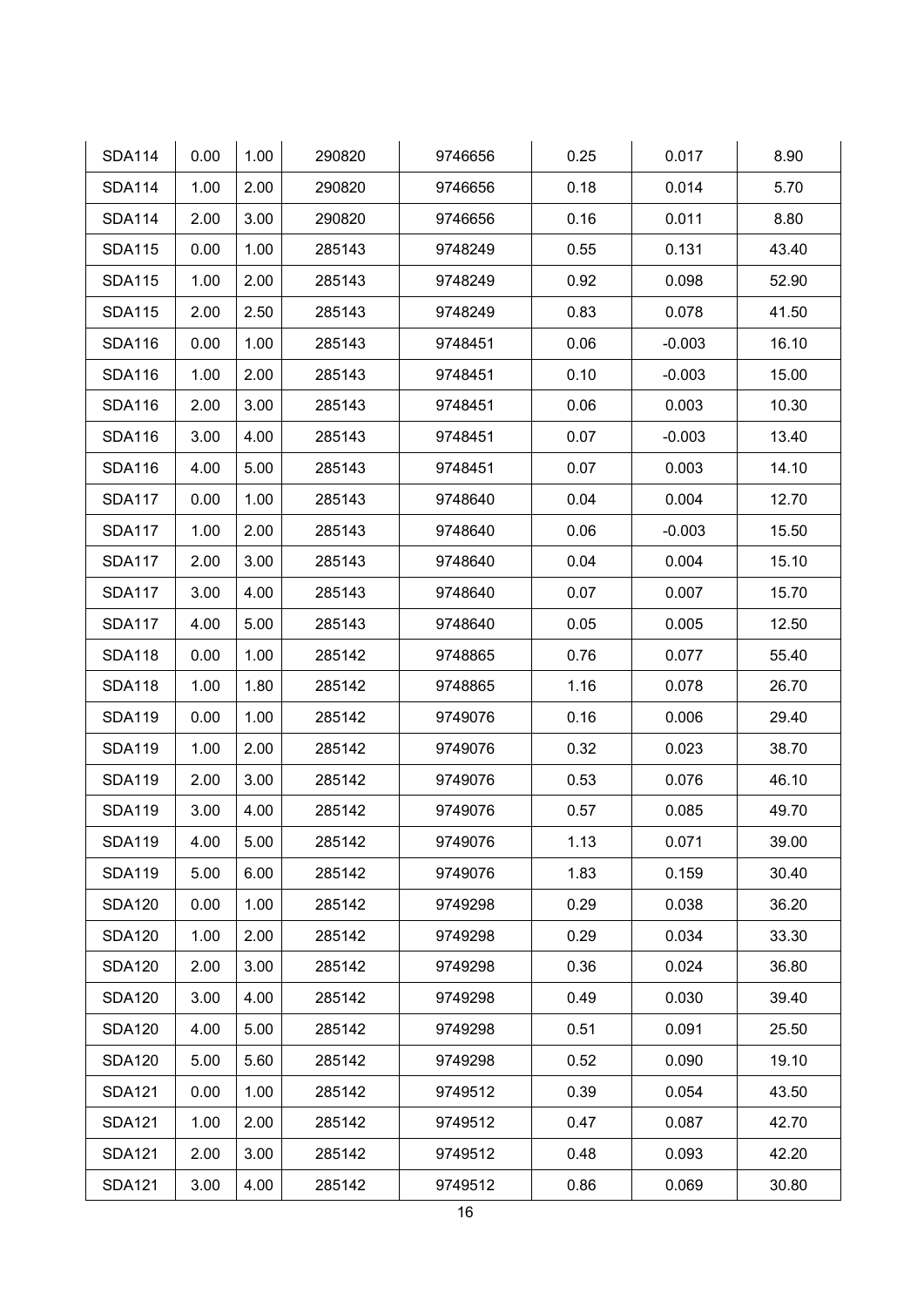| SDA114 | 0.00 | 1.00 | 290820 | 9746656 | 0.25 | 0.017 | 8.90 |
|---|---|---|---|---|---|---|---|
| SDA114 | 1.00 | 2.00 | 290820 | 9746656 | 0.18 | 0.014 | 5.70 |
| SDA114 | 2.00 | 3.00 | 290820 | 9746656 | 0.16 | 0.011 | 8.80 |
| SDA115 | 0.00 | 1.00 | 285143 | 9748249 | 0.55 | 0.131 | 43.40 |
| SDA115 | 1.00 | 2.00 | 285143 | 9748249 | 0.92 | 0.098 | 52.90 |
| SDA115 | 2.00 | 2.50 | 285143 | 9748249 | 0.83 | 0.078 | 41.50 |
| SDA116 | 0.00 | 1.00 | 285143 | 9748451 | 0.06 | -0.003 | 16.10 |
| SDA116 | 1.00 | 2.00 | 285143 | 9748451 | 0.10 | -0.003 | 15.00 |
| SDA116 | 2.00 | 3.00 | 285143 | 9748451 | 0.06 | 0.003 | 10.30 |
| SDA116 | 3.00 | 4.00 | 285143 | 9748451 | 0.07 | -0.003 | 13.40 |
| SDA116 | 4.00 | 5.00 | 285143 | 9748451 | 0.07 | 0.003 | 14.10 |
| SDA117 | 0.00 | 1.00 | 285143 | 9748640 | 0.04 | 0.004 | 12.70 |
| SDA117 | 1.00 | 2.00 | 285143 | 9748640 | 0.06 | -0.003 | 15.50 |
| SDA117 | 2.00 | 3.00 | 285143 | 9748640 | 0.04 | 0.004 | 15.10 |
| SDA117 | 3.00 | 4.00 | 285143 | 9748640 | 0.07 | 0.007 | 15.70 |
| SDA117 | 4.00 | 5.00 | 285143 | 9748640 | 0.05 | 0.005 | 12.50 |
| SDA118 | 0.00 | 1.00 | 285142 | 9748865 | 0.76 | 0.077 | 55.40 |
| SDA118 | 1.00 | 1.80 | 285142 | 9748865 | 1.16 | 0.078 | 26.70 |
| SDA119 | 0.00 | 1.00 | 285142 | 9749076 | 0.16 | 0.006 | 29.40 |
| SDA119 | 1.00 | 2.00 | 285142 | 9749076 | 0.32 | 0.023 | 38.70 |
| SDA119 | 2.00 | 3.00 | 285142 | 9749076 | 0.53 | 0.076 | 46.10 |
| SDA119 | 3.00 | 4.00 | 285142 | 9749076 | 0.57 | 0.085 | 49.70 |
| SDA119 | 4.00 | 5.00 | 285142 | 9749076 | 1.13 | 0.071 | 39.00 |
| SDA119 | 5.00 | 6.00 | 285142 | 9749076 | 1.83 | 0.159 | 30.40 |
| SDA120 | 0.00 | 1.00 | 285142 | 9749298 | 0.29 | 0.038 | 36.20 |
| SDA120 | 1.00 | 2.00 | 285142 | 9749298 | 0.29 | 0.034 | 33.30 |
| SDA120 | 2.00 | 3.00 | 285142 | 9749298 | 0.36 | 0.024 | 36.80 |
| SDA120 | 3.00 | 4.00 | 285142 | 9749298 | 0.49 | 0.030 | 39.40 |
| SDA120 | 4.00 | 5.00 | 285142 | 9749298 | 0.51 | 0.091 | 25.50 |
| SDA120 | 5.00 | 5.60 | 285142 | 9749298 | 0.52 | 0.090 | 19.10 |
| SDA121 | 0.00 | 1.00 | 285142 | 9749512 | 0.39 | 0.054 | 43.50 |
| SDA121 | 1.00 | 2.00 | 285142 | 9749512 | 0.47 | 0.087 | 42.70 |
| SDA121 | 2.00 | 3.00 | 285142 | 9749512 | 0.48 | 0.093 | 42.20 |
| SDA121 | 3.00 | 4.00 | 285142 | 9749512 | 0.86 | 0.069 | 30.80 |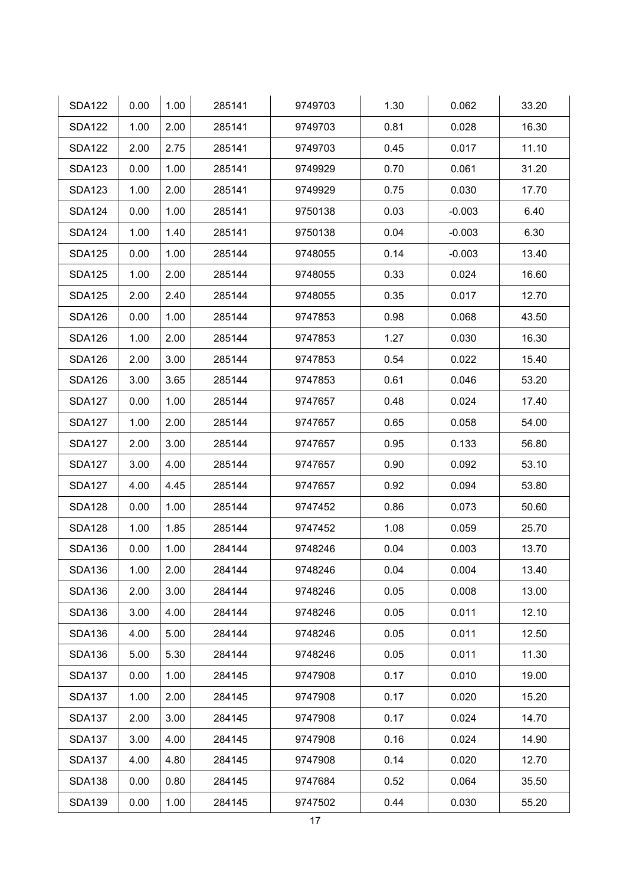| SDA122 | 0.00 | 1.00 | 285141 | 9749703 | 1.30 | 0.062 | 33.20 |
|---|---|---|---|---|---|---|---|
| SDA122 | 1.00 | 2.00 | 285141 | 9749703 | 0.81 | 0.028 | 16.30 |
| SDA122 | 2.00 | 2.75 | 285141 | 9749703 | 0.45 | 0.017 | 11.10 |
| SDA123 | 0.00 | 1.00 | 285141 | 9749929 | 0.70 | 0.061 | 31.20 |
| SDA123 | 1.00 | 2.00 | 285141 | 9749929 | 0.75 | 0.030 | 17.70 |
| SDA124 | 0.00 | 1.00 | 285141 | 9750138 | 0.03 | -0.003 | 6.40 |
| SDA124 | 1.00 | 1.40 | 285141 | 9750138 | 0.04 | -0.003 | 6.30 |
| SDA125 | 0.00 | 1.00 | 285144 | 9748055 | 0.14 | -0.003 | 13.40 |
| SDA125 | 1.00 | 2.00 | 285144 | 9748055 | 0.33 | 0.024 | 16.60 |
| SDA125 | 2.00 | 2.40 | 285144 | 9748055 | 0.35 | 0.017 | 12.70 |
| SDA126 | 0.00 | 1.00 | 285144 | 9747853 | 0.98 | 0.068 | 43.50 |
| SDA126 | 1.00 | 2.00 | 285144 | 9747853 | 1.27 | 0.030 | 16.30 |
| SDA126 | 2.00 | 3.00 | 285144 | 9747853 | 0.54 | 0.022 | 15.40 |
| SDA126 | 3.00 | 3.65 | 285144 | 9747853 | 0.61 | 0.046 | 53.20 |
| SDA127 | 0.00 | 1.00 | 285144 | 9747657 | 0.48 | 0.024 | 17.40 |
| SDA127 | 1.00 | 2.00 | 285144 | 9747657 | 0.65 | 0.058 | 54.00 |
| SDA127 | 2.00 | 3.00 | 285144 | 9747657 | 0.95 | 0.133 | 56.80 |
| SDA127 | 3.00 | 4.00 | 285144 | 9747657 | 0.90 | 0.092 | 53.10 |
| SDA127 | 4.00 | 4.45 | 285144 | 9747657 | 0.92 | 0.094 | 53.80 |
| SDA128 | 0.00 | 1.00 | 285144 | 9747452 | 0.86 | 0.073 | 50.60 |
| SDA128 | 1.00 | 1.85 | 285144 | 9747452 | 1.08 | 0.059 | 25.70 |
| SDA136 | 0.00 | 1.00 | 284144 | 9748246 | 0.04 | 0.003 | 13.70 |
| SDA136 | 1.00 | 2.00 | 284144 | 9748246 | 0.04 | 0.004 | 13.40 |
| SDA136 | 2.00 | 3.00 | 284144 | 9748246 | 0.05 | 0.008 | 13.00 |
| SDA136 | 3.00 | 4.00 | 284144 | 9748246 | 0.05 | 0.011 | 12.10 |
| SDA136 | 4.00 | 5.00 | 284144 | 9748246 | 0.05 | 0.011 | 12.50 |
| SDA136 | 5.00 | 5.30 | 284144 | 9748246 | 0.05 | 0.011 | 11.30 |
| SDA137 | 0.00 | 1.00 | 284145 | 9747908 | 0.17 | 0.010 | 19.00 |
| SDA137 | 1.00 | 2.00 | 284145 | 9747908 | 0.17 | 0.020 | 15.20 |
| SDA137 | 2.00 | 3.00 | 284145 | 9747908 | 0.17 | 0.024 | 14.70 |
| SDA137 | 3.00 | 4.00 | 284145 | 9747908 | 0.16 | 0.024 | 14.90 |
| SDA137 | 4.00 | 4.80 | 284145 | 9747908 | 0.14 | 0.020 | 12.70 |
| SDA138 | 0.00 | 0.80 | 284145 | 9747684 | 0.52 | 0.064 | 35.50 |
| SDA139 | 0.00 | 1.00 | 284145 | 9747502 | 0.44 | 0.030 | 55.20 |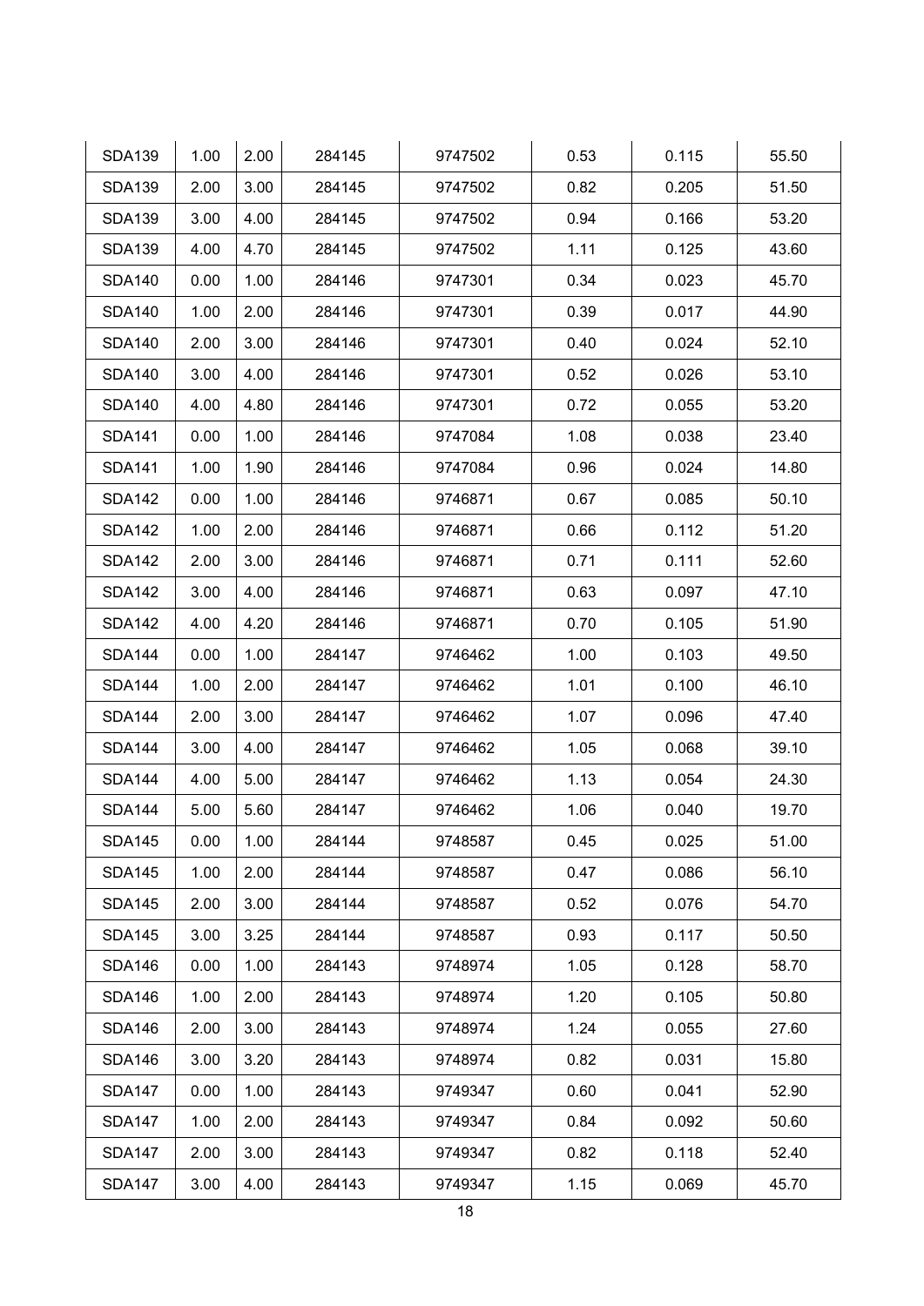| SDA139 | 1.00 | 2.00 | 284145 | 9747502 | 0.53 | 0.115 | 55.50 |
|---|---|---|---|---|---|---|---|
| SDA139 | 2.00 | 3.00 | 284145 | 9747502 | 0.82 | 0.205 | 51.50 |
| SDA139 | 3.00 | 4.00 | 284145 | 9747502 | 0.94 | 0.166 | 53.20 |
| SDA139 | 4.00 | 4.70 | 284145 | 9747502 | 1.11 | 0.125 | 43.60 |
| SDA140 | 0.00 | 1.00 | 284146 | 9747301 | 0.34 | 0.023 | 45.70 |
| SDA140 | 1.00 | 2.00 | 284146 | 9747301 | 0.39 | 0.017 | 44.90 |
| SDA140 | 2.00 | 3.00 | 284146 | 9747301 | 0.40 | 0.024 | 52.10 |
| SDA140 | 3.00 | 4.00 | 284146 | 9747301 | 0.52 | 0.026 | 53.10 |
| SDA140 | 4.00 | 4.80 | 284146 | 9747301 | 0.72 | 0.055 | 53.20 |
| SDA141 | 0.00 | 1.00 | 284146 | 9747084 | 1.08 | 0.038 | 23.40 |
| SDA141 | 1.00 | 1.90 | 284146 | 9747084 | 0.96 | 0.024 | 14.80 |
| SDA142 | 0.00 | 1.00 | 284146 | 9746871 | 0.67 | 0.085 | 50.10 |
| SDA142 | 1.00 | 2.00 | 284146 | 9746871 | 0.66 | 0.112 | 51.20 |
| SDA142 | 2.00 | 3.00 | 284146 | 9746871 | 0.71 | 0.111 | 52.60 |
| SDA142 | 3.00 | 4.00 | 284146 | 9746871 | 0.63 | 0.097 | 47.10 |
| SDA142 | 4.00 | 4.20 | 284146 | 9746871 | 0.70 | 0.105 | 51.90 |
| SDA144 | 0.00 | 1.00 | 284147 | 9746462 | 1.00 | 0.103 | 49.50 |
| SDA144 | 1.00 | 2.00 | 284147 | 9746462 | 1.01 | 0.100 | 46.10 |
| SDA144 | 2.00 | 3.00 | 284147 | 9746462 | 1.07 | 0.096 | 47.40 |
| SDA144 | 3.00 | 4.00 | 284147 | 9746462 | 1.05 | 0.068 | 39.10 |
| SDA144 | 4.00 | 5.00 | 284147 | 9746462 | 1.13 | 0.054 | 24.30 |
| SDA144 | 5.00 | 5.60 | 284147 | 9746462 | 1.06 | 0.040 | 19.70 |
| SDA145 | 0.00 | 1.00 | 284144 | 9748587 | 0.45 | 0.025 | 51.00 |
| SDA145 | 1.00 | 2.00 | 284144 | 9748587 | 0.47 | 0.086 | 56.10 |
| SDA145 | 2.00 | 3.00 | 284144 | 9748587 | 0.52 | 0.076 | 54.70 |
| SDA145 | 3.00 | 3.25 | 284144 | 9748587 | 0.93 | 0.117 | 50.50 |
| SDA146 | 0.00 | 1.00 | 284143 | 9748974 | 1.05 | 0.128 | 58.70 |
| SDA146 | 1.00 | 2.00 | 284143 | 9748974 | 1.20 | 0.105 | 50.80 |
| SDA146 | 2.00 | 3.00 | 284143 | 9748974 | 1.24 | 0.055 | 27.60 |
| SDA146 | 3.00 | 3.20 | 284143 | 9748974 | 0.82 | 0.031 | 15.80 |
| SDA147 | 0.00 | 1.00 | 284143 | 9749347 | 0.60 | 0.041 | 52.90 |
| SDA147 | 1.00 | 2.00 | 284143 | 9749347 | 0.84 | 0.092 | 50.60 |
| SDA147 | 2.00 | 3.00 | 284143 | 9749347 | 0.82 | 0.118 | 52.40 |
| SDA147 | 3.00 | 4.00 | 284143 | 9749347 | 1.15 | 0.069 | 45.70 |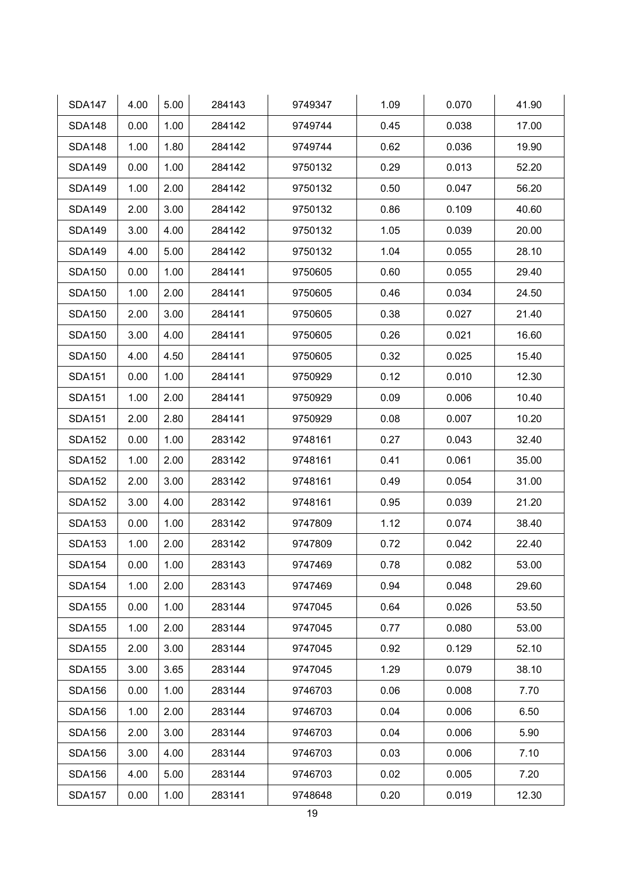| SDA147 | 4.00 | 5.00 | 284143 | 9749347 | 1.09 | 0.070 | 41.90 |
|---|---|---|---|---|---|---|---|
| SDA148 | 0.00 | 1.00 | 284142 | 9749744 | 0.45 | 0.038 | 17.00 |
| SDA148 | 1.00 | 1.80 | 284142 | 9749744 | 0.62 | 0.036 | 19.90 |
| SDA149 | 0.00 | 1.00 | 284142 | 9750132 | 0.29 | 0.013 | 52.20 |
| SDA149 | 1.00 | 2.00 | 284142 | 9750132 | 0.50 | 0.047 | 56.20 |
| SDA149 | 2.00 | 3.00 | 284142 | 9750132 | 0.86 | 0.109 | 40.60 |
| SDA149 | 3.00 | 4.00 | 284142 | 9750132 | 1.05 | 0.039 | 20.00 |
| SDA149 | 4.00 | 5.00 | 284142 | 9750132 | 1.04 | 0.055 | 28.10 |
| SDA150 | 0.00 | 1.00 | 284141 | 9750605 | 0.60 | 0.055 | 29.40 |
| SDA150 | 1.00 | 2.00 | 284141 | 9750605 | 0.46 | 0.034 | 24.50 |
| SDA150 | 2.00 | 3.00 | 284141 | 9750605 | 0.38 | 0.027 | 21.40 |
| SDA150 | 3.00 | 4.00 | 284141 | 9750605 | 0.26 | 0.021 | 16.60 |
| SDA150 | 4.00 | 4.50 | 284141 | 9750605 | 0.32 | 0.025 | 15.40 |
| SDA151 | 0.00 | 1.00 | 284141 | 9750929 | 0.12 | 0.010 | 12.30 |
| SDA151 | 1.00 | 2.00 | 284141 | 9750929 | 0.09 | 0.006 | 10.40 |
| SDA151 | 2.00 | 2.80 | 284141 | 9750929 | 0.08 | 0.007 | 10.20 |
| SDA152 | 0.00 | 1.00 | 283142 | 9748161 | 0.27 | 0.043 | 32.40 |
| SDA152 | 1.00 | 2.00 | 283142 | 9748161 | 0.41 | 0.061 | 35.00 |
| SDA152 | 2.00 | 3.00 | 283142 | 9748161 | 0.49 | 0.054 | 31.00 |
| SDA152 | 3.00 | 4.00 | 283142 | 9748161 | 0.95 | 0.039 | 21.20 |
| SDA153 | 0.00 | 1.00 | 283142 | 9747809 | 1.12 | 0.074 | 38.40 |
| SDA153 | 1.00 | 2.00 | 283142 | 9747809 | 0.72 | 0.042 | 22.40 |
| SDA154 | 0.00 | 1.00 | 283143 | 9747469 | 0.78 | 0.082 | 53.00 |
| SDA154 | 1.00 | 2.00 | 283143 | 9747469 | 0.94 | 0.048 | 29.60 |
| SDA155 | 0.00 | 1.00 | 283144 | 9747045 | 0.64 | 0.026 | 53.50 |
| SDA155 | 1.00 | 2.00 | 283144 | 9747045 | 0.77 | 0.080 | 53.00 |
| SDA155 | 2.00 | 3.00 | 283144 | 9747045 | 0.92 | 0.129 | 52.10 |
| SDA155 | 3.00 | 3.65 | 283144 | 9747045 | 1.29 | 0.079 | 38.10 |
| SDA156 | 0.00 | 1.00 | 283144 | 9746703 | 0.06 | 0.008 | 7.70 |
| SDA156 | 1.00 | 2.00 | 283144 | 9746703 | 0.04 | 0.006 | 6.50 |
| SDA156 | 2.00 | 3.00 | 283144 | 9746703 | 0.04 | 0.006 | 5.90 |
| SDA156 | 3.00 | 4.00 | 283144 | 9746703 | 0.03 | 0.006 | 7.10 |
| SDA156 | 4.00 | 5.00 | 283144 | 9746703 | 0.02 | 0.005 | 7.20 |
| SDA157 | 0.00 | 1.00 | 283141 | 9748648 | 0.20 | 0.019 | 12.30 |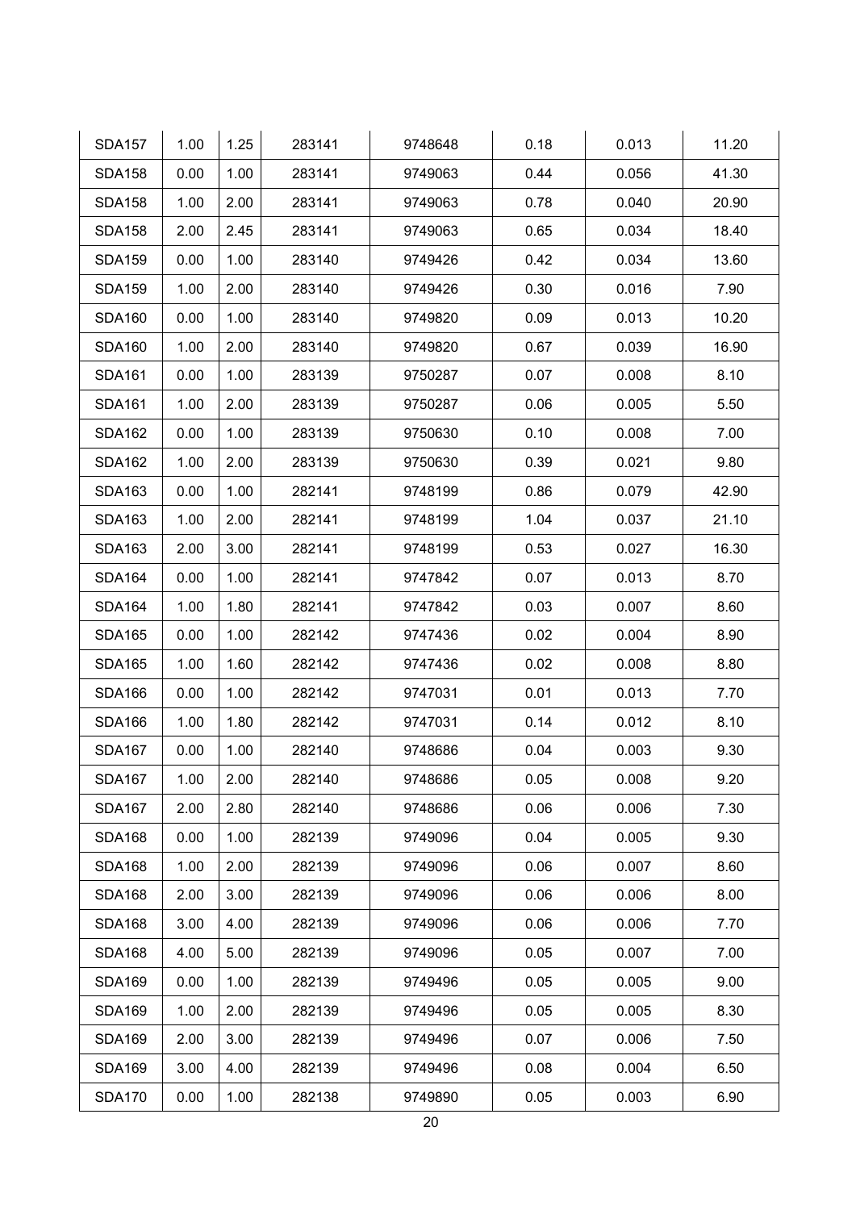| SDA157 | 1.00 | 1.25 | 283141 | 9748648 | 0.18 | 0.013 | 11.20 |
|---|---|---|---|---|---|---|---|
| SDA158 | 0.00 | 1.00 | 283141 | 9749063 | 0.44 | 0.056 | 41.30 |
| SDA158 | 1.00 | 2.00 | 283141 | 9749063 | 0.78 | 0.040 | 20.90 |
| SDA158 | 2.00 | 2.45 | 283141 | 9749063 | 0.65 | 0.034 | 18.40 |
| SDA159 | 0.00 | 1.00 | 283140 | 9749426 | 0.42 | 0.034 | 13.60 |
| SDA159 | 1.00 | 2.00 | 283140 | 9749426 | 0.30 | 0.016 | 7.90 |
| SDA160 | 0.00 | 1.00 | 283140 | 9749820 | 0.09 | 0.013 | 10.20 |
| SDA160 | 1.00 | 2.00 | 283140 | 9749820 | 0.67 | 0.039 | 16.90 |
| SDA161 | 0.00 | 1.00 | 283139 | 9750287 | 0.07 | 0.008 | 8.10 |
| SDA161 | 1.00 | 2.00 | 283139 | 9750287 | 0.06 | 0.005 | 5.50 |
| SDA162 | 0.00 | 1.00 | 283139 | 9750630 | 0.10 | 0.008 | 7.00 |
| SDA162 | 1.00 | 2.00 | 283139 | 9750630 | 0.39 | 0.021 | 9.80 |
| SDA163 | 0.00 | 1.00 | 282141 | 9748199 | 0.86 | 0.079 | 42.90 |
| SDA163 | 1.00 | 2.00 | 282141 | 9748199 | 1.04 | 0.037 | 21.10 |
| SDA163 | 2.00 | 3.00 | 282141 | 9748199 | 0.53 | 0.027 | 16.30 |
| SDA164 | 0.00 | 1.00 | 282141 | 9747842 | 0.07 | 0.013 | 8.70 |
| SDA164 | 1.00 | 1.80 | 282141 | 9747842 | 0.03 | 0.007 | 8.60 |
| SDA165 | 0.00 | 1.00 | 282142 | 9747436 | 0.02 | 0.004 | 8.90 |
| SDA165 | 1.00 | 1.60 | 282142 | 9747436 | 0.02 | 0.008 | 8.80 |
| SDA166 | 0.00 | 1.00 | 282142 | 9747031 | 0.01 | 0.013 | 7.70 |
| SDA166 | 1.00 | 1.80 | 282142 | 9747031 | 0.14 | 0.012 | 8.10 |
| SDA167 | 0.00 | 1.00 | 282140 | 9748686 | 0.04 | 0.003 | 9.30 |
| SDA167 | 1.00 | 2.00 | 282140 | 9748686 | 0.05 | 0.008 | 9.20 |
| SDA167 | 2.00 | 2.80 | 282140 | 9748686 | 0.06 | 0.006 | 7.30 |
| SDA168 | 0.00 | 1.00 | 282139 | 9749096 | 0.04 | 0.005 | 9.30 |
| SDA168 | 1.00 | 2.00 | 282139 | 9749096 | 0.06 | 0.007 | 8.60 |
| SDA168 | 2.00 | 3.00 | 282139 | 9749096 | 0.06 | 0.006 | 8.00 |
| SDA168 | 3.00 | 4.00 | 282139 | 9749096 | 0.06 | 0.006 | 7.70 |
| SDA168 | 4.00 | 5.00 | 282139 | 9749096 | 0.05 | 0.007 | 7.00 |
| SDA169 | 0.00 | 1.00 | 282139 | 9749496 | 0.05 | 0.005 | 9.00 |
| SDA169 | 1.00 | 2.00 | 282139 | 9749496 | 0.05 | 0.005 | 8.30 |
| SDA169 | 2.00 | 3.00 | 282139 | 9749496 | 0.07 | 0.006 | 7.50 |
| SDA169 | 3.00 | 4.00 | 282139 | 9749496 | 0.08 | 0.004 | 6.50 |
| SDA170 | 0.00 | 1.00 | 282138 | 9749890 | 0.05 | 0.003 | 6.90 |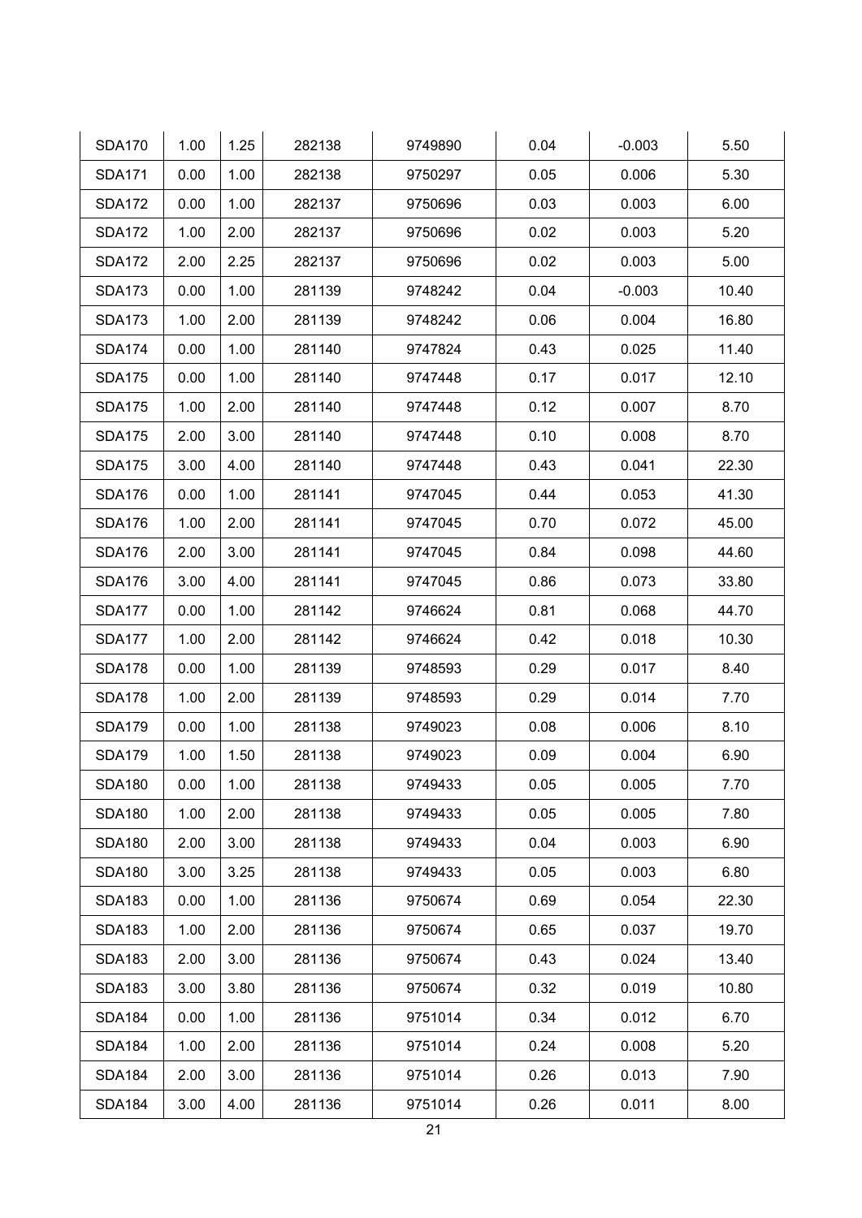| SDA170 | 1.00 | 1.25 | 282138 | 9749890 | 0.04 | -0.003 | 5.50 |
|---|---|---|---|---|---|---|---|
| SDA171 | 0.00 | 1.00 | 282138 | 9750297 | 0.05 | 0.006 | 5.30 |
| SDA172 | 0.00 | 1.00 | 282137 | 9750696 | 0.03 | 0.003 | 6.00 |
| SDA172 | 1.00 | 2.00 | 282137 | 9750696 | 0.02 | 0.003 | 5.20 |
| SDA172 | 2.00 | 2.25 | 282137 | 9750696 | 0.02 | 0.003 | 5.00 |
| SDA173 | 0.00 | 1.00 | 281139 | 9748242 | 0.04 | -0.003 | 10.40 |
| SDA173 | 1.00 | 2.00 | 281139 | 9748242 | 0.06 | 0.004 | 16.80 |
| SDA174 | 0.00 | 1.00 | 281140 | 9747824 | 0.43 | 0.025 | 11.40 |
| SDA175 | 0.00 | 1.00 | 281140 | 9747448 | 0.17 | 0.017 | 12.10 |
| SDA175 | 1.00 | 2.00 | 281140 | 9747448 | 0.12 | 0.007 | 8.70 |
| SDA175 | 2.00 | 3.00 | 281140 | 9747448 | 0.10 | 0.008 | 8.70 |
| SDA175 | 3.00 | 4.00 | 281140 | 9747448 | 0.43 | 0.041 | 22.30 |
| SDA176 | 0.00 | 1.00 | 281141 | 9747045 | 0.44 | 0.053 | 41.30 |
| SDA176 | 1.00 | 2.00 | 281141 | 9747045 | 0.70 | 0.072 | 45.00 |
| SDA176 | 2.00 | 3.00 | 281141 | 9747045 | 0.84 | 0.098 | 44.60 |
| SDA176 | 3.00 | 4.00 | 281141 | 9747045 | 0.86 | 0.073 | 33.80 |
| SDA177 | 0.00 | 1.00 | 281142 | 9746624 | 0.81 | 0.068 | 44.70 |
| SDA177 | 1.00 | 2.00 | 281142 | 9746624 | 0.42 | 0.018 | 10.30 |
| SDA178 | 0.00 | 1.00 | 281139 | 9748593 | 0.29 | 0.017 | 8.40 |
| SDA178 | 1.00 | 2.00 | 281139 | 9748593 | 0.29 | 0.014 | 7.70 |
| SDA179 | 0.00 | 1.00 | 281138 | 9749023 | 0.08 | 0.006 | 8.10 |
| SDA179 | 1.00 | 1.50 | 281138 | 9749023 | 0.09 | 0.004 | 6.90 |
| SDA180 | 0.00 | 1.00 | 281138 | 9749433 | 0.05 | 0.005 | 7.70 |
| SDA180 | 1.00 | 2.00 | 281138 | 9749433 | 0.05 | 0.005 | 7.80 |
| SDA180 | 2.00 | 3.00 | 281138 | 9749433 | 0.04 | 0.003 | 6.90 |
| SDA180 | 3.00 | 3.25 | 281138 | 9749433 | 0.05 | 0.003 | 6.80 |
| SDA183 | 0.00 | 1.00 | 281136 | 9750674 | 0.69 | 0.054 | 22.30 |
| SDA183 | 1.00 | 2.00 | 281136 | 9750674 | 0.65 | 0.037 | 19.70 |
| SDA183 | 2.00 | 3.00 | 281136 | 9750674 | 0.43 | 0.024 | 13.40 |
| SDA183 | 3.00 | 3.80 | 281136 | 9750674 | 0.32 | 0.019 | 10.80 |
| SDA184 | 0.00 | 1.00 | 281136 | 9751014 | 0.34 | 0.012 | 6.70 |
| SDA184 | 1.00 | 2.00 | 281136 | 9751014 | 0.24 | 0.008 | 5.20 |
| SDA184 | 2.00 | 3.00 | 281136 | 9751014 | 0.26 | 0.013 | 7.90 |
| SDA184 | 3.00 | 4.00 | 281136 | 9751014 | 0.26 | 0.011 | 8.00 |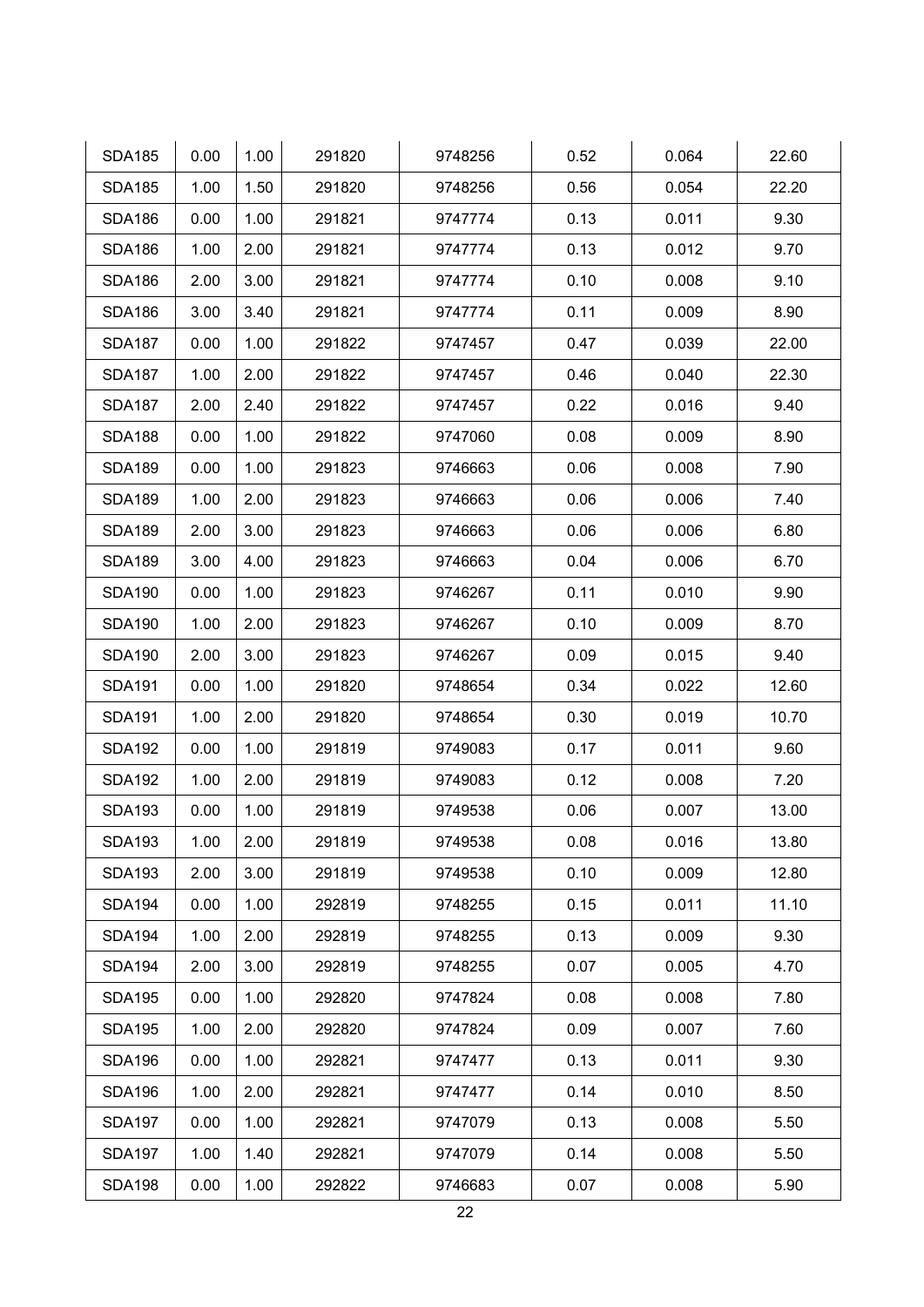| SDA185 | 0.00 | 1.00 | 291820 | 9748256 | 0.52 | 0.064 | 22.60 |
|---|---|---|---|---|---|---|---|
| SDA185 | 1.00 | 1.50 | 291820 | 9748256 | 0.56 | 0.054 | 22.20 |
| SDA186 | 0.00 | 1.00 | 291821 | 9747774 | 0.13 | 0.011 | 9.30 |
| SDA186 | 1.00 | 2.00 | 291821 | 9747774 | 0.13 | 0.012 | 9.70 |
| SDA186 | 2.00 | 3.00 | 291821 | 9747774 | 0.10 | 0.008 | 9.10 |
| SDA186 | 3.00 | 3.40 | 291821 | 9747774 | 0.11 | 0.009 | 8.90 |
| SDA187 | 0.00 | 1.00 | 291822 | 9747457 | 0.47 | 0.039 | 22.00 |
| SDA187 | 1.00 | 2.00 | 291822 | 9747457 | 0.46 | 0.040 | 22.30 |
| SDA187 | 2.00 | 2.40 | 291822 | 9747457 | 0.22 | 0.016 | 9.40 |
| SDA188 | 0.00 | 1.00 | 291822 | 9747060 | 0.08 | 0.009 | 8.90 |
| SDA189 | 0.00 | 1.00 | 291823 | 9746663 | 0.06 | 0.008 | 7.90 |
| SDA189 | 1.00 | 2.00 | 291823 | 9746663 | 0.06 | 0.006 | 7.40 |
| SDA189 | 2.00 | 3.00 | 291823 | 9746663 | 0.06 | 0.006 | 6.80 |
| SDA189 | 3.00 | 4.00 | 291823 | 9746663 | 0.04 | 0.006 | 6.70 |
| SDA190 | 0.00 | 1.00 | 291823 | 9746267 | 0.11 | 0.010 | 9.90 |
| SDA190 | 1.00 | 2.00 | 291823 | 9746267 | 0.10 | 0.009 | 8.70 |
| SDA190 | 2.00 | 3.00 | 291823 | 9746267 | 0.09 | 0.015 | 9.40 |
| SDA191 | 0.00 | 1.00 | 291820 | 9748654 | 0.34 | 0.022 | 12.60 |
| SDA191 | 1.00 | 2.00 | 291820 | 9748654 | 0.30 | 0.019 | 10.70 |
| SDA192 | 0.00 | 1.00 | 291819 | 9749083 | 0.17 | 0.011 | 9.60 |
| SDA192 | 1.00 | 2.00 | 291819 | 9749083 | 0.12 | 0.008 | 7.20 |
| SDA193 | 0.00 | 1.00 | 291819 | 9749538 | 0.06 | 0.007 | 13.00 |
| SDA193 | 1.00 | 2.00 | 291819 | 9749538 | 0.08 | 0.016 | 13.80 |
| SDA193 | 2.00 | 3.00 | 291819 | 9749538 | 0.10 | 0.009 | 12.80 |
| SDA194 | 0.00 | 1.00 | 292819 | 9748255 | 0.15 | 0.011 | 11.10 |
| SDA194 | 1.00 | 2.00 | 292819 | 9748255 | 0.13 | 0.009 | 9.30 |
| SDA194 | 2.00 | 3.00 | 292819 | 9748255 | 0.07 | 0.005 | 4.70 |
| SDA195 | 0.00 | 1.00 | 292820 | 9747824 | 0.08 | 0.008 | 7.80 |
| SDA195 | 1.00 | 2.00 | 292820 | 9747824 | 0.09 | 0.007 | 7.60 |
| SDA196 | 0.00 | 1.00 | 292821 | 9747477 | 0.13 | 0.011 | 9.30 |
| SDA196 | 1.00 | 2.00 | 292821 | 9747477 | 0.14 | 0.010 | 8.50 |
| SDA197 | 0.00 | 1.00 | 292821 | 9747079 | 0.13 | 0.008 | 5.50 |
| SDA197 | 1.00 | 1.40 | 292821 | 9747079 | 0.14 | 0.008 | 5.50 |
| SDA198 | 0.00 | 1.00 | 292822 | 9746683 | 0.07 | 0.008 | 5.90 |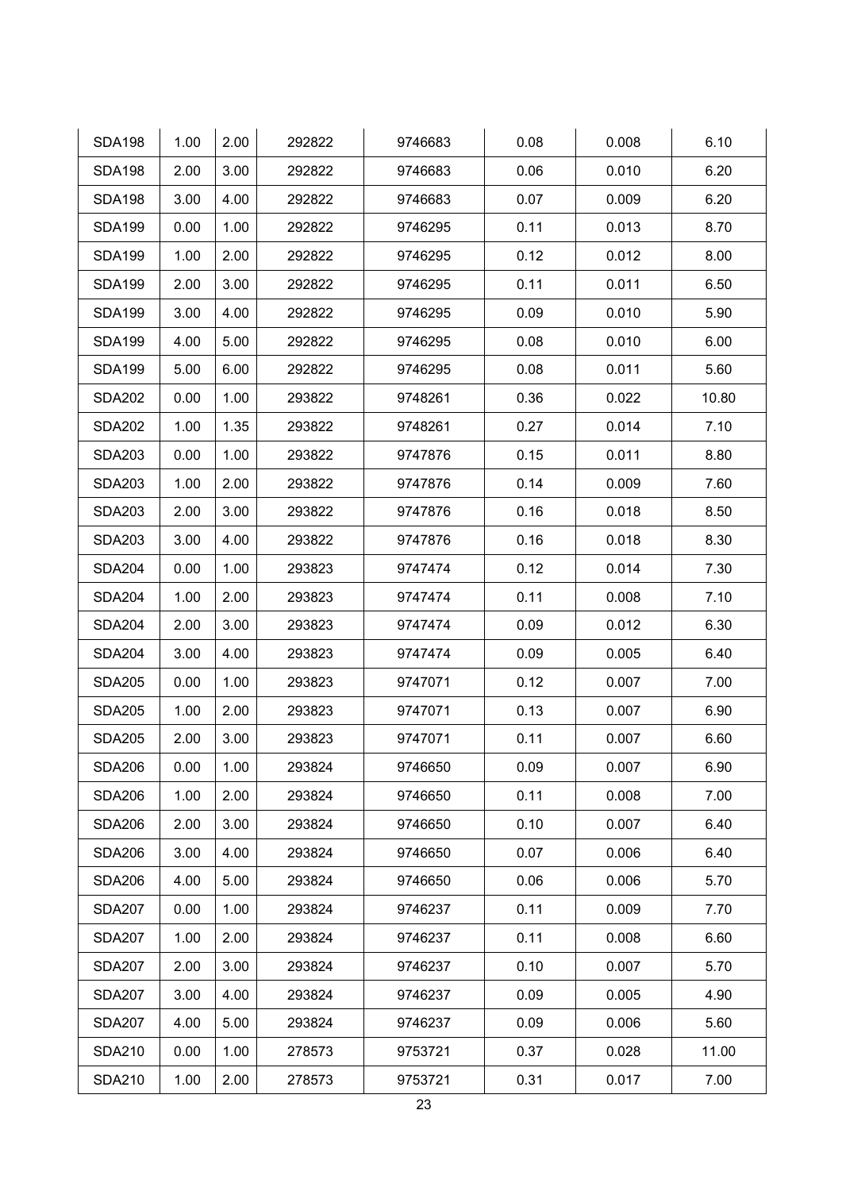| SDA198 | 1.00 | 2.00 | 292822 | 9746683 | 0.08 | 0.008 | 6.10 |
|---|---|---|---|---|---|---|---|
| SDA198 | 2.00 | 3.00 | 292822 | 9746683 | 0.06 | 0.010 | 6.20 |
| SDA198 | 3.00 | 4.00 | 292822 | 9746683 | 0.07 | 0.009 | 6.20 |
| SDA199 | 0.00 | 1.00 | 292822 | 9746295 | 0.11 | 0.013 | 8.70 |
| SDA199 | 1.00 | 2.00 | 292822 | 9746295 | 0.12 | 0.012 | 8.00 |
| SDA199 | 2.00 | 3.00 | 292822 | 9746295 | 0.11 | 0.011 | 6.50 |
| SDA199 | 3.00 | 4.00 | 292822 | 9746295 | 0.09 | 0.010 | 5.90 |
| SDA199 | 4.00 | 5.00 | 292822 | 9746295 | 0.08 | 0.010 | 6.00 |
| SDA199 | 5.00 | 6.00 | 292822 | 9746295 | 0.08 | 0.011 | 5.60 |
| SDA202 | 0.00 | 1.00 | 293822 | 9748261 | 0.36 | 0.022 | 10.80 |
| SDA202 | 1.00 | 1.35 | 293822 | 9748261 | 0.27 | 0.014 | 7.10 |
| SDA203 | 0.00 | 1.00 | 293822 | 9747876 | 0.15 | 0.011 | 8.80 |
| SDA203 | 1.00 | 2.00 | 293822 | 9747876 | 0.14 | 0.009 | 7.60 |
| SDA203 | 2.00 | 3.00 | 293822 | 9747876 | 0.16 | 0.018 | 8.50 |
| SDA203 | 3.00 | 4.00 | 293822 | 9747876 | 0.16 | 0.018 | 8.30 |
| SDA204 | 0.00 | 1.00 | 293823 | 9747474 | 0.12 | 0.014 | 7.30 |
| SDA204 | 1.00 | 2.00 | 293823 | 9747474 | 0.11 | 0.008 | 7.10 |
| SDA204 | 2.00 | 3.00 | 293823 | 9747474 | 0.09 | 0.012 | 6.30 |
| SDA204 | 3.00 | 4.00 | 293823 | 9747474 | 0.09 | 0.005 | 6.40 |
| SDA205 | 0.00 | 1.00 | 293823 | 9747071 | 0.12 | 0.007 | 7.00 |
| SDA205 | 1.00 | 2.00 | 293823 | 9747071 | 0.13 | 0.007 | 6.90 |
| SDA205 | 2.00 | 3.00 | 293823 | 9747071 | 0.11 | 0.007 | 6.60 |
| SDA206 | 0.00 | 1.00 | 293824 | 9746650 | 0.09 | 0.007 | 6.90 |
| SDA206 | 1.00 | 2.00 | 293824 | 9746650 | 0.11 | 0.008 | 7.00 |
| SDA206 | 2.00 | 3.00 | 293824 | 9746650 | 0.10 | 0.007 | 6.40 |
| SDA206 | 3.00 | 4.00 | 293824 | 9746650 | 0.07 | 0.006 | 6.40 |
| SDA206 | 4.00 | 5.00 | 293824 | 9746650 | 0.06 | 0.006 | 5.70 |
| SDA207 | 0.00 | 1.00 | 293824 | 9746237 | 0.11 | 0.009 | 7.70 |
| SDA207 | 1.00 | 2.00 | 293824 | 9746237 | 0.11 | 0.008 | 6.60 |
| SDA207 | 2.00 | 3.00 | 293824 | 9746237 | 0.10 | 0.007 | 5.70 |
| SDA207 | 3.00 | 4.00 | 293824 | 9746237 | 0.09 | 0.005 | 4.90 |
| SDA207 | 4.00 | 5.00 | 293824 | 9746237 | 0.09 | 0.006 | 5.60 |
| SDA210 | 0.00 | 1.00 | 278573 | 9753721 | 0.37 | 0.028 | 11.00 |
| SDA210 | 1.00 | 2.00 | 278573 | 9753721 | 0.31 | 0.017 | 7.00 |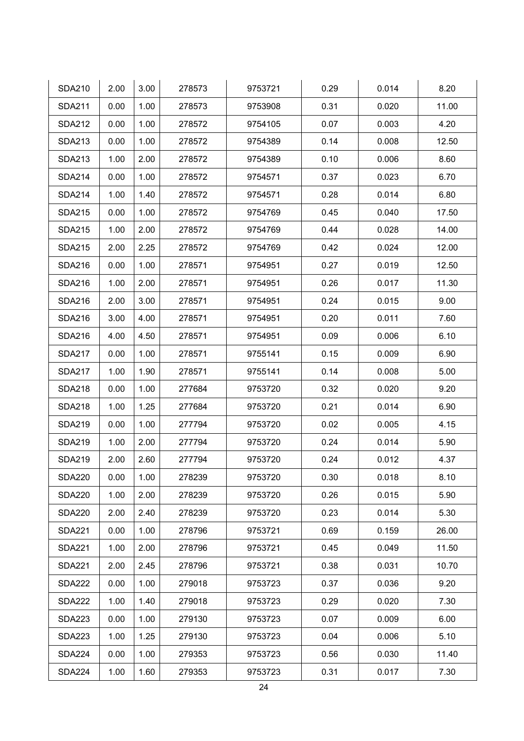| SDA210 | 2.00 | 3.00 | 278573 | 9753721 | 0.29 | 0.014 | 8.20 |
|---|---|---|---|---|---|---|---|
| SDA211 | 0.00 | 1.00 | 278573 | 9753908 | 0.31 | 0.020 | 11.00 |
| SDA212 | 0.00 | 1.00 | 278572 | 9754105 | 0.07 | 0.003 | 4.20 |
| SDA213 | 0.00 | 1.00 | 278572 | 9754389 | 0.14 | 0.008 | 12.50 |
| SDA213 | 1.00 | 2.00 | 278572 | 9754389 | 0.10 | 0.006 | 8.60 |
| SDA214 | 0.00 | 1.00 | 278572 | 9754571 | 0.37 | 0.023 | 6.70 |
| SDA214 | 1.00 | 1.40 | 278572 | 9754571 | 0.28 | 0.014 | 6.80 |
| SDA215 | 0.00 | 1.00 | 278572 | 9754769 | 0.45 | 0.040 | 17.50 |
| SDA215 | 1.00 | 2.00 | 278572 | 9754769 | 0.44 | 0.028 | 14.00 |
| SDA215 | 2.00 | 2.25 | 278572 | 9754769 | 0.42 | 0.024 | 12.00 |
| SDA216 | 0.00 | 1.00 | 278571 | 9754951 | 0.27 | 0.019 | 12.50 |
| SDA216 | 1.00 | 2.00 | 278571 | 9754951 | 0.26 | 0.017 | 11.30 |
| SDA216 | 2.00 | 3.00 | 278571 | 9754951 | 0.24 | 0.015 | 9.00 |
| SDA216 | 3.00 | 4.00 | 278571 | 9754951 | 0.20 | 0.011 | 7.60 |
| SDA216 | 4.00 | 4.50 | 278571 | 9754951 | 0.09 | 0.006 | 6.10 |
| SDA217 | 0.00 | 1.00 | 278571 | 9755141 | 0.15 | 0.009 | 6.90 |
| SDA217 | 1.00 | 1.90 | 278571 | 9755141 | 0.14 | 0.008 | 5.00 |
| SDA218 | 0.00 | 1.00 | 277684 | 9753720 | 0.32 | 0.020 | 9.20 |
| SDA218 | 1.00 | 1.25 | 277684 | 9753720 | 0.21 | 0.014 | 6.90 |
| SDA219 | 0.00 | 1.00 | 277794 | 9753720 | 0.02 | 0.005 | 4.15 |
| SDA219 | 1.00 | 2.00 | 277794 | 9753720 | 0.24 | 0.014 | 5.90 |
| SDA219 | 2.00 | 2.60 | 277794 | 9753720 | 0.24 | 0.012 | 4.37 |
| SDA220 | 0.00 | 1.00 | 278239 | 9753720 | 0.30 | 0.018 | 8.10 |
| SDA220 | 1.00 | 2.00 | 278239 | 9753720 | 0.26 | 0.015 | 5.90 |
| SDA220 | 2.00 | 2.40 | 278239 | 9753720 | 0.23 | 0.014 | 5.30 |
| SDA221 | 0.00 | 1.00 | 278796 | 9753721 | 0.69 | 0.159 | 26.00 |
| SDA221 | 1.00 | 2.00 | 278796 | 9753721 | 0.45 | 0.049 | 11.50 |
| SDA221 | 2.00 | 2.45 | 278796 | 9753721 | 0.38 | 0.031 | 10.70 |
| SDA222 | 0.00 | 1.00 | 279018 | 9753723 | 0.37 | 0.036 | 9.20 |
| SDA222 | 1.00 | 1.40 | 279018 | 9753723 | 0.29 | 0.020 | 7.30 |
| SDA223 | 0.00 | 1.00 | 279130 | 9753723 | 0.07 | 0.009 | 6.00 |
| SDA223 | 1.00 | 1.25 | 279130 | 9753723 | 0.04 | 0.006 | 5.10 |
| SDA224 | 0.00 | 1.00 | 279353 | 9753723 | 0.56 | 0.030 | 11.40 |
| SDA224 | 1.00 | 1.60 | 279353 | 9753723 | 0.31 | 0.017 | 7.30 |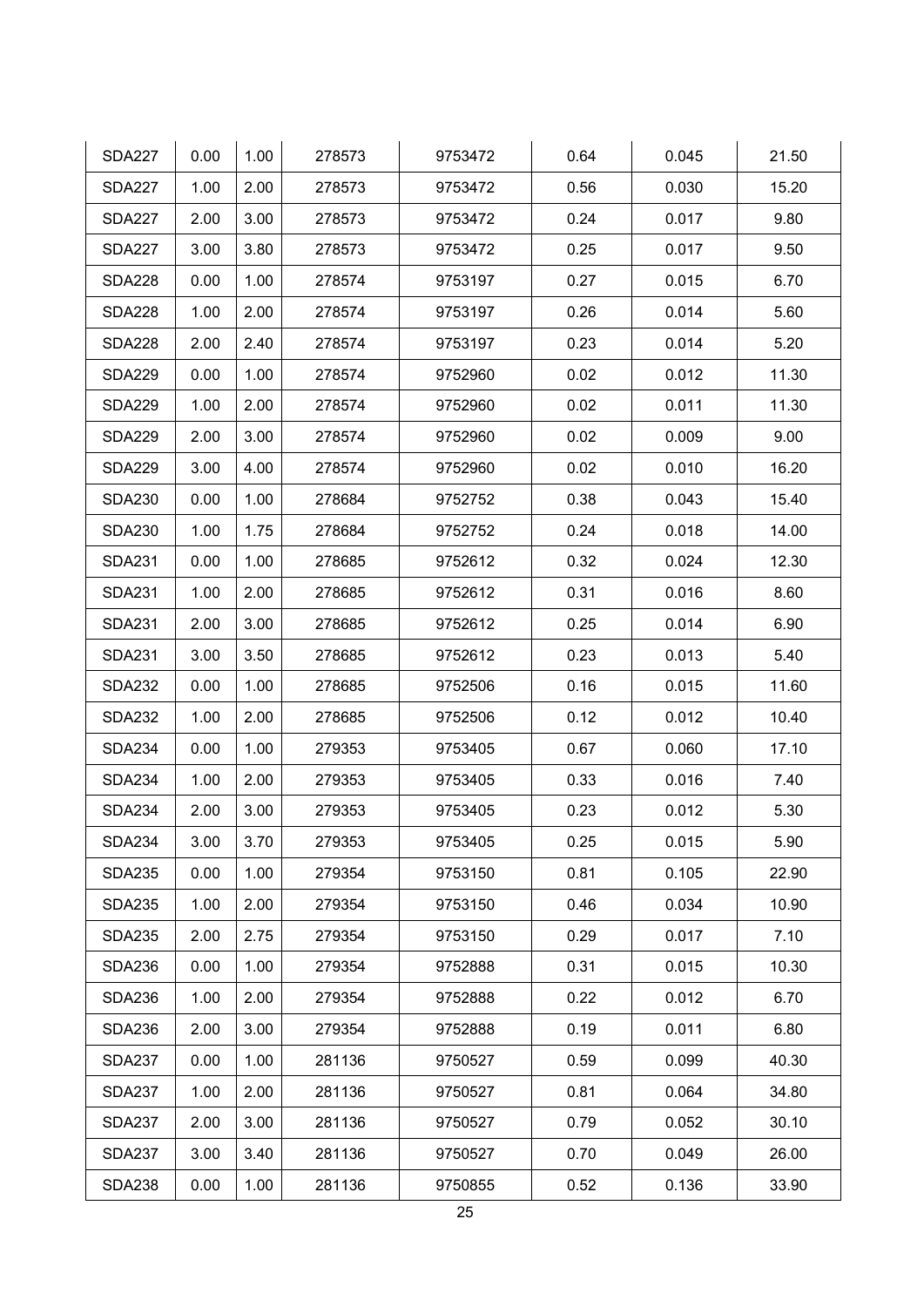| | | | | | | | |
|---|---|---|---|---|---|---|---|
| SDA227 | 0.00 | 1.00 | 278573 | 9753472 | 0.64 | 0.045 | 21.50 |
| SDA227 | 1.00 | 2.00 | 278573 | 9753472 | 0.56 | 0.030 | 15.20 |
| SDA227 | 2.00 | 3.00 | 278573 | 9753472 | 0.24 | 0.017 | 9.80 |
| SDA227 | 3.00 | 3.80 | 278573 | 9753472 | 0.25 | 0.017 | 9.50 |
| SDA228 | 0.00 | 1.00 | 278574 | 9753197 | 0.27 | 0.015 | 6.70 |
| SDA228 | 1.00 | 2.00 | 278574 | 9753197 | 0.26 | 0.014 | 5.60 |
| SDA228 | 2.00 | 2.40 | 278574 | 9753197 | 0.23 | 0.014 | 5.20 |
| SDA229 | 0.00 | 1.00 | 278574 | 9752960 | 0.02 | 0.012 | 11.30 |
| SDA229 | 1.00 | 2.00 | 278574 | 9752960 | 0.02 | 0.011 | 11.30 |
| SDA229 | 2.00 | 3.00 | 278574 | 9752960 | 0.02 | 0.009 | 9.00 |
| SDA229 | 3.00 | 4.00 | 278574 | 9752960 | 0.02 | 0.010 | 16.20 |
| SDA230 | 0.00 | 1.00 | 278684 | 9752752 | 0.38 | 0.043 | 15.40 |
| SDA230 | 1.00 | 1.75 | 278684 | 9752752 | 0.24 | 0.018 | 14.00 |
| SDA231 | 0.00 | 1.00 | 278685 | 9752612 | 0.32 | 0.024 | 12.30 |
| SDA231 | 1.00 | 2.00 | 278685 | 9752612 | 0.31 | 0.016 | 8.60 |
| SDA231 | 2.00 | 3.00 | 278685 | 9752612 | 0.25 | 0.014 | 6.90 |
| SDA231 | 3.00 | 3.50 | 278685 | 9752612 | 0.23 | 0.013 | 5.40 |
| SDA232 | 0.00 | 1.00 | 278685 | 9752506 | 0.16 | 0.015 | 11.60 |
| SDA232 | 1.00 | 2.00 | 278685 | 9752506 | 0.12 | 0.012 | 10.40 |
| SDA234 | 0.00 | 1.00 | 279353 | 9753405 | 0.67 | 0.060 | 17.10 |
| SDA234 | 1.00 | 2.00 | 279353 | 9753405 | 0.33 | 0.016 | 7.40 |
| SDA234 | 2.00 | 3.00 | 279353 | 9753405 | 0.23 | 0.012 | 5.30 |
| SDA234 | 3.00 | 3.70 | 279353 | 9753405 | 0.25 | 0.015 | 5.90 |
| SDA235 | 0.00 | 1.00 | 279354 | 9753150 | 0.81 | 0.105 | 22.90 |
| SDA235 | 1.00 | 2.00 | 279354 | 9753150 | 0.46 | 0.034 | 10.90 |
| SDA235 | 2.00 | 2.75 | 279354 | 9753150 | 0.29 | 0.017 | 7.10 |
| SDA236 | 0.00 | 1.00 | 279354 | 9752888 | 0.31 | 0.015 | 10.30 |
| SDA236 | 1.00 | 2.00 | 279354 | 9752888 | 0.22 | 0.012 | 6.70 |
| SDA236 | 2.00 | 3.00 | 279354 | 9752888 | 0.19 | 0.011 | 6.80 |
| SDA237 | 0.00 | 1.00 | 281136 | 9750527 | 0.59 | 0.099 | 40.30 |
| SDA237 | 1.00 | 2.00 | 281136 | 9750527 | 0.81 | 0.064 | 34.80 |
| SDA237 | 2.00 | 3.00 | 281136 | 9750527 | 0.79 | 0.052 | 30.10 |
| SDA237 | 3.00 | 3.40 | 281136 | 9750527 | 0.70 | 0.049 | 26.00 |
| SDA238 | 0.00 | 1.00 | 281136 | 9750855 | 0.52 | 0.136 | 33.90 |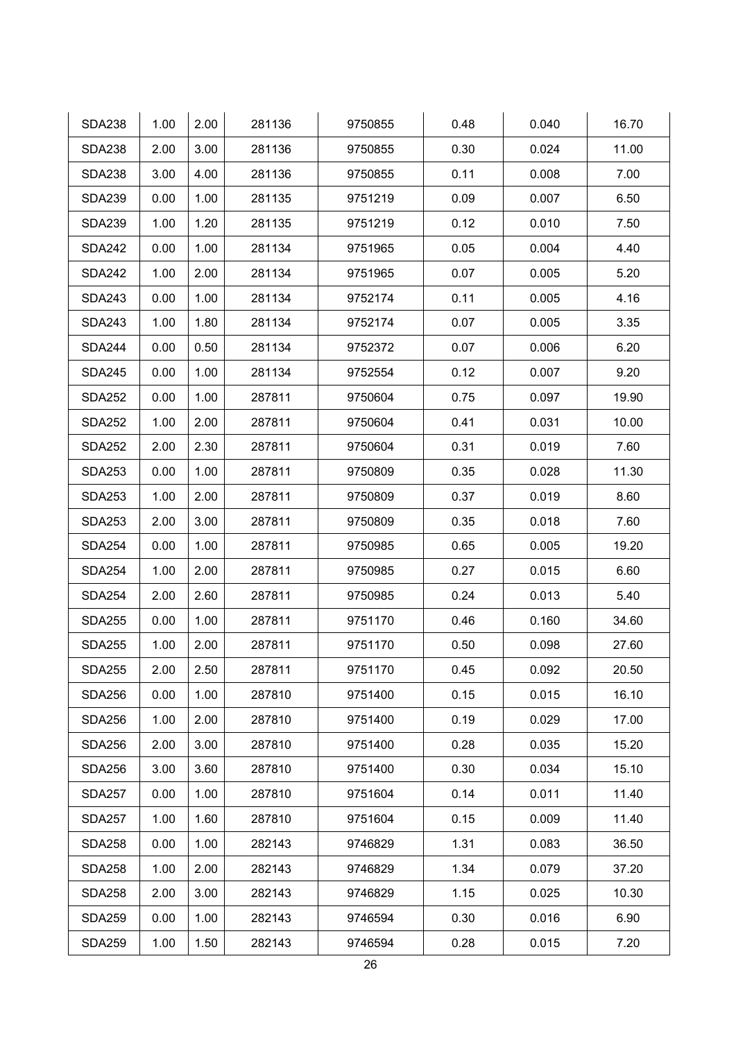| SDA238 | 1.00 | 2.00 | 281136 | 9750855 | 0.48 | 0.040 | 16.70 |
|---|---|---|---|---|---|---|---|
| SDA238 | 2.00 | 3.00 | 281136 | 9750855 | 0.30 | 0.024 | 11.00 |
| SDA238 | 3.00 | 4.00 | 281136 | 9750855 | 0.11 | 0.008 | 7.00 |
| SDA239 | 0.00 | 1.00 | 281135 | 9751219 | 0.09 | 0.007 | 6.50 |
| SDA239 | 1.00 | 1.20 | 281135 | 9751219 | 0.12 | 0.010 | 7.50 |
| SDA242 | 0.00 | 1.00 | 281134 | 9751965 | 0.05 | 0.004 | 4.40 |
| SDA242 | 1.00 | 2.00 | 281134 | 9751965 | 0.07 | 0.005 | 5.20 |
| SDA243 | 0.00 | 1.00 | 281134 | 9752174 | 0.11 | 0.005 | 4.16 |
| SDA243 | 1.00 | 1.80 | 281134 | 9752174 | 0.07 | 0.005 | 3.35 |
| SDA244 | 0.00 | 0.50 | 281134 | 9752372 | 0.07 | 0.006 | 6.20 |
| SDA245 | 0.00 | 1.00 | 281134 | 9752554 | 0.12 | 0.007 | 9.20 |
| SDA252 | 0.00 | 1.00 | 287811 | 9750604 | 0.75 | 0.097 | 19.90 |
| SDA252 | 1.00 | 2.00 | 287811 | 9750604 | 0.41 | 0.031 | 10.00 |
| SDA252 | 2.00 | 2.30 | 287811 | 9750604 | 0.31 | 0.019 | 7.60 |
| SDA253 | 0.00 | 1.00 | 287811 | 9750809 | 0.35 | 0.028 | 11.30 |
| SDA253 | 1.00 | 2.00 | 287811 | 9750809 | 0.37 | 0.019 | 8.60 |
| SDA253 | 2.00 | 3.00 | 287811 | 9750809 | 0.35 | 0.018 | 7.60 |
| SDA254 | 0.00 | 1.00 | 287811 | 9750985 | 0.65 | 0.005 | 19.20 |
| SDA254 | 1.00 | 2.00 | 287811 | 9750985 | 0.27 | 0.015 | 6.60 |
| SDA254 | 2.00 | 2.60 | 287811 | 9750985 | 0.24 | 0.013 | 5.40 |
| SDA255 | 0.00 | 1.00 | 287811 | 9751170 | 0.46 | 0.160 | 34.60 |
| SDA255 | 1.00 | 2.00 | 287811 | 9751170 | 0.50 | 0.098 | 27.60 |
| SDA255 | 2.00 | 2.50 | 287811 | 9751170 | 0.45 | 0.092 | 20.50 |
| SDA256 | 0.00 | 1.00 | 287810 | 9751400 | 0.15 | 0.015 | 16.10 |
| SDA256 | 1.00 | 2.00 | 287810 | 9751400 | 0.19 | 0.029 | 17.00 |
| SDA256 | 2.00 | 3.00 | 287810 | 9751400 | 0.28 | 0.035 | 15.20 |
| SDA256 | 3.00 | 3.60 | 287810 | 9751400 | 0.30 | 0.034 | 15.10 |
| SDA257 | 0.00 | 1.00 | 287810 | 9751604 | 0.14 | 0.011 | 11.40 |
| SDA257 | 1.00 | 1.60 | 287810 | 9751604 | 0.15 | 0.009 | 11.40 |
| SDA258 | 0.00 | 1.00 | 282143 | 9746829 | 1.31 | 0.083 | 36.50 |
| SDA258 | 1.00 | 2.00 | 282143 | 9746829 | 1.34 | 0.079 | 37.20 |
| SDA258 | 2.00 | 3.00 | 282143 | 9746829 | 1.15 | 0.025 | 10.30 |
| SDA259 | 0.00 | 1.00 | 282143 | 9746594 | 0.30 | 0.016 | 6.90 |
| SDA259 | 1.00 | 1.50 | 282143 | 9746594 | 0.28 | 0.015 | 7.20 |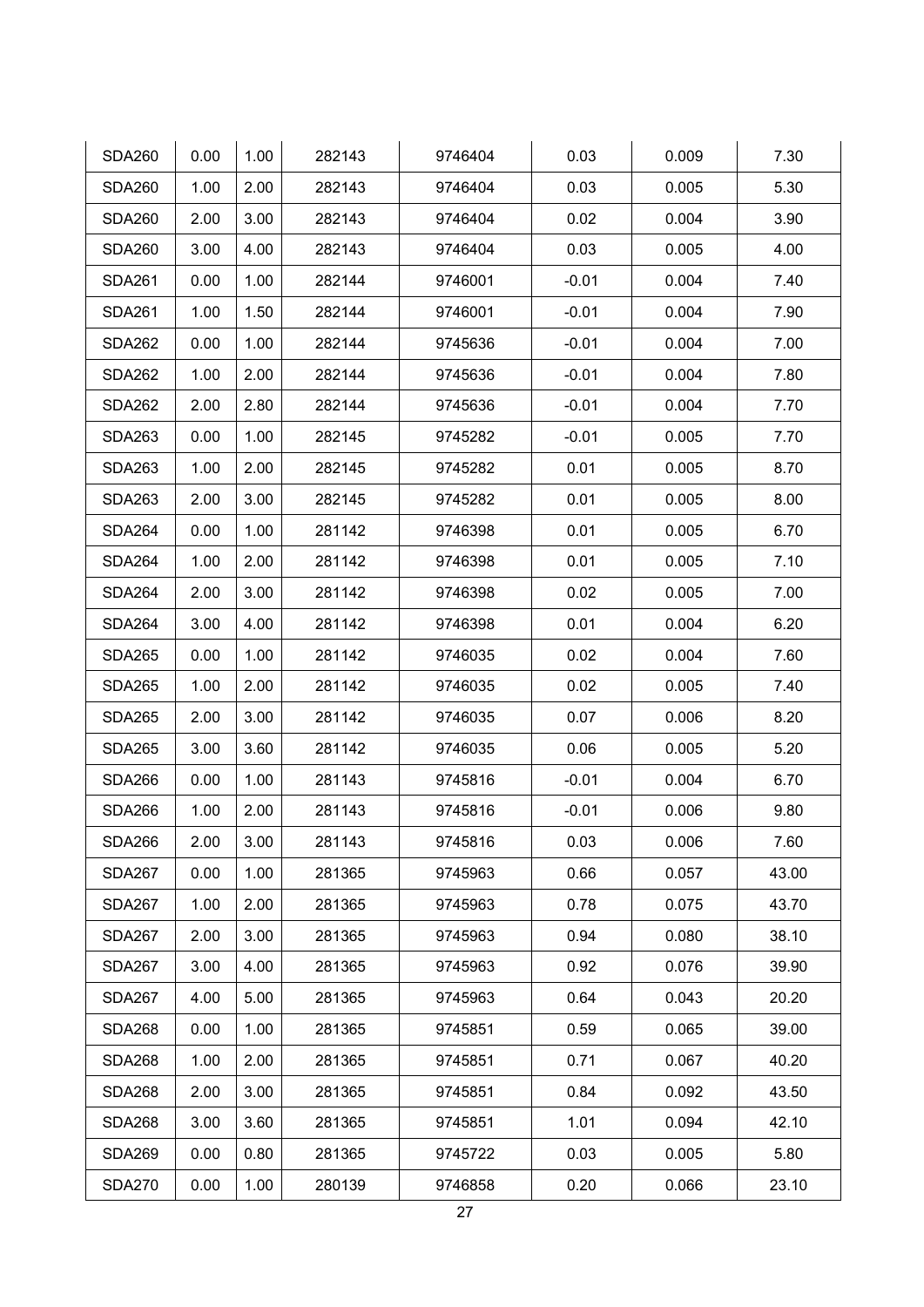| SDA260 | 0.00 | 1.00 | 282143 | 9746404 | 0.03 | 0.009 | 7.30 |
|---|---|---|---|---|---|---|---|
| SDA260 | 1.00 | 2.00 | 282143 | 9746404 | 0.03 | 0.005 | 5.30 |
| SDA260 | 2.00 | 3.00 | 282143 | 9746404 | 0.02 | 0.004 | 3.90 |
| SDA260 | 3.00 | 4.00 | 282143 | 9746404 | 0.03 | 0.005 | 4.00 |
| SDA261 | 0.00 | 1.00 | 282144 | 9746001 | -0.01 | 0.004 | 7.40 |
| SDA261 | 1.00 | 1.50 | 282144 | 9746001 | -0.01 | 0.004 | 7.90 |
| SDA262 | 0.00 | 1.00 | 282144 | 9745636 | -0.01 | 0.004 | 7.00 |
| SDA262 | 1.00 | 2.00 | 282144 | 9745636 | -0.01 | 0.004 | 7.80 |
| SDA262 | 2.00 | 2.80 | 282144 | 9745636 | -0.01 | 0.004 | 7.70 |
| SDA263 | 0.00 | 1.00 | 282145 | 9745282 | -0.01 | 0.005 | 7.70 |
| SDA263 | 1.00 | 2.00 | 282145 | 9745282 | 0.01 | 0.005 | 8.70 |
| SDA263 | 2.00 | 3.00 | 282145 | 9745282 | 0.01 | 0.005 | 8.00 |
| SDA264 | 0.00 | 1.00 | 281142 | 9746398 | 0.01 | 0.005 | 6.70 |
| SDA264 | 1.00 | 2.00 | 281142 | 9746398 | 0.01 | 0.005 | 7.10 |
| SDA264 | 2.00 | 3.00 | 281142 | 9746398 | 0.02 | 0.005 | 7.00 |
| SDA264 | 3.00 | 4.00 | 281142 | 9746398 | 0.01 | 0.004 | 6.20 |
| SDA265 | 0.00 | 1.00 | 281142 | 9746035 | 0.02 | 0.004 | 7.60 |
| SDA265 | 1.00 | 2.00 | 281142 | 9746035 | 0.02 | 0.005 | 7.40 |
| SDA265 | 2.00 | 3.00 | 281142 | 9746035 | 0.07 | 0.006 | 8.20 |
| SDA265 | 3.00 | 3.60 | 281142 | 9746035 | 0.06 | 0.005 | 5.20 |
| SDA266 | 0.00 | 1.00 | 281143 | 9745816 | -0.01 | 0.004 | 6.70 |
| SDA266 | 1.00 | 2.00 | 281143 | 9745816 | -0.01 | 0.006 | 9.80 |
| SDA266 | 2.00 | 3.00 | 281143 | 9745816 | 0.03 | 0.006 | 7.60 |
| SDA267 | 0.00 | 1.00 | 281365 | 9745963 | 0.66 | 0.057 | 43.00 |
| SDA267 | 1.00 | 2.00 | 281365 | 9745963 | 0.78 | 0.075 | 43.70 |
| SDA267 | 2.00 | 3.00 | 281365 | 9745963 | 0.94 | 0.080 | 38.10 |
| SDA267 | 3.00 | 4.00 | 281365 | 9745963 | 0.92 | 0.076 | 39.90 |
| SDA267 | 4.00 | 5.00 | 281365 | 9745963 | 0.64 | 0.043 | 20.20 |
| SDA268 | 0.00 | 1.00 | 281365 | 9745851 | 0.59 | 0.065 | 39.00 |
| SDA268 | 1.00 | 2.00 | 281365 | 9745851 | 0.71 | 0.067 | 40.20 |
| SDA268 | 2.00 | 3.00 | 281365 | 9745851 | 0.84 | 0.092 | 43.50 |
| SDA268 | 3.00 | 3.60 | 281365 | 9745851 | 1.01 | 0.094 | 42.10 |
| SDA269 | 0.00 | 0.80 | 281365 | 9745722 | 0.03 | 0.005 | 5.80 |
| SDA270 | 0.00 | 1.00 | 280139 | 9746858 | 0.20 | 0.066 | 23.10 |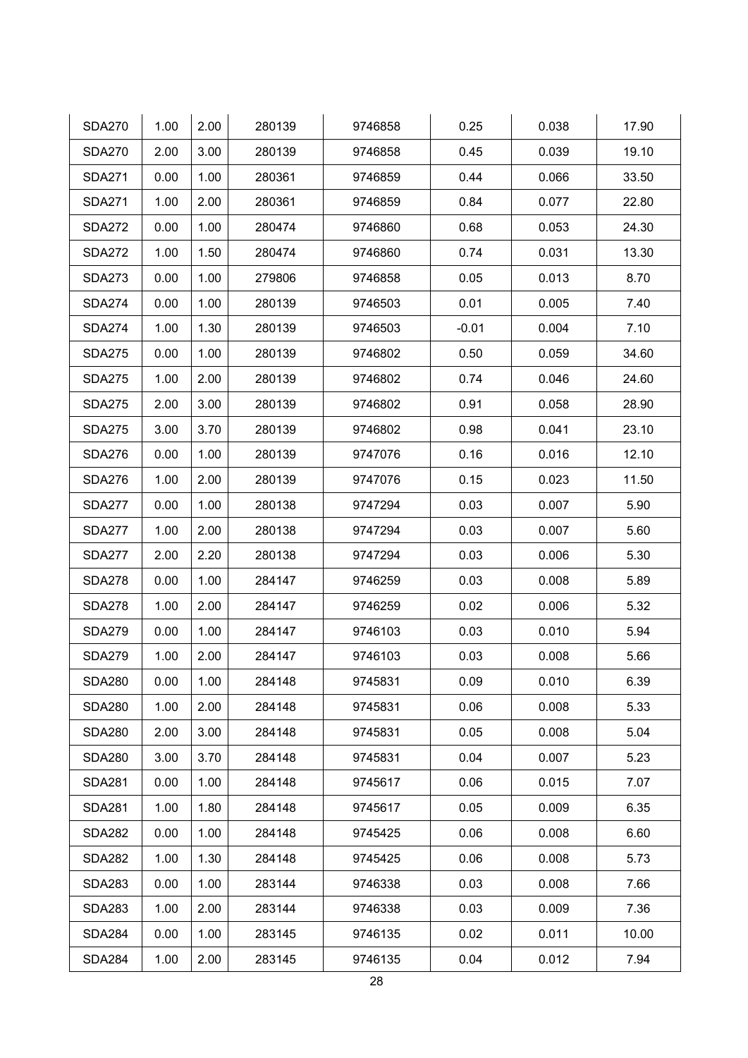| SDA270 | 1.00 | 2.00 | 280139 | 9746858 | 0.25 | 0.038 | 17.90 |
|---|---|---|---|---|---|---|---|
| SDA270 | 2.00 | 3.00 | 280139 | 9746858 | 0.45 | 0.039 | 19.10 |
| SDA271 | 0.00 | 1.00 | 280361 | 9746859 | 0.44 | 0.066 | 33.50 |
| SDA271 | 1.00 | 2.00 | 280361 | 9746859 | 0.84 | 0.077 | 22.80 |
| SDA272 | 0.00 | 1.00 | 280474 | 9746860 | 0.68 | 0.053 | 24.30 |
| SDA272 | 1.00 | 1.50 | 280474 | 9746860 | 0.74 | 0.031 | 13.30 |
| SDA273 | 0.00 | 1.00 | 279806 | 9746858 | 0.05 | 0.013 | 8.70 |
| SDA274 | 0.00 | 1.00 | 280139 | 9746503 | 0.01 | 0.005 | 7.40 |
| SDA274 | 1.00 | 1.30 | 280139 | 9746503 | -0.01 | 0.004 | 7.10 |
| SDA275 | 0.00 | 1.00 | 280139 | 9746802 | 0.50 | 0.059 | 34.60 |
| SDA275 | 1.00 | 2.00 | 280139 | 9746802 | 0.74 | 0.046 | 24.60 |
| SDA275 | 2.00 | 3.00 | 280139 | 9746802 | 0.91 | 0.058 | 28.90 |
| SDA275 | 3.00 | 3.70 | 280139 | 9746802 | 0.98 | 0.041 | 23.10 |
| SDA276 | 0.00 | 1.00 | 280139 | 9747076 | 0.16 | 0.016 | 12.10 |
| SDA276 | 1.00 | 2.00 | 280139 | 9747076 | 0.15 | 0.023 | 11.50 |
| SDA277 | 0.00 | 1.00 | 280138 | 9747294 | 0.03 | 0.007 | 5.90 |
| SDA277 | 1.00 | 2.00 | 280138 | 9747294 | 0.03 | 0.007 | 5.60 |
| SDA277 | 2.00 | 2.20 | 280138 | 9747294 | 0.03 | 0.006 | 5.30 |
| SDA278 | 0.00 | 1.00 | 284147 | 9746259 | 0.03 | 0.008 | 5.89 |
| SDA278 | 1.00 | 2.00 | 284147 | 9746259 | 0.02 | 0.006 | 5.32 |
| SDA279 | 0.00 | 1.00 | 284147 | 9746103 | 0.03 | 0.010 | 5.94 |
| SDA279 | 1.00 | 2.00 | 284147 | 9746103 | 0.03 | 0.008 | 5.66 |
| SDA280 | 0.00 | 1.00 | 284148 | 9745831 | 0.09 | 0.010 | 6.39 |
| SDA280 | 1.00 | 2.00 | 284148 | 9745831 | 0.06 | 0.008 | 5.33 |
| SDA280 | 2.00 | 3.00 | 284148 | 9745831 | 0.05 | 0.008 | 5.04 |
| SDA280 | 3.00 | 3.70 | 284148 | 9745831 | 0.04 | 0.007 | 5.23 |
| SDA281 | 0.00 | 1.00 | 284148 | 9745617 | 0.06 | 0.015 | 7.07 |
| SDA281 | 1.00 | 1.80 | 284148 | 9745617 | 0.05 | 0.009 | 6.35 |
| SDA282 | 0.00 | 1.00 | 284148 | 9745425 | 0.06 | 0.008 | 6.60 |
| SDA282 | 1.00 | 1.30 | 284148 | 9745425 | 0.06 | 0.008 | 5.73 |
| SDA283 | 0.00 | 1.00 | 283144 | 9746338 | 0.03 | 0.008 | 7.66 |
| SDA283 | 1.00 | 2.00 | 283144 | 9746338 | 0.03 | 0.009 | 7.36 |
| SDA284 | 0.00 | 1.00 | 283145 | 9746135 | 0.02 | 0.011 | 10.00 |
| SDA284 | 1.00 | 2.00 | 283145 | 9746135 | 0.04 | 0.012 | 7.94 |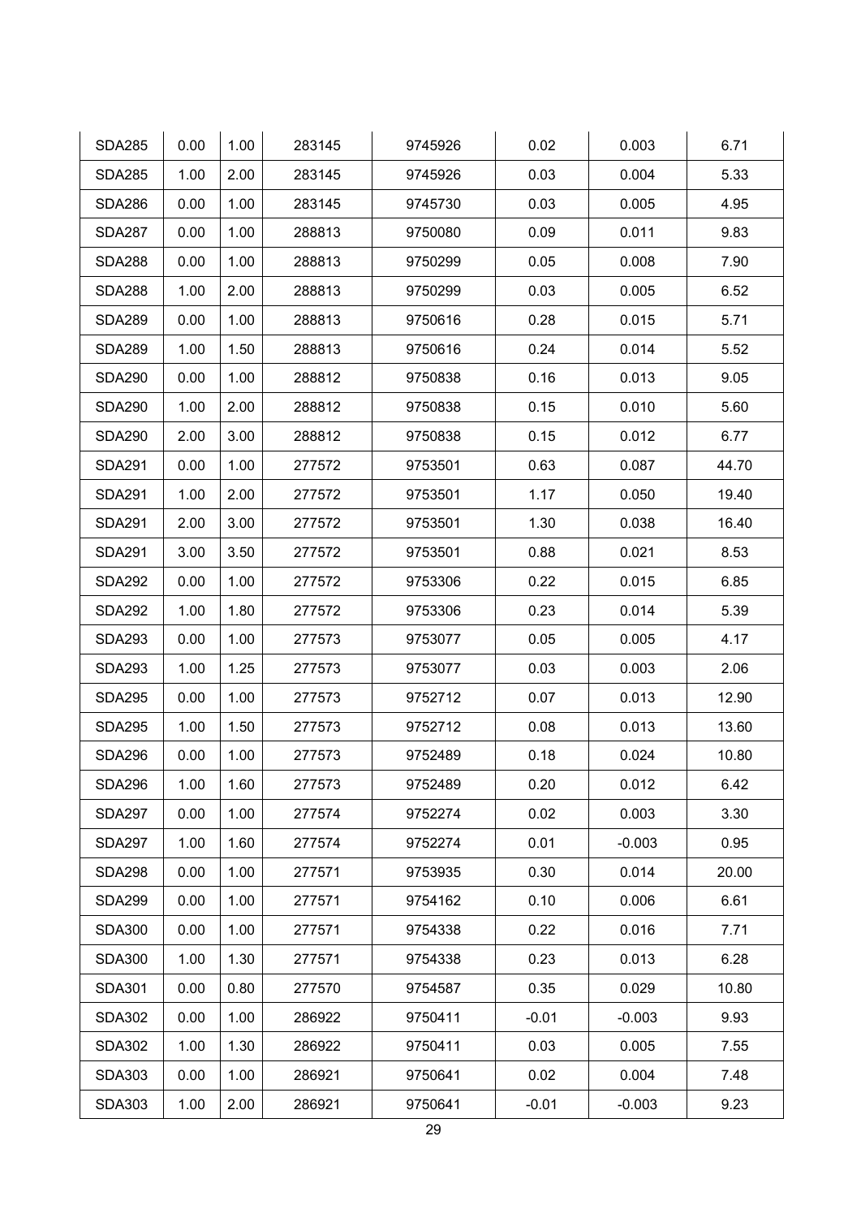| | | | | | | | |
|---|---|---|---|---|---|---|---|
| SDA285 | 0.00 | 1.00 | 283145 | 9745926 | 0.02 | 0.003 | 6.71 |
| SDA285 | 1.00 | 2.00 | 283145 | 9745926 | 0.03 | 0.004 | 5.33 |
| SDA286 | 0.00 | 1.00 | 283145 | 9745730 | 0.03 | 0.005 | 4.95 |
| SDA287 | 0.00 | 1.00 | 288813 | 9750080 | 0.09 | 0.011 | 9.83 |
| SDA288 | 0.00 | 1.00 | 288813 | 9750299 | 0.05 | 0.008 | 7.90 |
| SDA288 | 1.00 | 2.00 | 288813 | 9750299 | 0.03 | 0.005 | 6.52 |
| SDA289 | 0.00 | 1.00 | 288813 | 9750616 | 0.28 | 0.015 | 5.71 |
| SDA289 | 1.00 | 1.50 | 288813 | 9750616 | 0.24 | 0.014 | 5.52 |
| SDA290 | 0.00 | 1.00 | 288812 | 9750838 | 0.16 | 0.013 | 9.05 |
| SDA290 | 1.00 | 2.00 | 288812 | 9750838 | 0.15 | 0.010 | 5.60 |
| SDA290 | 2.00 | 3.00 | 288812 | 9750838 | 0.15 | 0.012 | 6.77 |
| SDA291 | 0.00 | 1.00 | 277572 | 9753501 | 0.63 | 0.087 | 44.70 |
| SDA291 | 1.00 | 2.00 | 277572 | 9753501 | 1.17 | 0.050 | 19.40 |
| SDA291 | 2.00 | 3.00 | 277572 | 9753501 | 1.30 | 0.038 | 16.40 |
| SDA291 | 3.00 | 3.50 | 277572 | 9753501 | 0.88 | 0.021 | 8.53 |
| SDA292 | 0.00 | 1.00 | 277572 | 9753306 | 0.22 | 0.015 | 6.85 |
| SDA292 | 1.00 | 1.80 | 277572 | 9753306 | 0.23 | 0.014 | 5.39 |
| SDA293 | 0.00 | 1.00 | 277573 | 9753077 | 0.05 | 0.005 | 4.17 |
| SDA293 | 1.00 | 1.25 | 277573 | 9753077 | 0.03 | 0.003 | 2.06 |
| SDA295 | 0.00 | 1.00 | 277573 | 9752712 | 0.07 | 0.013 | 12.90 |
| SDA295 | 1.00 | 1.50 | 277573 | 9752712 | 0.08 | 0.013 | 13.60 |
| SDA296 | 0.00 | 1.00 | 277573 | 9752489 | 0.18 | 0.024 | 10.80 |
| SDA296 | 1.00 | 1.60 | 277573 | 9752489 | 0.20 | 0.012 | 6.42 |
| SDA297 | 0.00 | 1.00 | 277574 | 9752274 | 0.02 | 0.003 | 3.30 |
| SDA297 | 1.00 | 1.60 | 277574 | 9752274 | 0.01 | -0.003 | 0.95 |
| SDA298 | 0.00 | 1.00 | 277571 | 9753935 | 0.30 | 0.014 | 20.00 |
| SDA299 | 0.00 | 1.00 | 277571 | 9754162 | 0.10 | 0.006 | 6.61 |
| SDA300 | 0.00 | 1.00 | 277571 | 9754338 | 0.22 | 0.016 | 7.71 |
| SDA300 | 1.00 | 1.30 | 277571 | 9754338 | 0.23 | 0.013 | 6.28 |
| SDA301 | 0.00 | 0.80 | 277570 | 9754587 | 0.35 | 0.029 | 10.80 |
| SDA302 | 0.00 | 1.00 | 286922 | 9750411 | -0.01 | -0.003 | 9.93 |
| SDA302 | 1.00 | 1.30 | 286922 | 9750411 | 0.03 | 0.005 | 7.55 |
| SDA303 | 0.00 | 1.00 | 286921 | 9750641 | 0.02 | 0.004 | 7.48 |
| SDA303 | 1.00 | 2.00 | 286921 | 9750641 | -0.01 | -0.003 | 9.23 |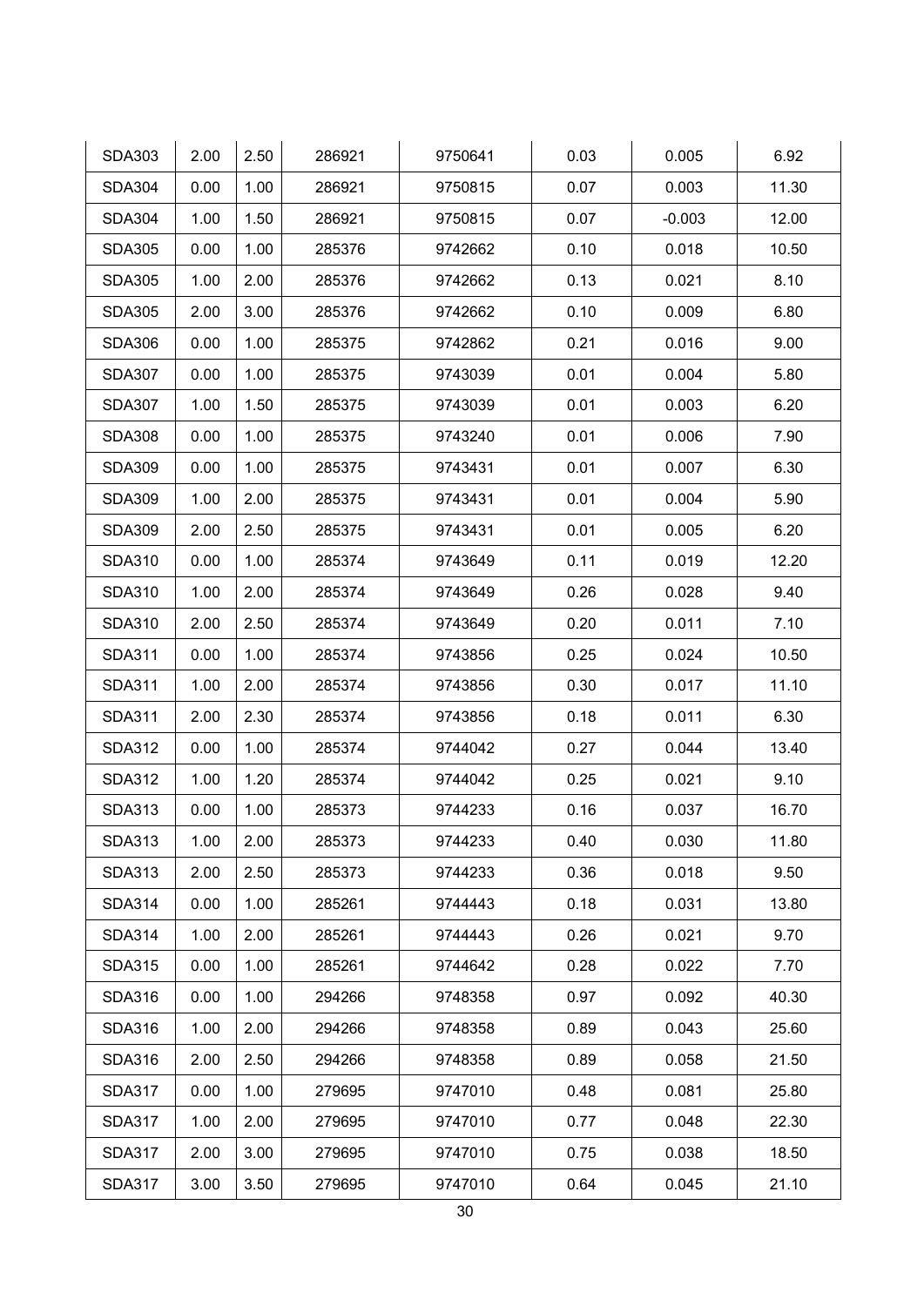| SDA303 | 2.00 | 2.50 | 286921 | 9750641 | 0.03 | 0.005 | 6.92 |
|---|---|---|---|---|---|---|---|
| SDA304 | 0.00 | 1.00 | 286921 | 9750815 | 0.07 | 0.003 | 11.30 |
| SDA304 | 1.00 | 1.50 | 286921 | 9750815 | 0.07 | -0.003 | 12.00 |
| SDA305 | 0.00 | 1.00 | 285376 | 9742662 | 0.10 | 0.018 | 10.50 |
| SDA305 | 1.00 | 2.00 | 285376 | 9742662 | 0.13 | 0.021 | 8.10 |
| SDA305 | 2.00 | 3.00 | 285376 | 9742662 | 0.10 | 0.009 | 6.80 |
| SDA306 | 0.00 | 1.00 | 285375 | 9742862 | 0.21 | 0.016 | 9.00 |
| SDA307 | 0.00 | 1.00 | 285375 | 9743039 | 0.01 | 0.004 | 5.80 |
| SDA307 | 1.00 | 1.50 | 285375 | 9743039 | 0.01 | 0.003 | 6.20 |
| SDA308 | 0.00 | 1.00 | 285375 | 9743240 | 0.01 | 0.006 | 7.90 |
| SDA309 | 0.00 | 1.00 | 285375 | 9743431 | 0.01 | 0.007 | 6.30 |
| SDA309 | 1.00 | 2.00 | 285375 | 9743431 | 0.01 | 0.004 | 5.90 |
| SDA309 | 2.00 | 2.50 | 285375 | 9743431 | 0.01 | 0.005 | 6.20 |
| SDA310 | 0.00 | 1.00 | 285374 | 9743649 | 0.11 | 0.019 | 12.20 |
| SDA310 | 1.00 | 2.00 | 285374 | 9743649 | 0.26 | 0.028 | 9.40 |
| SDA310 | 2.00 | 2.50 | 285374 | 9743649 | 0.20 | 0.011 | 7.10 |
| SDA311 | 0.00 | 1.00 | 285374 | 9743856 | 0.25 | 0.024 | 10.50 |
| SDA311 | 1.00 | 2.00 | 285374 | 9743856 | 0.30 | 0.017 | 11.10 |
| SDA311 | 2.00 | 2.30 | 285374 | 9743856 | 0.18 | 0.011 | 6.30 |
| SDA312 | 0.00 | 1.00 | 285374 | 9744042 | 0.27 | 0.044 | 13.40 |
| SDA312 | 1.00 | 1.20 | 285374 | 9744042 | 0.25 | 0.021 | 9.10 |
| SDA313 | 0.00 | 1.00 | 285373 | 9744233 | 0.16 | 0.037 | 16.70 |
| SDA313 | 1.00 | 2.00 | 285373 | 9744233 | 0.40 | 0.030 | 11.80 |
| SDA313 | 2.00 | 2.50 | 285373 | 9744233 | 0.36 | 0.018 | 9.50 |
| SDA314 | 0.00 | 1.00 | 285261 | 9744443 | 0.18 | 0.031 | 13.80 |
| SDA314 | 1.00 | 2.00 | 285261 | 9744443 | 0.26 | 0.021 | 9.70 |
| SDA315 | 0.00 | 1.00 | 285261 | 9744642 | 0.28 | 0.022 | 7.70 |
| SDA316 | 0.00 | 1.00 | 294266 | 9748358 | 0.97 | 0.092 | 40.30 |
| SDA316 | 1.00 | 2.00 | 294266 | 9748358 | 0.89 | 0.043 | 25.60 |
| SDA316 | 2.00 | 2.50 | 294266 | 9748358 | 0.89 | 0.058 | 21.50 |
| SDA317 | 0.00 | 1.00 | 279695 | 9747010 | 0.48 | 0.081 | 25.80 |
| SDA317 | 1.00 | 2.00 | 279695 | 9747010 | 0.77 | 0.048 | 22.30 |
| SDA317 | 2.00 | 3.00 | 279695 | 9747010 | 0.75 | 0.038 | 18.50 |
| SDA317 | 3.00 | 3.50 | 279695 | 9747010 | 0.64 | 0.045 | 21.10 |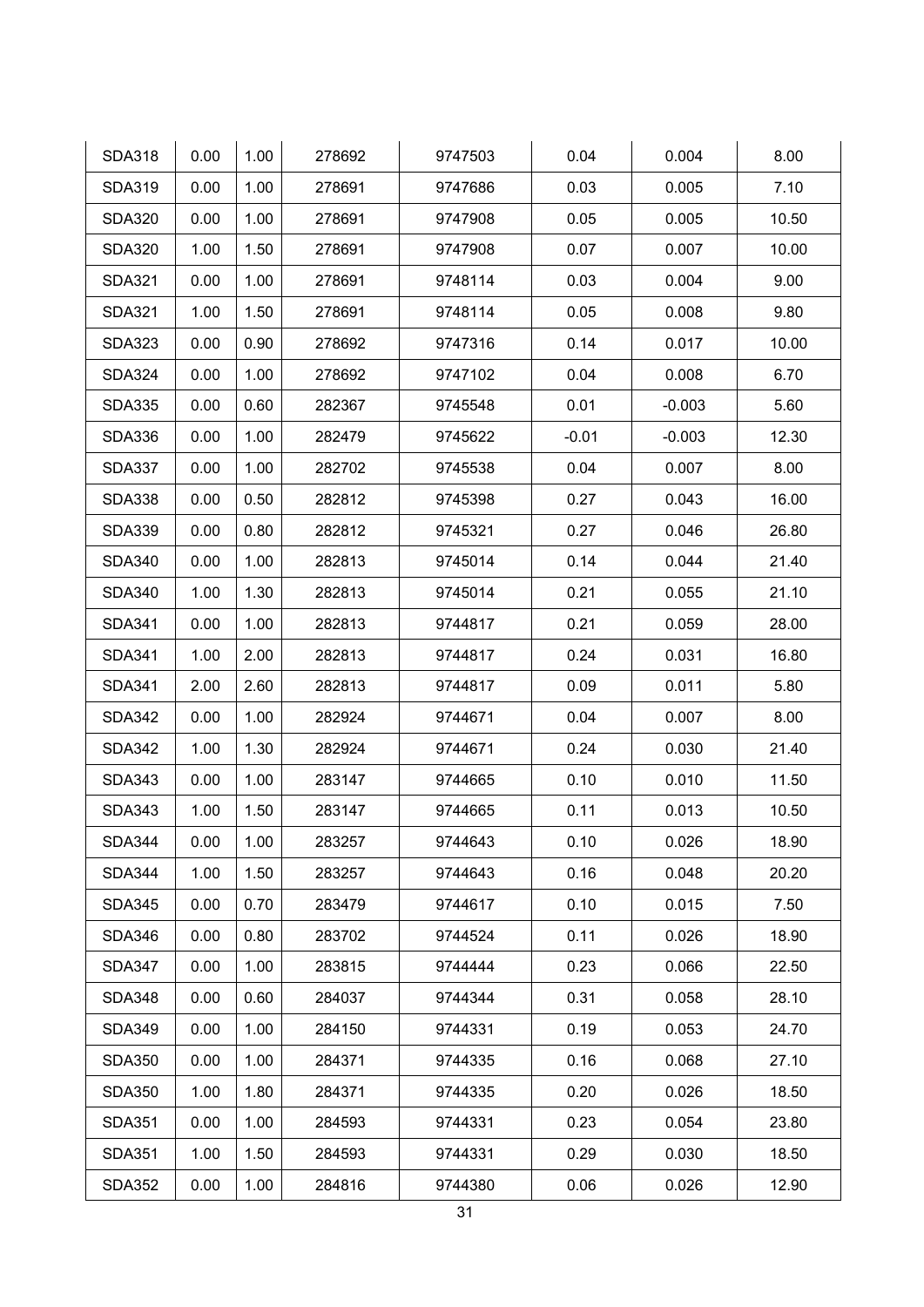| SDA318 | 0.00 | 1.00 | 278692 | 9747503 | 0.04 | 0.004 | 8.00 |
|---|---|---|---|---|---|---|---|
| SDA319 | 0.00 | 1.00 | 278691 | 9747686 | 0.03 | 0.005 | 7.10 |
| SDA320 | 0.00 | 1.00 | 278691 | 9747908 | 0.05 | 0.005 | 10.50 |
| SDA320 | 1.00 | 1.50 | 278691 | 9747908 | 0.07 | 0.007 | 10.00 |
| SDA321 | 0.00 | 1.00 | 278691 | 9748114 | 0.03 | 0.004 | 9.00 |
| SDA321 | 1.00 | 1.50 | 278691 | 9748114 | 0.05 | 0.008 | 9.80 |
| SDA323 | 0.00 | 0.90 | 278692 | 9747316 | 0.14 | 0.017 | 10.00 |
| SDA324 | 0.00 | 1.00 | 278692 | 9747102 | 0.04 | 0.008 | 6.70 |
| SDA335 | 0.00 | 0.60 | 282367 | 9745548 | 0.01 | -0.003 | 5.60 |
| SDA336 | 0.00 | 1.00 | 282479 | 9745622 | -0.01 | -0.003 | 12.30 |
| SDA337 | 0.00 | 1.00 | 282702 | 9745538 | 0.04 | 0.007 | 8.00 |
| SDA338 | 0.00 | 0.50 | 282812 | 9745398 | 0.27 | 0.043 | 16.00 |
| SDA339 | 0.00 | 0.80 | 282812 | 9745321 | 0.27 | 0.046 | 26.80 |
| SDA340 | 0.00 | 1.00 | 282813 | 9745014 | 0.14 | 0.044 | 21.40 |
| SDA340 | 1.00 | 1.30 | 282813 | 9745014 | 0.21 | 0.055 | 21.10 |
| SDA341 | 0.00 | 1.00 | 282813 | 9744817 | 0.21 | 0.059 | 28.00 |
| SDA341 | 1.00 | 2.00 | 282813 | 9744817 | 0.24 | 0.031 | 16.80 |
| SDA341 | 2.00 | 2.60 | 282813 | 9744817 | 0.09 | 0.011 | 5.80 |
| SDA342 | 0.00 | 1.00 | 282924 | 9744671 | 0.04 | 0.007 | 8.00 |
| SDA342 | 1.00 | 1.30 | 282924 | 9744671 | 0.24 | 0.030 | 21.40 |
| SDA343 | 0.00 | 1.00 | 283147 | 9744665 | 0.10 | 0.010 | 11.50 |
| SDA343 | 1.00 | 1.50 | 283147 | 9744665 | 0.11 | 0.013 | 10.50 |
| SDA344 | 0.00 | 1.00 | 283257 | 9744643 | 0.10 | 0.026 | 18.90 |
| SDA344 | 1.00 | 1.50 | 283257 | 9744643 | 0.16 | 0.048 | 20.20 |
| SDA345 | 0.00 | 0.70 | 283479 | 9744617 | 0.10 | 0.015 | 7.50 |
| SDA346 | 0.00 | 0.80 | 283702 | 9744524 | 0.11 | 0.026 | 18.90 |
| SDA347 | 0.00 | 1.00 | 283815 | 9744444 | 0.23 | 0.066 | 22.50 |
| SDA348 | 0.00 | 0.60 | 284037 | 9744344 | 0.31 | 0.058 | 28.10 |
| SDA349 | 0.00 | 1.00 | 284150 | 9744331 | 0.19 | 0.053 | 24.70 |
| SDA350 | 0.00 | 1.00 | 284371 | 9744335 | 0.16 | 0.068 | 27.10 |
| SDA350 | 1.00 | 1.80 | 284371 | 9744335 | 0.20 | 0.026 | 18.50 |
| SDA351 | 0.00 | 1.00 | 284593 | 9744331 | 0.23 | 0.054 | 23.80 |
| SDA351 | 1.00 | 1.50 | 284593 | 9744331 | 0.29 | 0.030 | 18.50 |
| SDA352 | 0.00 | 1.00 | 284816 | 9744380 | 0.06 | 0.026 | 12.90 |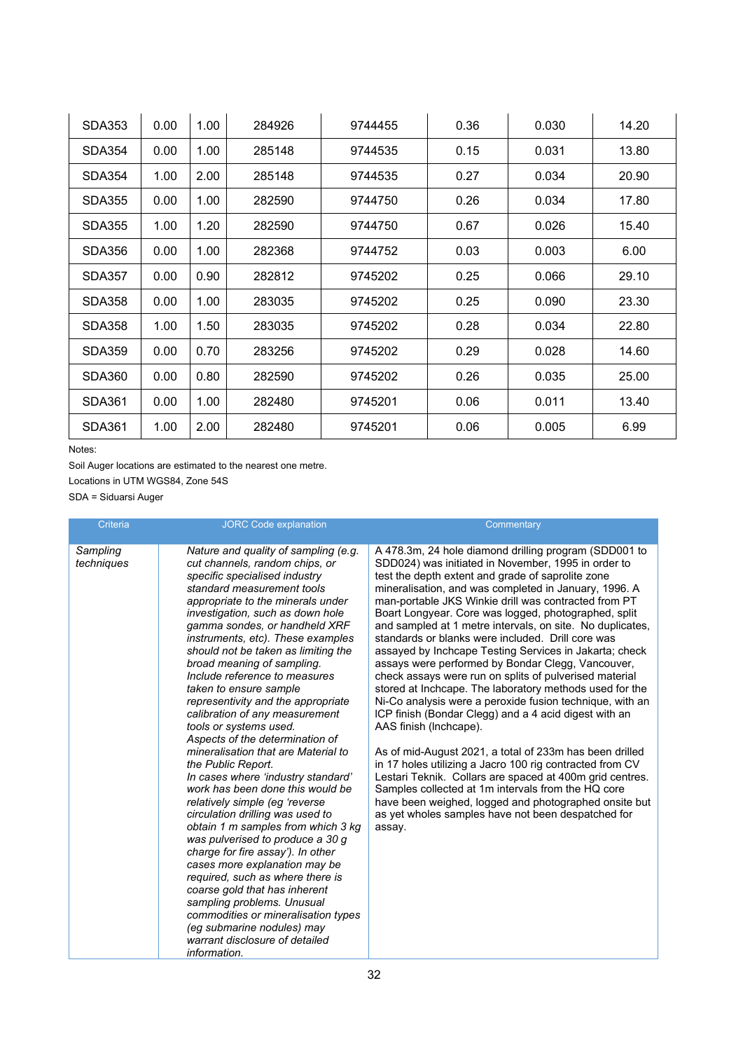| SDA353 | 0.00 | 1.00 | 284926 | 9744455 | 0.36 | 0.030 | 14.20 |
|---|---|---|---|---|---|---|---|
| SDA354 | 0.00 | 1.00 | 285148 | 9744535 | 0.15 | 0.031 | 13.80 |
| SDA354 | 1.00 | 2.00 | 285148 | 9744535 | 0.27 | 0.034 | 20.90 |
| SDA355 | 0.00 | 1.00 | 282590 | 9744750 | 0.26 | 0.034 | 17.80 |
| SDA355 | 1.00 | 1.20 | 282590 | 9744750 | 0.67 | 0.026 | 15.40 |
| SDA356 | 0.00 | 1.00 | 282368 | 9744752 | 0.03 | 0.003 | 6.00 |
| SDA357 | 0.00 | 0.90 | 282812 | 9745202 | 0.25 | 0.066 | 29.10 |
| SDA358 | 0.00 | 1.00 | 283035 | 9745202 | 0.25 | 0.090 | 23.30 |
| SDA358 | 1.00 | 1.50 | 283035 | 9745202 | 0.28 | 0.034 | 22.80 |
| SDA359 | 0.00 | 0.70 | 283256 | 9745202 | 0.29 | 0.028 | 14.60 |
| SDA360 | 0.00 | 0.80 | 282590 | 9745202 | 0.26 | 0.035 | 25.00 |
| SDA361 | 0.00 | 1.00 | 282480 | 9745201 | 0.06 | 0.011 | 13.40 |
| SDA361 | 1.00 | 2.00 | 282480 | 9745201 | 0.06 | 0.005 | 6.99 |

Notes:

Soil Auger locations are estimated to the nearest one metre.

Locations in UTM WGS84, Zone 54S

SDA = Siduarsi Auger

| Criteria | JORC Code explanation | Commentary |
|---|---|---|
| *Sampling techniques* | *Nature and quality of sampling (e.g. cut channels, random chips, or specific specialised industry standard measurement tools appropriate to the minerals under investigation, such as down hole gamma sondes, or handheld XRF instruments, etc). These examples should not be taken as limiting the broad meaning of sampling.*<br>*Include reference to measures taken to ensure sample representivity and the appropriate calibration of any measurement tools or systems used.*<br>*Aspects of the determination of mineralisation that are Material to the Public Report.*<br>*In cases where 'industry standard' work has been done this would be relatively simple (eg 'reverse circulation drilling was used to obtain 1 m samples from which 3 kg was pulverised to produce a 30 g charge for fire assay'). In other cases more explanation may be required, such as where there is coarse gold that has inherent sampling problems. Unusual commodities or mineralisation types (eg submarine nodules) may warrant disclosure of detailed information.* | A 478.3m, 24 hole diamond drilling program (SDD001 to SDD024) was initiated in November, 1995 in order to test the depth extent and grade of saprolite zone mineralisation, and was completed in January, 1996. A man-portable JKS Winkie drill was contracted from PT Boart Longyear. Core was logged, photographed, split and sampled at 1 metre intervals, on site. No duplicates, standards or blanks were included. Drill core was assayed by Inchcape Testing Services in Jakarta; check assays were performed by Bondar Clegg, Vancouver, check assays were run on splits of pulverised material stored at Inchcape. The laboratory methods used for the Ni-Co analysis were a peroxide fusion technique, with an ICP finish (Bondar Clegg) and a 4 acid digest with an AAS finish (Inchcape).<br><br>As of mid-August 2021, a total of 233m has been drilled in 17 holes utilizing a Jacro 100 rig contracted from CV Lestari Teknik. Collars are spaced at 400m grid centres. Samples collected at 1m intervals from the HQ core have been weighed, logged and photographed onsite but as yet wholes samples have not been despatched for assay. |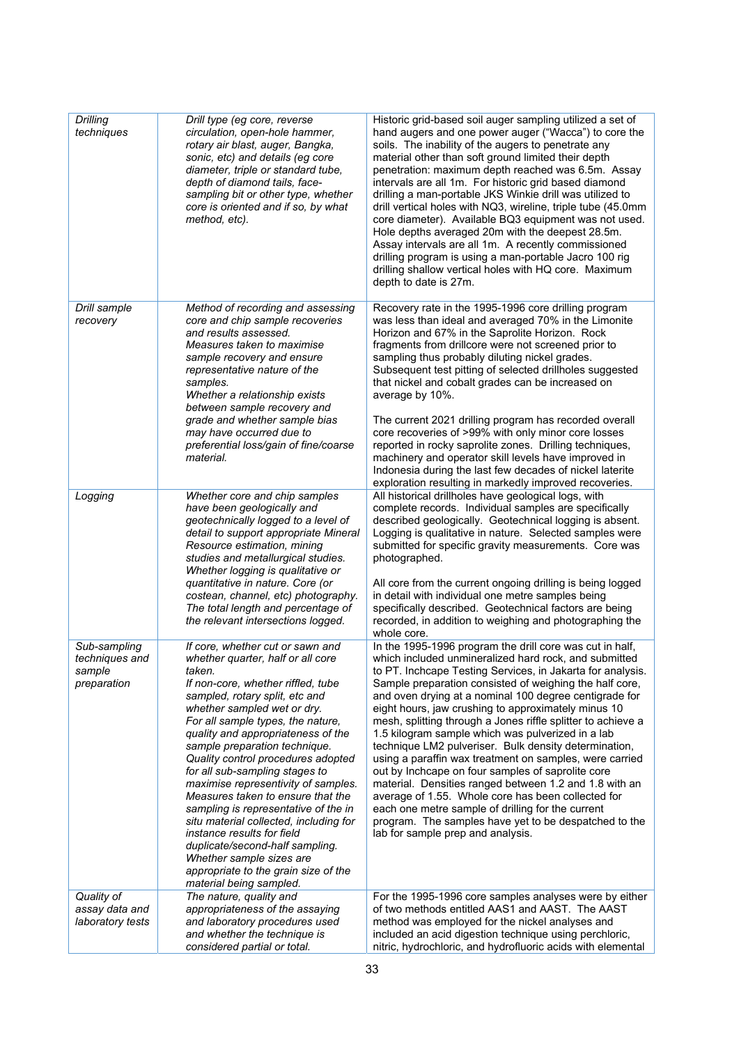| | | |
|---|---|---|
| *Drilling techniques* | *Drill type (eg core, reverse circulation, open-hole hammer, rotary air blast, auger, Bangka, sonic, etc) and details (eg core diameter, triple or standard tube, depth of diamond tails, face-sampling bit or other type, whether core is oriented and if so, by what method, etc).* | Historic grid-based soil auger sampling utilized a set of hand augers and one power auger ("Wacca") to core the soils. The inability of the augers to penetrate any material other than soft ground limited their depth penetration: maximum depth reached was 6.5m. Assay intervals are all 1m. For historic grid based diamond drilling a man-portable JKS Winkie drill was utilized to drill vertical holes with NQ3, wireline, triple tube (45.0mm core diameter). Available BQ3 equipment was not used. Hole depths averaged 20m with the deepest 28.5m. Assay intervals are all 1m. A recently commissioned drilling program is using a man-portable Jacro 100 rig drilling shallow vertical holes with HQ core. Maximum depth to date is 27m. |
| *Drill sample recovery* | *Method of recording and assessing core and chip sample recoveries and results assessed.*<br>*Measures taken to maximise sample recovery and ensure representative nature of the samples.*<br>*Whether a relationship exists between sample recovery and grade and whether sample bias may have occurred due to preferential loss/gain of fine/coarse material.* | Recovery rate in the 1995-1996 core drilling program was less than ideal and averaged 70% in the Limonite Horizon and 67% in the Saprolite Horizon. Rock fragments from drillcore were not screened prior to sampling thus probably diluting nickel grades. Subsequent test pitting of selected drillholes suggested that nickel and cobalt grades can be increased on average by 10%.<br><br>The current 2021 drilling program has recorded overall core recoveries of >99% with only minor core losses reported in rocky saprolite zones. Drilling techniques, machinery and operator skill levels have improved in Indonesia during the last few decades of nickel laterite exploration resulting in markedly improved recoveries. |
| *Logging* | *Whether core and chip samples have been geologically and geotechnically logged to a level of detail to support appropriate Mineral Resource estimation, mining studies and metallurgical studies.*<br>*Whether logging is qualitative or quantitative in nature. Core (or costean, channel, etc) photography.*<br>*The total length and percentage of the relevant intersections logged.* | All historical drillholes have geological logs, with complete records. Individual samples are specifically described geologically. Geotechnical logging is absent. Logging is qualitative in nature. Selected samples were submitted for specific gravity measurements. Core was photographed.<br><br>All core from the current ongoing drilling is being logged in detail with individual one metre samples being specifically described. Geotechnical factors are being recorded, in addition to weighing and photographing the whole core. |
| *Sub-sampling techniques and sample preparation* | *If core, whether cut or sawn and whether quarter, half or all core taken.*<br>*If non-core, whether riffled, tube sampled, rotary split, etc and whether sampled wet or dry.*<br>*For all sample types, the nature, quality and appropriateness of the sample preparation technique.*<br>*Quality control procedures adopted for all sub-sampling stages to maximise representivity of samples.*<br>*Measures taken to ensure that the sampling is representative of the in situ material collected, including for instance results for field duplicate/second-half sampling.*<br>*Whether sample sizes are appropriate to the grain size of the material being sampled.* | In the 1995-1996 program the drill core was cut in half, which included unmineralized hard rock, and submitted to PT. Inchcape Testing Services, in Jakarta for analysis. Sample preparation consisted of weighing the half core, and oven drying at a nominal 100 degree centigrade for eight hours, jaw crushing to approximately minus 10 mesh, splitting through a Jones riffle splitter to achieve a 1.5 kilogram sample which was pulverized in a lab technique LM2 pulveriser. Bulk density determination, using a paraffin wax treatment on samples, were carried out by Inchcape on four samples of saprolite core material. Densities ranged between 1.2 and 1.8 with an average of 1.55. Whole core has been collected for each one metre sample of drilling for the current program. The samples have yet to be despatched to the lab for sample prep and analysis. |
| *Quality of assay data and laboratory tests* | *The nature, quality and appropriateness of the assaying and laboratory procedures used and whether the technique is considered partial or total.* | For the 1995-1996 core samples analyses were by either of two methods entitled AAS1 and AAST. The AAST method was employed for the nickel analyses and included an acid digestion technique using perchloric, nitric, hydrochloric, and hydrofluoric acids with elemental |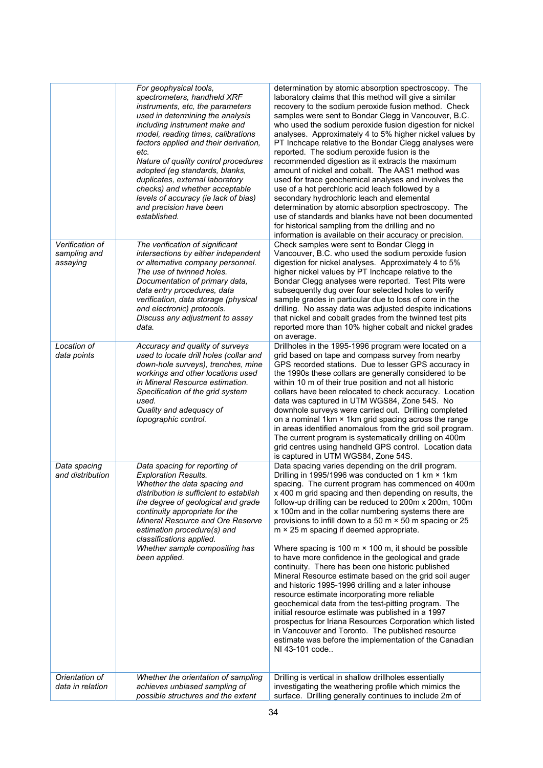| | | |
|---|---|---|
| | *For geophysical tools, spectrometers, handheld XRF instruments, etc, the parameters used in determining the analysis including instrument make and model, reading times, calibrations factors applied and their derivation, etc.*<br>*Nature of quality control procedures adopted (eg standards, blanks, duplicates, external laboratory checks) and whether acceptable levels of accuracy (ie lack of bias) and precision have been established.* | determination by atomic absorption spectroscopy. The laboratory claims that this method will give a similar recovery to the sodium peroxide fusion method. Check samples were sent to Bondar Clegg in Vancouver, B.C. who used the sodium peroxide fusion digestion for nickel analyses. Approximately 4 to 5% higher nickel values by PT Inchcape relative to the Bondar Clegg analyses were reported. The sodium peroxide fusion is the recommended digestion as it extracts the maximum amount of nickel and cobalt. The AAS1 method was used for trace geochemical analyses and involves the use of a hot perchloric acid leach followed by a secondary hydrochloric leach and elemental determination by atomic absorption spectroscopy. The use of standards and blanks have not been documented for historical sampling from the drilling and no information is available on their accuracy or precision. |
| *Verification of sampling and assaying* | *The verification of significant intersections by either independent or alternative company personnel.*<br>*The use of twinned holes.*<br>*Documentation of primary data, data entry procedures, data verification, data storage (physical and electronic) protocols.*<br>*Discuss any adjustment to assay data.* | Check samples were sent to Bondar Clegg in Vancouver, B.C. who used the sodium peroxide fusion digestion for nickel analyses. Approximately 4 to 5% higher nickel values by PT Inchcape relative to the Bondar Clegg analyses were reported. Test Pits were subsequently dug over four selected holes to verify sample grades in particular due to loss of core in the drilling. No assay data was adjusted despite indications that nickel and cobalt grades from the twinned test pits reported more than 10% higher cobalt and nickel grades on average. |
| *Location of data points* | *Accuracy and quality of surveys used to locate drill holes (collar and down-hole surveys), trenches, mine workings and other locations used in Mineral Resource estimation.*<br>*Specification of the grid system used.*<br>*Quality and adequacy of topographic control.* | Drillholes in the 1995-1996 program were located on a grid based on tape and compass survey from nearby GPS recorded stations. Due to lesser GPS accuracy in the 1990s these collars are generally considered to be within 10 m of their true position and not all historic collars have been relocated to check accuracy. Location data was captured in UTM WGS84, Zone 54S. No downhole surveys were carried out. Drilling completed on a nominal 1km × 1km grid spacing across the range in areas identified anomalous from the grid soil program. The current program is systematically drilling on 400m grid centres using handheld GPS control. Location data is captured in UTM WGS84, Zone 54S. |
| *Data spacing and distribution* | *Data spacing for reporting of Exploration Results.*<br>*Whether the data spacing and distribution is sufficient to establish the degree of geological and grade continuity appropriate for the Mineral Resource and Ore Reserve estimation procedure(s) and classifications applied.*<br>*Whether sample compositing has been applied.* | Data spacing varies depending on the drill program. Drilling in 1995/1996 was conducted on 1 km × 1km spacing. The current program has commenced on 400m x 400m grid spacing and then depending on results, the follow-up drilling can be reduced to 200m x 200m, 100m x 100m and in the collar numbering systems there are provisions to infill down to a 50 m × 50 m spacing or 25 m × 25 m spacing if deemed appropriate.<br><br>Where spacing is 100 m × 100 m, it should be possible to have more confidence in the geological and grade continuity. There has been one historic published Mineral Resource estimate based on the grid soil auger and historic 1995-1996 drilling and a later inhouse resource estimate incorporating more reliable geochemical data from the test-pitting program. The initial resource estimate was published in a 1997 prospectus for Iriana Resources Corporation which listed in Vancouver and Toronto. The published resource estimate was before the implementation of the Canadian NI 43-101 code.. |
| *Orientation of data in relation* | *Whether the orientation of sampling achieves unbiased sampling of possible structures and the extent* | Drilling is vertical in shallow drillholes essentially investigating the weathering profile which mimics the surface. Drilling generally continues to include 2m of |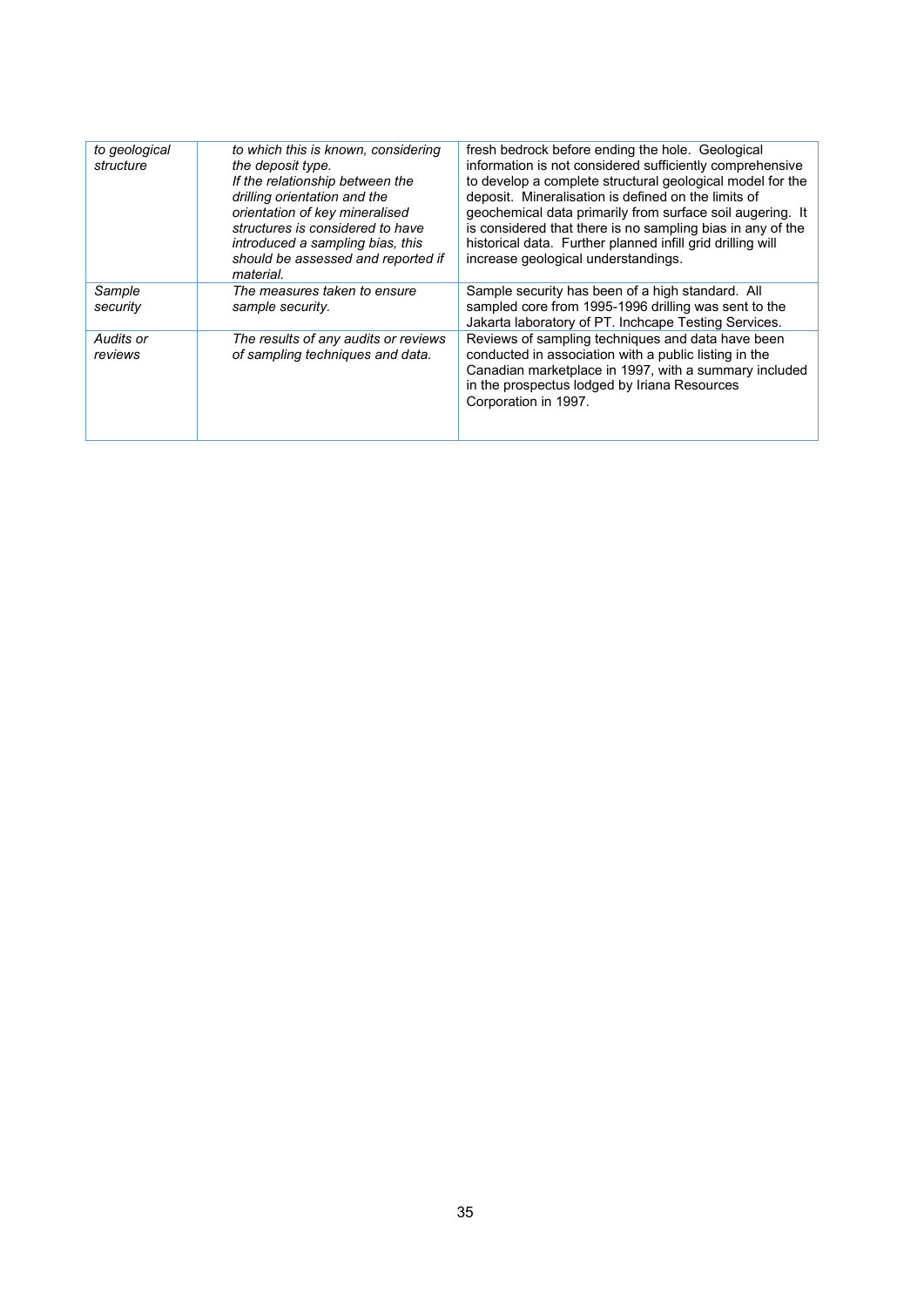| | | |
|---|---|---|
| *to geological structure* | *to which this is known, considering the deposit type.* *If the relationship between the drilling orientation and the orientation of key mineralised structures is considered to have introduced a sampling bias, this should be assessed and reported if material.* | fresh bedrock before ending the hole. Geological information is not considered sufficiently comprehensive to develop a complete structural geological model for the deposit. Mineralisation is defined on the limits of geochemical data primarily from surface soil augering. It is considered that there is no sampling bias in any of the historical data. Further planned infill grid drilling will increase geological understandings. |
| *Sample security* | *The measures taken to ensure sample security.* | Sample security has been of a high standard. All sampled core from 1995-1996 drilling was sent to the Jakarta laboratory of PT. Inchcape Testing Services. |
| *Audits or reviews* | *The results of any audits or reviews of sampling techniques and data.* | Reviews of sampling techniques and data have been conducted in association with a public listing in the Canadian marketplace in 1997, with a summary included in the prospectus lodged by Iriana Resources Corporation in 1997. |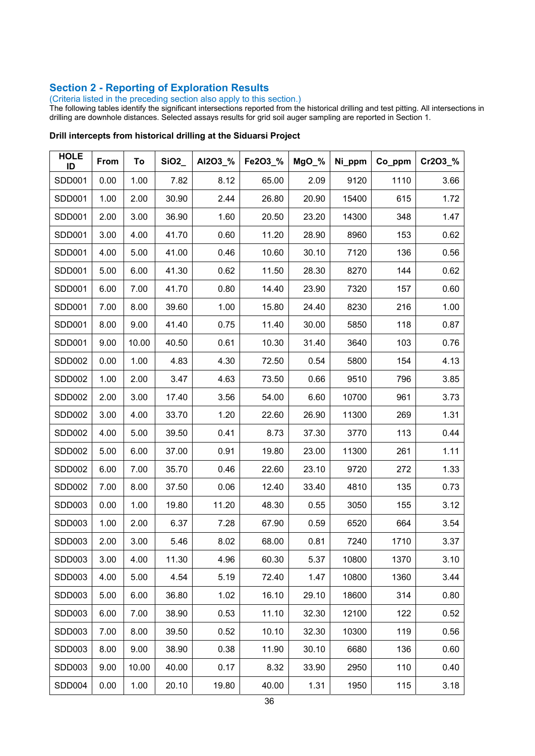## Section 2 - Reporting of Exploration Results

(Criteria listed in the preceding section also apply to this section.)

The following tables identify the significant intersections reported from the historical drilling and test pitting. All intersections in drilling are downhole distances. Selected assays results for grid soil auger sampling are reported in Section 1.

**Drill intercepts from historical drilling at the Siduarsi Project**

| HOLE ID | From | To | SiO2_ | Al2O3_% | Fe2O3_% | MgO_% | Ni_ppm | Co_ppm | Cr2O3_% |
|---|---|---|---|---|---|---|---|---|---|
| SDD001 | 0.00 | 1.00 | 7.82 | 8.12 | 65.00 | 2.09 | 9120 | 1110 | 3.66 |
| SDD001 | 1.00 | 2.00 | 30.90 | 2.44 | 26.80 | 20.90 | 15400 | 615 | 1.72 |
| SDD001 | 2.00 | 3.00 | 36.90 | 1.60 | 20.50 | 23.20 | 14300 | 348 | 1.47 |
| SDD001 | 3.00 | 4.00 | 41.70 | 0.60 | 11.20 | 28.90 | 8960 | 153 | 0.62 |
| SDD001 | 4.00 | 5.00 | 41.00 | 0.46 | 10.60 | 30.10 | 7120 | 136 | 0.56 |
| SDD001 | 5.00 | 6.00 | 41.30 | 0.62 | 11.50 | 28.30 | 8270 | 144 | 0.62 |
| SDD001 | 6.00 | 7.00 | 41.70 | 0.80 | 14.40 | 23.90 | 7320 | 157 | 0.60 |
| SDD001 | 7.00 | 8.00 | 39.60 | 1.00 | 15.80 | 24.40 | 8230 | 216 | 1.00 |
| SDD001 | 8.00 | 9.00 | 41.40 | 0.75 | 11.40 | 30.00 | 5850 | 118 | 0.87 |
| SDD001 | 9.00 | 10.00 | 40.50 | 0.61 | 10.30 | 31.40 | 3640 | 103 | 0.76 |
| SDD002 | 0.00 | 1.00 | 4.83 | 4.30 | 72.50 | 0.54 | 5800 | 154 | 4.13 |
| SDD002 | 1.00 | 2.00 | 3.47 | 4.63 | 73.50 | 0.66 | 9510 | 796 | 3.85 |
| SDD002 | 2.00 | 3.00 | 17.40 | 3.56 | 54.00 | 6.60 | 10700 | 961 | 3.73 |
| SDD002 | 3.00 | 4.00 | 33.70 | 1.20 | 22.60 | 26.90 | 11300 | 269 | 1.31 |
| SDD002 | 4.00 | 5.00 | 39.50 | 0.41 | 8.73 | 37.30 | 3770 | 113 | 0.44 |
| SDD002 | 5.00 | 6.00 | 37.00 | 0.91 | 19.80 | 23.00 | 11300 | 261 | 1.11 |
| SDD002 | 6.00 | 7.00 | 35.70 | 0.46 | 22.60 | 23.10 | 9720 | 272 | 1.33 |
| SDD002 | 7.00 | 8.00 | 37.50 | 0.06 | 12.40 | 33.40 | 4810 | 135 | 0.73 |
| SDD003 | 0.00 | 1.00 | 19.80 | 11.20 | 48.30 | 0.55 | 3050 | 155 | 3.12 |
| SDD003 | 1.00 | 2.00 | 6.37 | 7.28 | 67.90 | 0.59 | 6520 | 664 | 3.54 |
| SDD003 | 2.00 | 3.00 | 5.46 | 8.02 | 68.00 | 0.81 | 7240 | 1710 | 3.37 |
| SDD003 | 3.00 | 4.00 | 11.30 | 4.96 | 60.30 | 5.37 | 10800 | 1370 | 3.10 |
| SDD003 | 4.00 | 5.00 | 4.54 | 5.19 | 72.40 | 1.47 | 10800 | 1360 | 3.44 |
| SDD003 | 5.00 | 6.00 | 36.80 | 1.02 | 16.10 | 29.10 | 18600 | 314 | 0.80 |
| SDD003 | 6.00 | 7.00 | 38.90 | 0.53 | 11.10 | 32.30 | 12100 | 122 | 0.52 |
| SDD003 | 7.00 | 8.00 | 39.50 | 0.52 | 10.10 | 32.30 | 10300 | 119 | 0.56 |
| SDD003 | 8.00 | 9.00 | 38.90 | 0.38 | 11.90 | 30.10 | 6680 | 136 | 0.60 |
| SDD003 | 9.00 | 10.00 | 40.00 | 0.17 | 8.32 | 33.90 | 2950 | 110 | 0.40 |
| SDD004 | 0.00 | 1.00 | 20.10 | 19.80 | 40.00 | 1.31 | 1950 | 115 | 3.18 |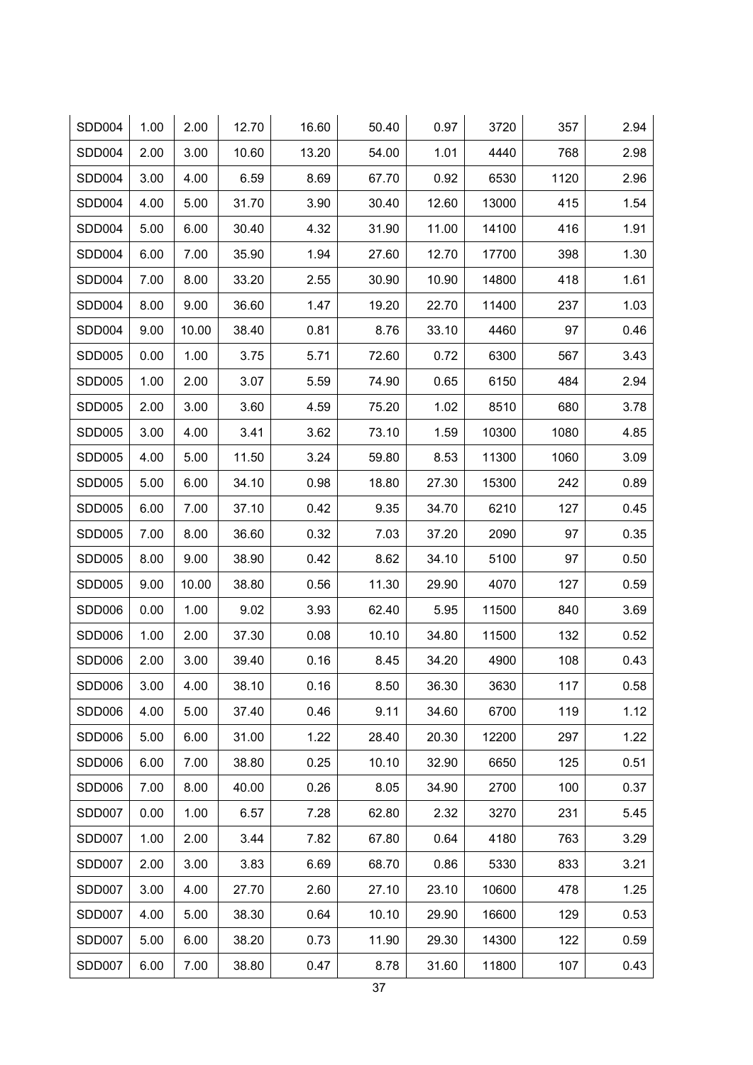| SDD004 | 1.00 | 2.00 | 12.70 | 16.60 | 50.40 | 0.97 | 3720 | 357 | 2.94 |
|---|---|---|---|---|---|---|---|---|---|
| SDD004 | 2.00 | 3.00 | 10.60 | 13.20 | 54.00 | 1.01 | 4440 | 768 | 2.98 |
| SDD004 | 3.00 | 4.00 | 6.59 | 8.69 | 67.70 | 0.92 | 6530 | 1120 | 2.96 |
| SDD004 | 4.00 | 5.00 | 31.70 | 3.90 | 30.40 | 12.60 | 13000 | 415 | 1.54 |
| SDD004 | 5.00 | 6.00 | 30.40 | 4.32 | 31.90 | 11.00 | 14100 | 416 | 1.91 |
| SDD004 | 6.00 | 7.00 | 35.90 | 1.94 | 27.60 | 12.70 | 17700 | 398 | 1.30 |
| SDD004 | 7.00 | 8.00 | 33.20 | 2.55 | 30.90 | 10.90 | 14800 | 418 | 1.61 |
| SDD004 | 8.00 | 9.00 | 36.60 | 1.47 | 19.20 | 22.70 | 11400 | 237 | 1.03 |
| SDD004 | 9.00 | 10.00 | 38.40 | 0.81 | 8.76 | 33.10 | 4460 | 97 | 0.46 |
| SDD005 | 0.00 | 1.00 | 3.75 | 5.71 | 72.60 | 0.72 | 6300 | 567 | 3.43 |
| SDD005 | 1.00 | 2.00 | 3.07 | 5.59 | 74.90 | 0.65 | 6150 | 484 | 2.94 |
| SDD005 | 2.00 | 3.00 | 3.60 | 4.59 | 75.20 | 1.02 | 8510 | 680 | 3.78 |
| SDD005 | 3.00 | 4.00 | 3.41 | 3.62 | 73.10 | 1.59 | 10300 | 1080 | 4.85 |
| SDD005 | 4.00 | 5.00 | 11.50 | 3.24 | 59.80 | 8.53 | 11300 | 1060 | 3.09 |
| SDD005 | 5.00 | 6.00 | 34.10 | 0.98 | 18.80 | 27.30 | 15300 | 242 | 0.89 |
| SDD005 | 6.00 | 7.00 | 37.10 | 0.42 | 9.35 | 34.70 | 6210 | 127 | 0.45 |
| SDD005 | 7.00 | 8.00 | 36.60 | 0.32 | 7.03 | 37.20 | 2090 | 97 | 0.35 |
| SDD005 | 8.00 | 9.00 | 38.90 | 0.42 | 8.62 | 34.10 | 5100 | 97 | 0.50 |
| SDD005 | 9.00 | 10.00 | 38.80 | 0.56 | 11.30 | 29.90 | 4070 | 127 | 0.59 |
| SDD006 | 0.00 | 1.00 | 9.02 | 3.93 | 62.40 | 5.95 | 11500 | 840 | 3.69 |
| SDD006 | 1.00 | 2.00 | 37.30 | 0.08 | 10.10 | 34.80 | 11500 | 132 | 0.52 |
| SDD006 | 2.00 | 3.00 | 39.40 | 0.16 | 8.45 | 34.20 | 4900 | 108 | 0.43 |
| SDD006 | 3.00 | 4.00 | 38.10 | 0.16 | 8.50 | 36.30 | 3630 | 117 | 0.58 |
| SDD006 | 4.00 | 5.00 | 37.40 | 0.46 | 9.11 | 34.60 | 6700 | 119 | 1.12 |
| SDD006 | 5.00 | 6.00 | 31.00 | 1.22 | 28.40 | 20.30 | 12200 | 297 | 1.22 |
| SDD006 | 6.00 | 7.00 | 38.80 | 0.25 | 10.10 | 32.90 | 6650 | 125 | 0.51 |
| SDD006 | 7.00 | 8.00 | 40.00 | 0.26 | 8.05 | 34.90 | 2700 | 100 | 0.37 |
| SDD007 | 0.00 | 1.00 | 6.57 | 7.28 | 62.80 | 2.32 | 3270 | 231 | 5.45 |
| SDD007 | 1.00 | 2.00 | 3.44 | 7.82 | 67.80 | 0.64 | 4180 | 763 | 3.29 |
| SDD007 | 2.00 | 3.00 | 3.83 | 6.69 | 68.70 | 0.86 | 5330 | 833 | 3.21 |
| SDD007 | 3.00 | 4.00 | 27.70 | 2.60 | 27.10 | 23.10 | 10600 | 478 | 1.25 |
| SDD007 | 4.00 | 5.00 | 38.30 | 0.64 | 10.10 | 29.90 | 16600 | 129 | 0.53 |
| SDD007 | 5.00 | 6.00 | 38.20 | 0.73 | 11.90 | 29.30 | 14300 | 122 | 0.59 |
| SDD007 | 6.00 | 7.00 | 38.80 | 0.47 | 8.78 | 31.60 | 11800 | 107 | 0.43 |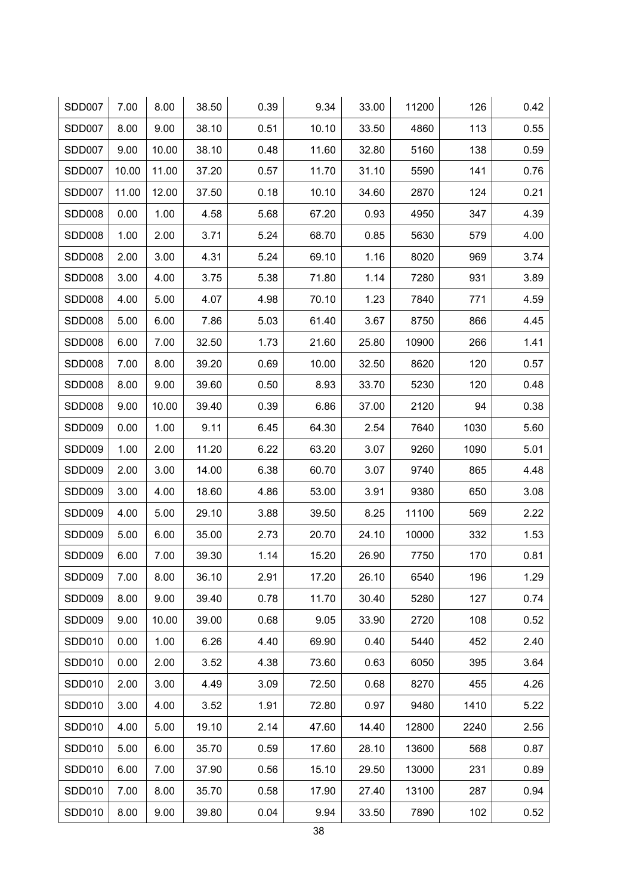| | | | | | | | | | |
|---|---|---|---|---|---|---|---|---|---|
| SDD007 | 7.00 | 8.00 | 38.50 | 0.39 | 9.34 | 33.00 | 11200 | 126 | 0.42 |
| SDD007 | 8.00 | 9.00 | 38.10 | 0.51 | 10.10 | 33.50 | 4860 | 113 | 0.55 |
| SDD007 | 9.00 | 10.00 | 38.10 | 0.48 | 11.60 | 32.80 | 5160 | 138 | 0.59 |
| SDD007 | 10.00 | 11.00 | 37.20 | 0.57 | 11.70 | 31.10 | 5590 | 141 | 0.76 |
| SDD007 | 11.00 | 12.00 | 37.50 | 0.18 | 10.10 | 34.60 | 2870 | 124 | 0.21 |
| SDD008 | 0.00 | 1.00 | 4.58 | 5.68 | 67.20 | 0.93 | 4950 | 347 | 4.39 |
| SDD008 | 1.00 | 2.00 | 3.71 | 5.24 | 68.70 | 0.85 | 5630 | 579 | 4.00 |
| SDD008 | 2.00 | 3.00 | 4.31 | 5.24 | 69.10 | 1.16 | 8020 | 969 | 3.74 |
| SDD008 | 3.00 | 4.00 | 3.75 | 5.38 | 71.80 | 1.14 | 7280 | 931 | 3.89 |
| SDD008 | 4.00 | 5.00 | 4.07 | 4.98 | 70.10 | 1.23 | 7840 | 771 | 4.59 |
| SDD008 | 5.00 | 6.00 | 7.86 | 5.03 | 61.40 | 3.67 | 8750 | 866 | 4.45 |
| SDD008 | 6.00 | 7.00 | 32.50 | 1.73 | 21.60 | 25.80 | 10900 | 266 | 1.41 |
| SDD008 | 7.00 | 8.00 | 39.20 | 0.69 | 10.00 | 32.50 | 8620 | 120 | 0.57 |
| SDD008 | 8.00 | 9.00 | 39.60 | 0.50 | 8.93 | 33.70 | 5230 | 120 | 0.48 |
| SDD008 | 9.00 | 10.00 | 39.40 | 0.39 | 6.86 | 37.00 | 2120 | 94 | 0.38 |
| SDD009 | 0.00 | 1.00 | 9.11 | 6.45 | 64.30 | 2.54 | 7640 | 1030 | 5.60 |
| SDD009 | 1.00 | 2.00 | 11.20 | 6.22 | 63.20 | 3.07 | 9260 | 1090 | 5.01 |
| SDD009 | 2.00 | 3.00 | 14.00 | 6.38 | 60.70 | 3.07 | 9740 | 865 | 4.48 |
| SDD009 | 3.00 | 4.00 | 18.60 | 4.86 | 53.00 | 3.91 | 9380 | 650 | 3.08 |
| SDD009 | 4.00 | 5.00 | 29.10 | 3.88 | 39.50 | 8.25 | 11100 | 569 | 2.22 |
| SDD009 | 5.00 | 6.00 | 35.00 | 2.73 | 20.70 | 24.10 | 10000 | 332 | 1.53 |
| SDD009 | 6.00 | 7.00 | 39.30 | 1.14 | 15.20 | 26.90 | 7750 | 170 | 0.81 |
| SDD009 | 7.00 | 8.00 | 36.10 | 2.91 | 17.20 | 26.10 | 6540 | 196 | 1.29 |
| SDD009 | 8.00 | 9.00 | 39.40 | 0.78 | 11.70 | 30.40 | 5280 | 127 | 0.74 |
| SDD009 | 9.00 | 10.00 | 39.00 | 0.68 | 9.05 | 33.90 | 2720 | 108 | 0.52 |
| SDD010 | 0.00 | 1.00 | 6.26 | 4.40 | 69.90 | 0.40 | 5440 | 452 | 2.40 |
| SDD010 | 0.00 | 2.00 | 3.52 | 4.38 | 73.60 | 0.63 | 6050 | 395 | 3.64 |
| SDD010 | 2.00 | 3.00 | 4.49 | 3.09 | 72.50 | 0.68 | 8270 | 455 | 4.26 |
| SDD010 | 3.00 | 4.00 | 3.52 | 1.91 | 72.80 | 0.97 | 9480 | 1410 | 5.22 |
| SDD010 | 4.00 | 5.00 | 19.10 | 2.14 | 47.60 | 14.40 | 12800 | 2240 | 2.56 |
| SDD010 | 5.00 | 6.00 | 35.70 | 0.59 | 17.60 | 28.10 | 13600 | 568 | 0.87 |
| SDD010 | 6.00 | 7.00 | 37.90 | 0.56 | 15.10 | 29.50 | 13000 | 231 | 0.89 |
| SDD010 | 7.00 | 8.00 | 35.70 | 0.58 | 17.90 | 27.40 | 13100 | 287 | 0.94 |
| SDD010 | 8.00 | 9.00 | 39.80 | 0.04 | 9.94 | 33.50 | 7890 | 102 | 0.52 |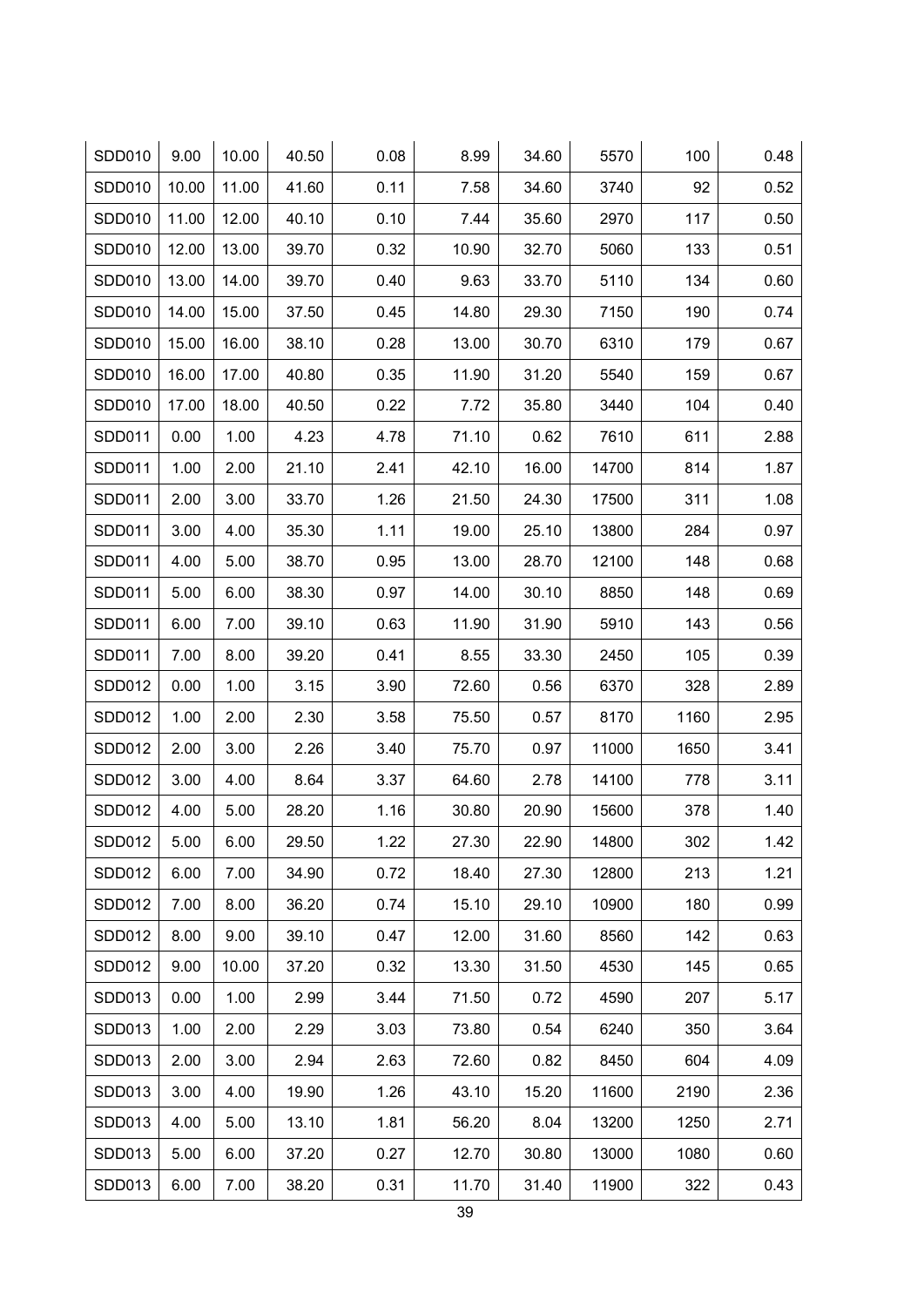| | | | | | | | | | |
|---|---|---|---|---|---|---|---|---|---|
| SDD010 | 9.00 | 10.00 | 40.50 | 0.08 | 8.99 | 34.60 | 5570 | 100 | 0.48 |
| SDD010 | 10.00 | 11.00 | 41.60 | 0.11 | 7.58 | 34.60 | 3740 | 92 | 0.52 |
| SDD010 | 11.00 | 12.00 | 40.10 | 0.10 | 7.44 | 35.60 | 2970 | 117 | 0.50 |
| SDD010 | 12.00 | 13.00 | 39.70 | 0.32 | 10.90 | 32.70 | 5060 | 133 | 0.51 |
| SDD010 | 13.00 | 14.00 | 39.70 | 0.40 | 9.63 | 33.70 | 5110 | 134 | 0.60 |
| SDD010 | 14.00 | 15.00 | 37.50 | 0.45 | 14.80 | 29.30 | 7150 | 190 | 0.74 |
| SDD010 | 15.00 | 16.00 | 38.10 | 0.28 | 13.00 | 30.70 | 6310 | 179 | 0.67 |
| SDD010 | 16.00 | 17.00 | 40.80 | 0.35 | 11.90 | 31.20 | 5540 | 159 | 0.67 |
| SDD010 | 17.00 | 18.00 | 40.50 | 0.22 | 7.72 | 35.80 | 3440 | 104 | 0.40 |
| SDD011 | 0.00 | 1.00 | 4.23 | 4.78 | 71.10 | 0.62 | 7610 | 611 | 2.88 |
| SDD011 | 1.00 | 2.00 | 21.10 | 2.41 | 42.10 | 16.00 | 14700 | 814 | 1.87 |
| SDD011 | 2.00 | 3.00 | 33.70 | 1.26 | 21.50 | 24.30 | 17500 | 311 | 1.08 |
| SDD011 | 3.00 | 4.00 | 35.30 | 1.11 | 19.00 | 25.10 | 13800 | 284 | 0.97 |
| SDD011 | 4.00 | 5.00 | 38.70 | 0.95 | 13.00 | 28.70 | 12100 | 148 | 0.68 |
| SDD011 | 5.00 | 6.00 | 38.30 | 0.97 | 14.00 | 30.10 | 8850 | 148 | 0.69 |
| SDD011 | 6.00 | 7.00 | 39.10 | 0.63 | 11.90 | 31.90 | 5910 | 143 | 0.56 |
| SDD011 | 7.00 | 8.00 | 39.20 | 0.41 | 8.55 | 33.30 | 2450 | 105 | 0.39 |
| SDD012 | 0.00 | 1.00 | 3.15 | 3.90 | 72.60 | 0.56 | 6370 | 328 | 2.89 |
| SDD012 | 1.00 | 2.00 | 2.30 | 3.58 | 75.50 | 0.57 | 8170 | 1160 | 2.95 |
| SDD012 | 2.00 | 3.00 | 2.26 | 3.40 | 75.70 | 0.97 | 11000 | 1650 | 3.41 |
| SDD012 | 3.00 | 4.00 | 8.64 | 3.37 | 64.60 | 2.78 | 14100 | 778 | 3.11 |
| SDD012 | 4.00 | 5.00 | 28.20 | 1.16 | 30.80 | 20.90 | 15600 | 378 | 1.40 |
| SDD012 | 5.00 | 6.00 | 29.50 | 1.22 | 27.30 | 22.90 | 14800 | 302 | 1.42 |
| SDD012 | 6.00 | 7.00 | 34.90 | 0.72 | 18.40 | 27.30 | 12800 | 213 | 1.21 |
| SDD012 | 7.00 | 8.00 | 36.20 | 0.74 | 15.10 | 29.10 | 10900 | 180 | 0.99 |
| SDD012 | 8.00 | 9.00 | 39.10 | 0.47 | 12.00 | 31.60 | 8560 | 142 | 0.63 |
| SDD012 | 9.00 | 10.00 | 37.20 | 0.32 | 13.30 | 31.50 | 4530 | 145 | 0.65 |
| SDD013 | 0.00 | 1.00 | 2.99 | 3.44 | 71.50 | 0.72 | 4590 | 207 | 5.17 |
| SDD013 | 1.00 | 2.00 | 2.29 | 3.03 | 73.80 | 0.54 | 6240 | 350 | 3.64 |
| SDD013 | 2.00 | 3.00 | 2.94 | 2.63 | 72.60 | 0.82 | 8450 | 604 | 4.09 |
| SDD013 | 3.00 | 4.00 | 19.90 | 1.26 | 43.10 | 15.20 | 11600 | 2190 | 2.36 |
| SDD013 | 4.00 | 5.00 | 13.10 | 1.81 | 56.20 | 8.04 | 13200 | 1250 | 2.71 |
| SDD013 | 5.00 | 6.00 | 37.20 | 0.27 | 12.70 | 30.80 | 13000 | 1080 | 0.60 |
| SDD013 | 6.00 | 7.00 | 38.20 | 0.31 | 11.70 | 31.40 | 11900 | 322 | 0.43 |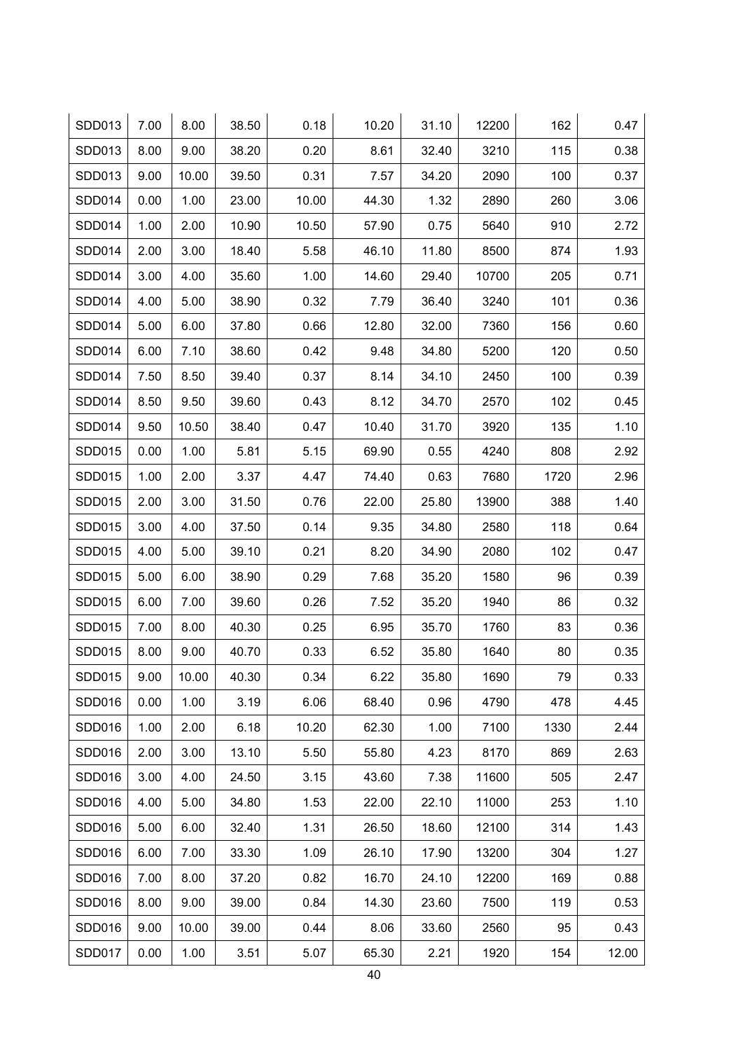| SDD013 | 7.00 | 8.00 | 38.50 | 0.18 | 10.20 | 31.10 | 12200 | 162 | 0.47 |
|---|---|---|---|---|---|---|---|---|---|
| SDD013 | 8.00 | 9.00 | 38.20 | 0.20 | 8.61 | 32.40 | 3210 | 115 | 0.38 |
| SDD013 | 9.00 | 10.00 | 39.50 | 0.31 | 7.57 | 34.20 | 2090 | 100 | 0.37 |
| SDD014 | 0.00 | 1.00 | 23.00 | 10.00 | 44.30 | 1.32 | 2890 | 260 | 3.06 |
| SDD014 | 1.00 | 2.00 | 10.90 | 10.50 | 57.90 | 0.75 | 5640 | 910 | 2.72 |
| SDD014 | 2.00 | 3.00 | 18.40 | 5.58 | 46.10 | 11.80 | 8500 | 874 | 1.93 |
| SDD014 | 3.00 | 4.00 | 35.60 | 1.00 | 14.60 | 29.40 | 10700 | 205 | 0.71 |
| SDD014 | 4.00 | 5.00 | 38.90 | 0.32 | 7.79 | 36.40 | 3240 | 101 | 0.36 |
| SDD014 | 5.00 | 6.00 | 37.80 | 0.66 | 12.80 | 32.00 | 7360 | 156 | 0.60 |
| SDD014 | 6.00 | 7.10 | 38.60 | 0.42 | 9.48 | 34.80 | 5200 | 120 | 0.50 |
| SDD014 | 7.50 | 8.50 | 39.40 | 0.37 | 8.14 | 34.10 | 2450 | 100 | 0.39 |
| SDD014 | 8.50 | 9.50 | 39.60 | 0.43 | 8.12 | 34.70 | 2570 | 102 | 0.45 |
| SDD014 | 9.50 | 10.50 | 38.40 | 0.47 | 10.40 | 31.70 | 3920 | 135 | 1.10 |
| SDD015 | 0.00 | 1.00 | 5.81 | 5.15 | 69.90 | 0.55 | 4240 | 808 | 2.92 |
| SDD015 | 1.00 | 2.00 | 3.37 | 4.47 | 74.40 | 0.63 | 7680 | 1720 | 2.96 |
| SDD015 | 2.00 | 3.00 | 31.50 | 0.76 | 22.00 | 25.80 | 13900 | 388 | 1.40 |
| SDD015 | 3.00 | 4.00 | 37.50 | 0.14 | 9.35 | 34.80 | 2580 | 118 | 0.64 |
| SDD015 | 4.00 | 5.00 | 39.10 | 0.21 | 8.20 | 34.90 | 2080 | 102 | 0.47 |
| SDD015 | 5.00 | 6.00 | 38.90 | 0.29 | 7.68 | 35.20 | 1580 | 96 | 0.39 |
| SDD015 | 6.00 | 7.00 | 39.60 | 0.26 | 7.52 | 35.20 | 1940 | 86 | 0.32 |
| SDD015 | 7.00 | 8.00 | 40.30 | 0.25 | 6.95 | 35.70 | 1760 | 83 | 0.36 |
| SDD015 | 8.00 | 9.00 | 40.70 | 0.33 | 6.52 | 35.80 | 1640 | 80 | 0.35 |
| SDD015 | 9.00 | 10.00 | 40.30 | 0.34 | 6.22 | 35.80 | 1690 | 79 | 0.33 |
| SDD016 | 0.00 | 1.00 | 3.19 | 6.06 | 68.40 | 0.96 | 4790 | 478 | 4.45 |
| SDD016 | 1.00 | 2.00 | 6.18 | 10.20 | 62.30 | 1.00 | 7100 | 1330 | 2.44 |
| SDD016 | 2.00 | 3.00 | 13.10 | 5.50 | 55.80 | 4.23 | 8170 | 869 | 2.63 |
| SDD016 | 3.00 | 4.00 | 24.50 | 3.15 | 43.60 | 7.38 | 11600 | 505 | 2.47 |
| SDD016 | 4.00 | 5.00 | 34.80 | 1.53 | 22.00 | 22.10 | 11000 | 253 | 1.10 |
| SDD016 | 5.00 | 6.00 | 32.40 | 1.31 | 26.50 | 18.60 | 12100 | 314 | 1.43 |
| SDD016 | 6.00 | 7.00 | 33.30 | 1.09 | 26.10 | 17.90 | 13200 | 304 | 1.27 |
| SDD016 | 7.00 | 8.00 | 37.20 | 0.82 | 16.70 | 24.10 | 12200 | 169 | 0.88 |
| SDD016 | 8.00 | 9.00 | 39.00 | 0.84 | 14.30 | 23.60 | 7500 | 119 | 0.53 |
| SDD016 | 9.00 | 10.00 | 39.00 | 0.44 | 8.06 | 33.60 | 2560 | 95 | 0.43 |
| SDD017 | 0.00 | 1.00 | 3.51 | 5.07 | 65.30 | 2.21 | 1920 | 154 | 12.00 |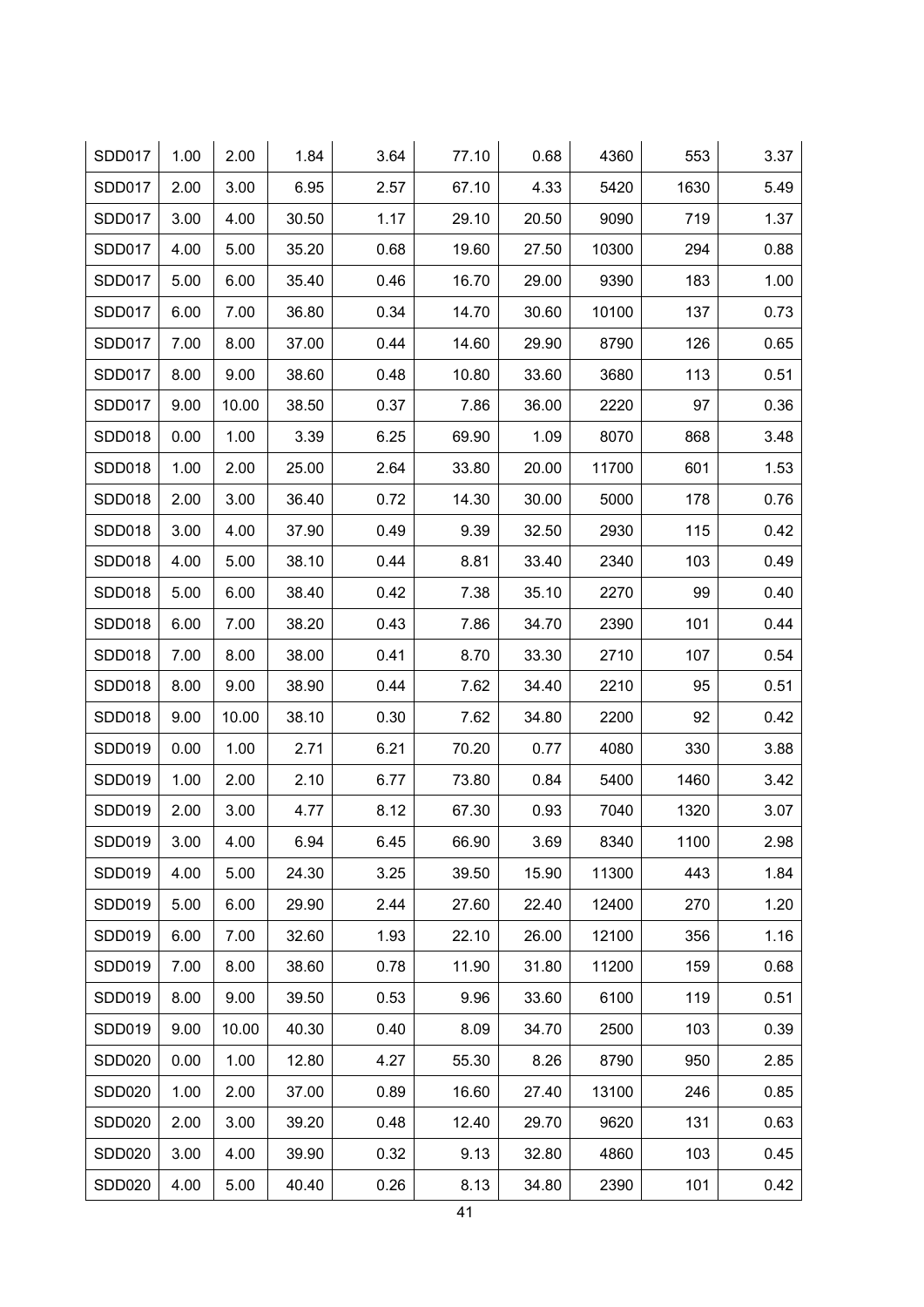| | | | | | | | | | |
|---|---|---|---|---|---|---|---|---|---|
| SDD017 | 1.00 | 2.00 | 1.84 | 3.64 | 77.10 | 0.68 | 4360 | 553 | 3.37 |
| SDD017 | 2.00 | 3.00 | 6.95 | 2.57 | 67.10 | 4.33 | 5420 | 1630 | 5.49 |
| SDD017 | 3.00 | 4.00 | 30.50 | 1.17 | 29.10 | 20.50 | 9090 | 719 | 1.37 |
| SDD017 | 4.00 | 5.00 | 35.20 | 0.68 | 19.60 | 27.50 | 10300 | 294 | 0.88 |
| SDD017 | 5.00 | 6.00 | 35.40 | 0.46 | 16.70 | 29.00 | 9390 | 183 | 1.00 |
| SDD017 | 6.00 | 7.00 | 36.80 | 0.34 | 14.70 | 30.60 | 10100 | 137 | 0.73 |
| SDD017 | 7.00 | 8.00 | 37.00 | 0.44 | 14.60 | 29.90 | 8790 | 126 | 0.65 |
| SDD017 | 8.00 | 9.00 | 38.60 | 0.48 | 10.80 | 33.60 | 3680 | 113 | 0.51 |
| SDD017 | 9.00 | 10.00 | 38.50 | 0.37 | 7.86 | 36.00 | 2220 | 97 | 0.36 |
| SDD018 | 0.00 | 1.00 | 3.39 | 6.25 | 69.90 | 1.09 | 8070 | 868 | 3.48 |
| SDD018 | 1.00 | 2.00 | 25.00 | 2.64 | 33.80 | 20.00 | 11700 | 601 | 1.53 |
| SDD018 | 2.00 | 3.00 | 36.40 | 0.72 | 14.30 | 30.00 | 5000 | 178 | 0.76 |
| SDD018 | 3.00 | 4.00 | 37.90 | 0.49 | 9.39 | 32.50 | 2930 | 115 | 0.42 |
| SDD018 | 4.00 | 5.00 | 38.10 | 0.44 | 8.81 | 33.40 | 2340 | 103 | 0.49 |
| SDD018 | 5.00 | 6.00 | 38.40 | 0.42 | 7.38 | 35.10 | 2270 | 99 | 0.40 |
| SDD018 | 6.00 | 7.00 | 38.20 | 0.43 | 7.86 | 34.70 | 2390 | 101 | 0.44 |
| SDD018 | 7.00 | 8.00 | 38.00 | 0.41 | 8.70 | 33.30 | 2710 | 107 | 0.54 |
| SDD018 | 8.00 | 9.00 | 38.90 | 0.44 | 7.62 | 34.40 | 2210 | 95 | 0.51 |
| SDD018 | 9.00 | 10.00 | 38.10 | 0.30 | 7.62 | 34.80 | 2200 | 92 | 0.42 |
| SDD019 | 0.00 | 1.00 | 2.71 | 6.21 | 70.20 | 0.77 | 4080 | 330 | 3.88 |
| SDD019 | 1.00 | 2.00 | 2.10 | 6.77 | 73.80 | 0.84 | 5400 | 1460 | 3.42 |
| SDD019 | 2.00 | 3.00 | 4.77 | 8.12 | 67.30 | 0.93 | 7040 | 1320 | 3.07 |
| SDD019 | 3.00 | 4.00 | 6.94 | 6.45 | 66.90 | 3.69 | 8340 | 1100 | 2.98 |
| SDD019 | 4.00 | 5.00 | 24.30 | 3.25 | 39.50 | 15.90 | 11300 | 443 | 1.84 |
| SDD019 | 5.00 | 6.00 | 29.90 | 2.44 | 27.60 | 22.40 | 12400 | 270 | 1.20 |
| SDD019 | 6.00 | 7.00 | 32.60 | 1.93 | 22.10 | 26.00 | 12100 | 356 | 1.16 |
| SDD019 | 7.00 | 8.00 | 38.60 | 0.78 | 11.90 | 31.80 | 11200 | 159 | 0.68 |
| SDD019 | 8.00 | 9.00 | 39.50 | 0.53 | 9.96 | 33.60 | 6100 | 119 | 0.51 |
| SDD019 | 9.00 | 10.00 | 40.30 | 0.40 | 8.09 | 34.70 | 2500 | 103 | 0.39 |
| SDD020 | 0.00 | 1.00 | 12.80 | 4.27 | 55.30 | 8.26 | 8790 | 950 | 2.85 |
| SDD020 | 1.00 | 2.00 | 37.00 | 0.89 | 16.60 | 27.40 | 13100 | 246 | 0.85 |
| SDD020 | 2.00 | 3.00 | 39.20 | 0.48 | 12.40 | 29.70 | 9620 | 131 | 0.63 |
| SDD020 | 3.00 | 4.00 | 39.90 | 0.32 | 9.13 | 32.80 | 4860 | 103 | 0.45 |
| SDD020 | 4.00 | 5.00 | 40.40 | 0.26 | 8.13 | 34.80 | 2390 | 101 | 0.42 |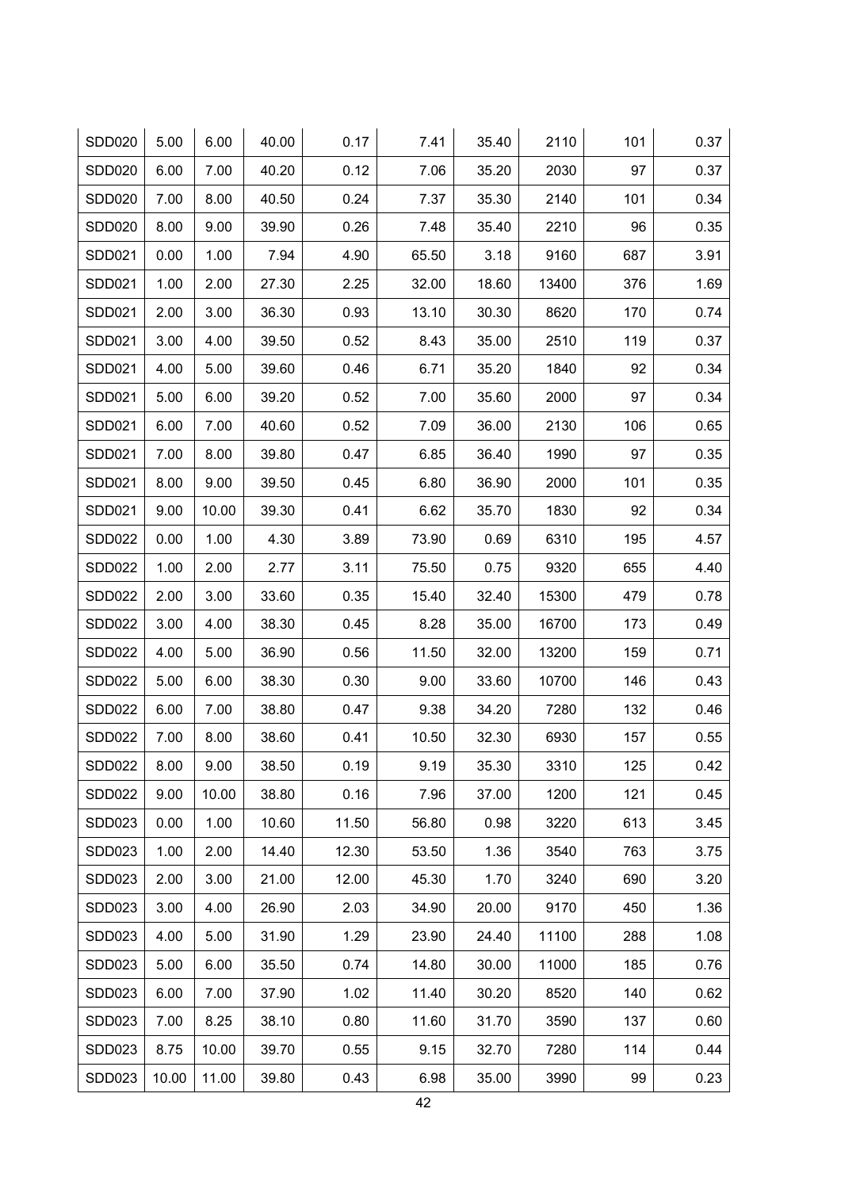| | | | | | | | | | |
|---|---|---|---|---|---|---|---|---|---|
| SDD020 | 5.00 | 6.00 | 40.00 | 0.17 | 7.41 | 35.40 | 2110 | 101 | 0.37 |
| SDD020 | 6.00 | 7.00 | 40.20 | 0.12 | 7.06 | 35.20 | 2030 | 97 | 0.37 |
| SDD020 | 7.00 | 8.00 | 40.50 | 0.24 | 7.37 | 35.30 | 2140 | 101 | 0.34 |
| SDD020 | 8.00 | 9.00 | 39.90 | 0.26 | 7.48 | 35.40 | 2210 | 96 | 0.35 |
| SDD021 | 0.00 | 1.00 | 7.94 | 4.90 | 65.50 | 3.18 | 9160 | 687 | 3.91 |
| SDD021 | 1.00 | 2.00 | 27.30 | 2.25 | 32.00 | 18.60 | 13400 | 376 | 1.69 |
| SDD021 | 2.00 | 3.00 | 36.30 | 0.93 | 13.10 | 30.30 | 8620 | 170 | 0.74 |
| SDD021 | 3.00 | 4.00 | 39.50 | 0.52 | 8.43 | 35.00 | 2510 | 119 | 0.37 |
| SDD021 | 4.00 | 5.00 | 39.60 | 0.46 | 6.71 | 35.20 | 1840 | 92 | 0.34 |
| SDD021 | 5.00 | 6.00 | 39.20 | 0.52 | 7.00 | 35.60 | 2000 | 97 | 0.34 |
| SDD021 | 6.00 | 7.00 | 40.60 | 0.52 | 7.09 | 36.00 | 2130 | 106 | 0.65 |
| SDD021 | 7.00 | 8.00 | 39.80 | 0.47 | 6.85 | 36.40 | 1990 | 97 | 0.35 |
| SDD021 | 8.00 | 9.00 | 39.50 | 0.45 | 6.80 | 36.90 | 2000 | 101 | 0.35 |
| SDD021 | 9.00 | 10.00 | 39.30 | 0.41 | 6.62 | 35.70 | 1830 | 92 | 0.34 |
| SDD022 | 0.00 | 1.00 | 4.30 | 3.89 | 73.90 | 0.69 | 6310 | 195 | 4.57 |
| SDD022 | 1.00 | 2.00 | 2.77 | 3.11 | 75.50 | 0.75 | 9320 | 655 | 4.40 |
| SDD022 | 2.00 | 3.00 | 33.60 | 0.35 | 15.40 | 32.40 | 15300 | 479 | 0.78 |
| SDD022 | 3.00 | 4.00 | 38.30 | 0.45 | 8.28 | 35.00 | 16700 | 173 | 0.49 |
| SDD022 | 4.00 | 5.00 | 36.90 | 0.56 | 11.50 | 32.00 | 13200 | 159 | 0.71 |
| SDD022 | 5.00 | 6.00 | 38.30 | 0.30 | 9.00 | 33.60 | 10700 | 146 | 0.43 |
| SDD022 | 6.00 | 7.00 | 38.80 | 0.47 | 9.38 | 34.20 | 7280 | 132 | 0.46 |
| SDD022 | 7.00 | 8.00 | 38.60 | 0.41 | 10.50 | 32.30 | 6930 | 157 | 0.55 |
| SDD022 | 8.00 | 9.00 | 38.50 | 0.19 | 9.19 | 35.30 | 3310 | 125 | 0.42 |
| SDD022 | 9.00 | 10.00 | 38.80 | 0.16 | 7.96 | 37.00 | 1200 | 121 | 0.45 |
| SDD023 | 0.00 | 1.00 | 10.60 | 11.50 | 56.80 | 0.98 | 3220 | 613 | 3.45 |
| SDD023 | 1.00 | 2.00 | 14.40 | 12.30 | 53.50 | 1.36 | 3540 | 763 | 3.75 |
| SDD023 | 2.00 | 3.00 | 21.00 | 12.00 | 45.30 | 1.70 | 3240 | 690 | 3.20 |
| SDD023 | 3.00 | 4.00 | 26.90 | 2.03 | 34.90 | 20.00 | 9170 | 450 | 1.36 |
| SDD023 | 4.00 | 5.00 | 31.90 | 1.29 | 23.90 | 24.40 | 11100 | 288 | 1.08 |
| SDD023 | 5.00 | 6.00 | 35.50 | 0.74 | 14.80 | 30.00 | 11000 | 185 | 0.76 |
| SDD023 | 6.00 | 7.00 | 37.90 | 1.02 | 11.40 | 30.20 | 8520 | 140 | 0.62 |
| SDD023 | 7.00 | 8.25 | 38.10 | 0.80 | 11.60 | 31.70 | 3590 | 137 | 0.60 |
| SDD023 | 8.75 | 10.00 | 39.70 | 0.55 | 9.15 | 32.70 | 7280 | 114 | 0.44 |
| SDD023 | 10.00 | 11.00 | 39.80 | 0.43 | 6.98 | 35.00 | 3990 | 99 | 0.23 |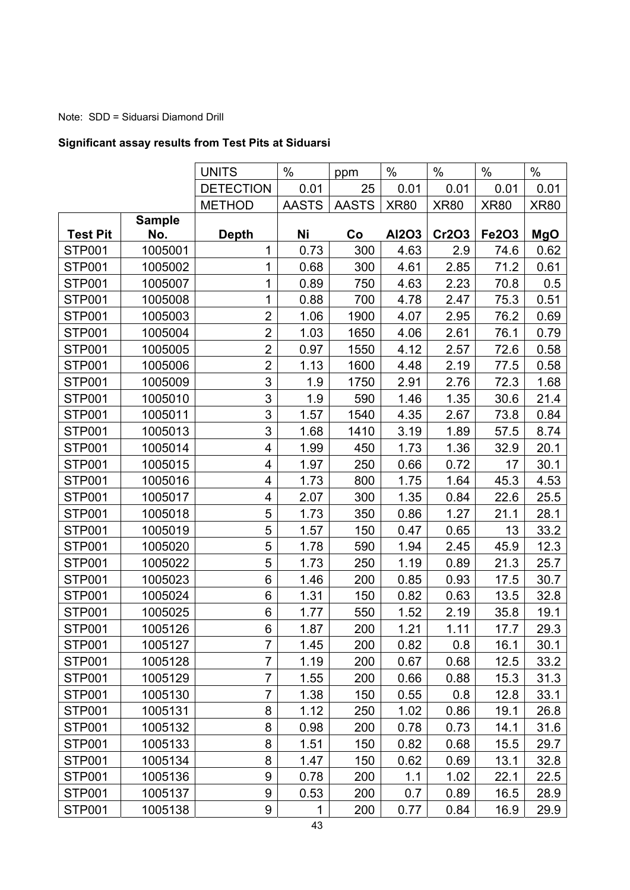Note: SDD = Siduarsi Diamond Drill

**Significant assay results from Test Pits at Siduarsi**

| | | UNITS | % | ppm | % | % | % | % |
|---|---|---|---|---|---|---|---|---|
| | | DETECTION | 0.01 | 25 | 0.01 | 0.01 | 0.01 | 0.01 |
| | | METHOD | AASTS | AASTS | XR80 | XR80 | XR80 | XR80 |
| **Test Pit** | **Sample No.** | **Depth** | **Ni** | **Co** | **Al2O3** | **Cr2O3** | **Fe2O3** | **MgO** |
| STP001 | 1005001 | 1 | 0.73 | 300 | 4.63 | 2.9 | 74.6 | 0.62 |
| STP001 | 1005002 | 1 | 0.68 | 300 | 4.61 | 2.85 | 71.2 | 0.61 |
| STP001 | 1005007 | 1 | 0.89 | 750 | 4.63 | 2.23 | 70.8 | 0.5 |
| STP001 | 1005008 | 1 | 0.88 | 700 | 4.78 | 2.47 | 75.3 | 0.51 |
| STP001 | 1005003 | 2 | 1.06 | 1900 | 4.07 | 2.95 | 76.2 | 0.69 |
| STP001 | 1005004 | 2 | 1.03 | 1650 | 4.06 | 2.61 | 76.1 | 0.79 |
| STP001 | 1005005 | 2 | 0.97 | 1550 | 4.12 | 2.57 | 72.6 | 0.58 |
| STP001 | 1005006 | 2 | 1.13 | 1600 | 4.48 | 2.19 | 77.5 | 0.58 |
| STP001 | 1005009 | 3 | 1.9 | 1750 | 2.91 | 2.76 | 72.3 | 1.68 |
| STP001 | 1005010 | 3 | 1.9 | 590 | 1.46 | 1.35 | 30.6 | 21.4 |
| STP001 | 1005011 | 3 | 1.57 | 1540 | 4.35 | 2.67 | 73.8 | 0.84 |
| STP001 | 1005013 | 3 | 1.68 | 1410 | 3.19 | 1.89 | 57.5 | 8.74 |
| STP001 | 1005014 | 4 | 1.99 | 450 | 1.73 | 1.36 | 32.9 | 20.1 |
| STP001 | 1005015 | 4 | 1.97 | 250 | 0.66 | 0.72 | 17 | 30.1 |
| STP001 | 1005016 | 4 | 1.73 | 800 | 1.75 | 1.64 | 45.3 | 4.53 |
| STP001 | 1005017 | 4 | 2.07 | 300 | 1.35 | 0.84 | 22.6 | 25.5 |
| STP001 | 1005018 | 5 | 1.73 | 350 | 0.86 | 1.27 | 21.1 | 28.1 |
| STP001 | 1005019 | 5 | 1.57 | 150 | 0.47 | 0.65 | 13 | 33.2 |
| STP001 | 1005020 | 5 | 1.78 | 590 | 1.94 | 2.45 | 45.9 | 12.3 |
| STP001 | 1005022 | 5 | 1.73 | 250 | 1.19 | 0.89 | 21.3 | 25.7 |
| STP001 | 1005023 | 6 | 1.46 | 200 | 0.85 | 0.93 | 17.5 | 30.7 |
| STP001 | 1005024 | 6 | 1.31 | 150 | 0.82 | 0.63 | 13.5 | 32.8 |
| STP001 | 1005025 | 6 | 1.77 | 550 | 1.52 | 2.19 | 35.8 | 19.1 |
| STP001 | 1005126 | 6 | 1.87 | 200 | 1.21 | 1.11 | 17.7 | 29.3 |
| STP001 | 1005127 | 7 | 1.45 | 200 | 0.82 | 0.8 | 16.1 | 30.1 |
| STP001 | 1005128 | 7 | 1.19 | 200 | 0.67 | 0.68 | 12.5 | 33.2 |
| STP001 | 1005129 | 7 | 1.55 | 200 | 0.66 | 0.88 | 15.3 | 31.3 |
| STP001 | 1005130 | 7 | 1.38 | 150 | 0.55 | 0.8 | 12.8 | 33.1 |
| STP001 | 1005131 | 8 | 1.12 | 250 | 1.02 | 0.86 | 19.1 | 26.8 |
| STP001 | 1005132 | 8 | 0.98 | 200 | 0.78 | 0.73 | 14.1 | 31.6 |
| STP001 | 1005133 | 8 | 1.51 | 150 | 0.82 | 0.68 | 15.5 | 29.7 |
| STP001 | 1005134 | 8 | 1.47 | 150 | 0.62 | 0.69 | 13.1 | 32.8 |
| STP001 | 1005136 | 9 | 0.78 | 200 | 1.1 | 1.02 | 22.1 | 22.5 |
| STP001 | 1005137 | 9 | 0.53 | 200 | 0.7 | 0.89 | 16.5 | 28.9 |
| STP001 | 1005138 | 9 | 1 | 200 | 0.77 | 0.84 | 16.9 | 29.9 |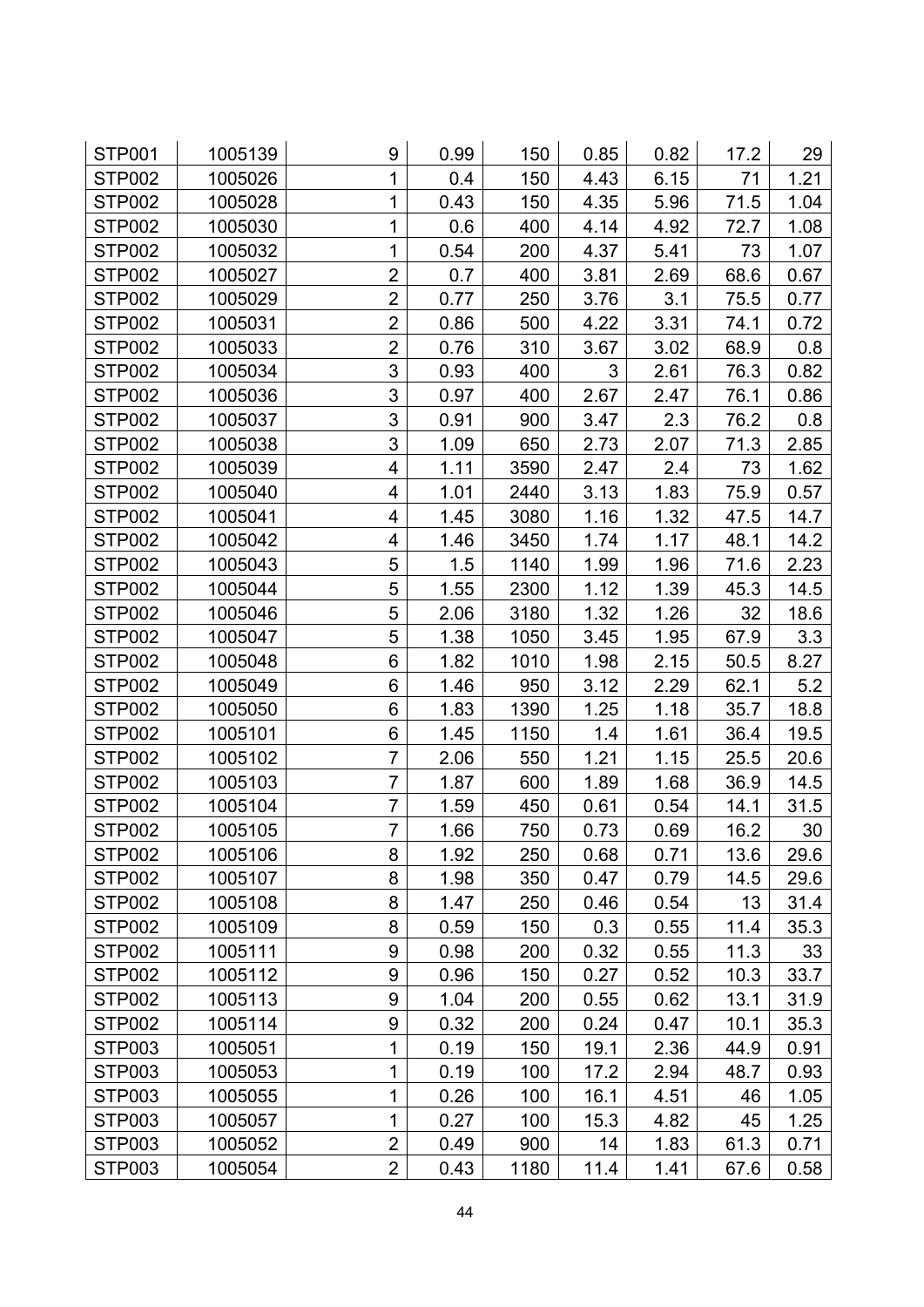| | | | | | | | | |
|---|---|---|---|---|---|---|---|---|
| STP001 | 1005139 | 9 | 0.99 | 150 | 0.85 | 0.82 | 17.2 | 29 |
| STP002 | 1005026 | 1 | 0.4 | 150 | 4.43 | 6.15 | 71 | 1.21 |
| STP002 | 1005028 | 1 | 0.43 | 150 | 4.35 | 5.96 | 71.5 | 1.04 |
| STP002 | 1005030 | 1 | 0.6 | 400 | 4.14 | 4.92 | 72.7 | 1.08 |
| STP002 | 1005032 | 1 | 0.54 | 200 | 4.37 | 5.41 | 73 | 1.07 |
| STP002 | 1005027 | 2 | 0.7 | 400 | 3.81 | 2.69 | 68.6 | 0.67 |
| STP002 | 1005029 | 2 | 0.77 | 250 | 3.76 | 3.1 | 75.5 | 0.77 |
| STP002 | 1005031 | 2 | 0.86 | 500 | 4.22 | 3.31 | 74.1 | 0.72 |
| STP002 | 1005033 | 2 | 0.76 | 310 | 3.67 | 3.02 | 68.9 | 0.8 |
| STP002 | 1005034 | 3 | 0.93 | 400 | 3 | 2.61 | 76.3 | 0.82 |
| STP002 | 1005036 | 3 | 0.97 | 400 | 2.67 | 2.47 | 76.1 | 0.86 |
| STP002 | 1005037 | 3 | 0.91 | 900 | 3.47 | 2.3 | 76.2 | 0.8 |
| STP002 | 1005038 | 3 | 1.09 | 650 | 2.73 | 2.07 | 71.3 | 2.85 |
| STP002 | 1005039 | 4 | 1.11 | 3590 | 2.47 | 2.4 | 73 | 1.62 |
| STP002 | 1005040 | 4 | 1.01 | 2440 | 3.13 | 1.83 | 75.9 | 0.57 |
| STP002 | 1005041 | 4 | 1.45 | 3080 | 1.16 | 1.32 | 47.5 | 14.7 |
| STP002 | 1005042 | 4 | 1.46 | 3450 | 1.74 | 1.17 | 48.1 | 14.2 |
| STP002 | 1005043 | 5 | 1.5 | 1140 | 1.99 | 1.96 | 71.6 | 2.23 |
| STP002 | 1005044 | 5 | 1.55 | 2300 | 1.12 | 1.39 | 45.3 | 14.5 |
| STP002 | 1005046 | 5 | 2.06 | 3180 | 1.32 | 1.26 | 32 | 18.6 |
| STP002 | 1005047 | 5 | 1.38 | 1050 | 3.45 | 1.95 | 67.9 | 3.3 |
| STP002 | 1005048 | 6 | 1.82 | 1010 | 1.98 | 2.15 | 50.5 | 8.27 |
| STP002 | 1005049 | 6 | 1.46 | 950 | 3.12 | 2.29 | 62.1 | 5.2 |
| STP002 | 1005050 | 6 | 1.83 | 1390 | 1.25 | 1.18 | 35.7 | 18.8 |
| STP002 | 1005101 | 6 | 1.45 | 1150 | 1.4 | 1.61 | 36.4 | 19.5 |
| STP002 | 1005102 | 7 | 2.06 | 550 | 1.21 | 1.15 | 25.5 | 20.6 |
| STP002 | 1005103 | 7 | 1.87 | 600 | 1.89 | 1.68 | 36.9 | 14.5 |
| STP002 | 1005104 | 7 | 1.59 | 450 | 0.61 | 0.54 | 14.1 | 31.5 |
| STP002 | 1005105 | 7 | 1.66 | 750 | 0.73 | 0.69 | 16.2 | 30 |
| STP002 | 1005106 | 8 | 1.92 | 250 | 0.68 | 0.71 | 13.6 | 29.6 |
| STP002 | 1005107 | 8 | 1.98 | 350 | 0.47 | 0.79 | 14.5 | 29.6 |
| STP002 | 1005108 | 8 | 1.47 | 250 | 0.46 | 0.54 | 13 | 31.4 |
| STP002 | 1005109 | 8 | 0.59 | 150 | 0.3 | 0.55 | 11.4 | 35.3 |
| STP002 | 1005111 | 9 | 0.98 | 200 | 0.32 | 0.55 | 11.3 | 33 |
| STP002 | 1005112 | 9 | 0.96 | 150 | 0.27 | 0.52 | 10.3 | 33.7 |
| STP002 | 1005113 | 9 | 1.04 | 200 | 0.55 | 0.62 | 13.1 | 31.9 |
| STP002 | 1005114 | 9 | 0.32 | 200 | 0.24 | 0.47 | 10.1 | 35.3 |
| STP003 | 1005051 | 1 | 0.19 | 150 | 19.1 | 2.36 | 44.9 | 0.91 |
| STP003 | 1005053 | 1 | 0.19 | 100 | 17.2 | 2.94 | 48.7 | 0.93 |
| STP003 | 1005055 | 1 | 0.26 | 100 | 16.1 | 4.51 | 46 | 1.05 |
| STP003 | 1005057 | 1 | 0.27 | 100 | 15.3 | 4.82 | 45 | 1.25 |
| STP003 | 1005052 | 2 | 0.49 | 900 | 14 | 1.83 | 61.3 | 0.71 |
| STP003 | 1005054 | 2 | 0.43 | 1180 | 11.4 | 1.41 | 67.6 | 0.58 |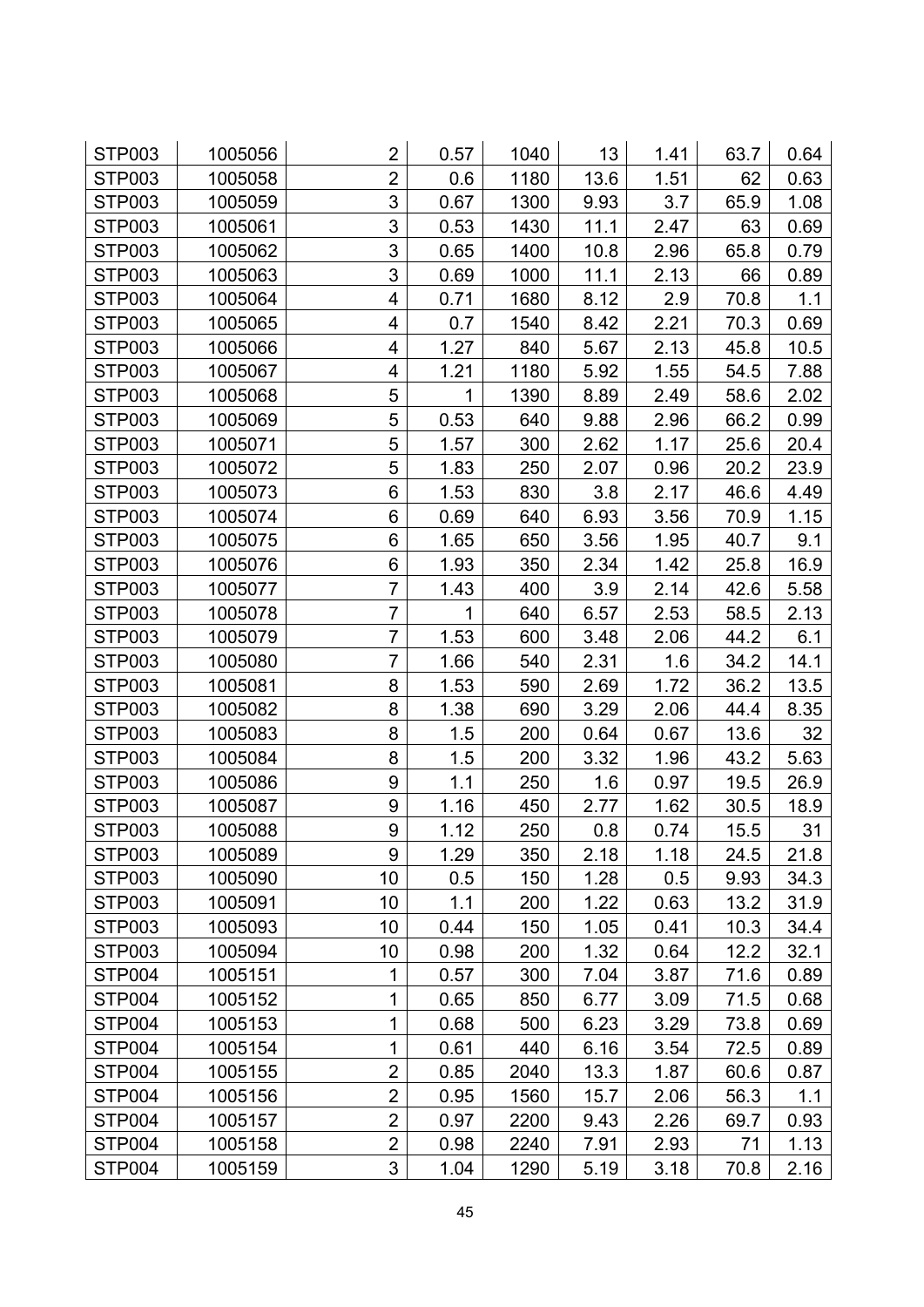| | | | | | | | | |
|---|---|---|---|---|---|---|---|---|
| STP003 | 1005056 | 2 | 0.57 | 1040 | 13 | 1.41 | 63.7 | 0.64 |
| STP003 | 1005058 | 2 | 0.6 | 1180 | 13.6 | 1.51 | 62 | 0.63 |
| STP003 | 1005059 | 3 | 0.67 | 1300 | 9.93 | 3.7 | 65.9 | 1.08 |
| STP003 | 1005061 | 3 | 0.53 | 1430 | 11.1 | 2.47 | 63 | 0.69 |
| STP003 | 1005062 | 3 | 0.65 | 1400 | 10.8 | 2.96 | 65.8 | 0.79 |
| STP003 | 1005063 | 3 | 0.69 | 1000 | 11.1 | 2.13 | 66 | 0.89 |
| STP003 | 1005064 | 4 | 0.71 | 1680 | 8.12 | 2.9 | 70.8 | 1.1 |
| STP003 | 1005065 | 4 | 0.7 | 1540 | 8.42 | 2.21 | 70.3 | 0.69 |
| STP003 | 1005066 | 4 | 1.27 | 840 | 5.67 | 2.13 | 45.8 | 10.5 |
| STP003 | 1005067 | 4 | 1.21 | 1180 | 5.92 | 1.55 | 54.5 | 7.88 |
| STP003 | 1005068 | 5 | 1 | 1390 | 8.89 | 2.49 | 58.6 | 2.02 |
| STP003 | 1005069 | 5 | 0.53 | 640 | 9.88 | 2.96 | 66.2 | 0.99 |
| STP003 | 1005071 | 5 | 1.57 | 300 | 2.62 | 1.17 | 25.6 | 20.4 |
| STP003 | 1005072 | 5 | 1.83 | 250 | 2.07 | 0.96 | 20.2 | 23.9 |
| STP003 | 1005073 | 6 | 1.53 | 830 | 3.8 | 2.17 | 46.6 | 4.49 |
| STP003 | 1005074 | 6 | 0.69 | 640 | 6.93 | 3.56 | 70.9 | 1.15 |
| STP003 | 1005075 | 6 | 1.65 | 650 | 3.56 | 1.95 | 40.7 | 9.1 |
| STP003 | 1005076 | 6 | 1.93 | 350 | 2.34 | 1.42 | 25.8 | 16.9 |
| STP003 | 1005077 | 7 | 1.43 | 400 | 3.9 | 2.14 | 42.6 | 5.58 |
| STP003 | 1005078 | 7 | 1 | 640 | 6.57 | 2.53 | 58.5 | 2.13 |
| STP003 | 1005079 | 7 | 1.53 | 600 | 3.48 | 2.06 | 44.2 | 6.1 |
| STP003 | 1005080 | 7 | 1.66 | 540 | 2.31 | 1.6 | 34.2 | 14.1 |
| STP003 | 1005081 | 8 | 1.53 | 590 | 2.69 | 1.72 | 36.2 | 13.5 |
| STP003 | 1005082 | 8 | 1.38 | 690 | 3.29 | 2.06 | 44.4 | 8.35 |
| STP003 | 1005083 | 8 | 1.5 | 200 | 0.64 | 0.67 | 13.6 | 32 |
| STP003 | 1005084 | 8 | 1.5 | 200 | 3.32 | 1.96 | 43.2 | 5.63 |
| STP003 | 1005086 | 9 | 1.1 | 250 | 1.6 | 0.97 | 19.5 | 26.9 |
| STP003 | 1005087 | 9 | 1.16 | 450 | 2.77 | 1.62 | 30.5 | 18.9 |
| STP003 | 1005088 | 9 | 1.12 | 250 | 0.8 | 0.74 | 15.5 | 31 |
| STP003 | 1005089 | 9 | 1.29 | 350 | 2.18 | 1.18 | 24.5 | 21.8 |
| STP003 | 1005090 | 10 | 0.5 | 150 | 1.28 | 0.5 | 9.93 | 34.3 |
| STP003 | 1005091 | 10 | 1.1 | 200 | 1.22 | 0.63 | 13.2 | 31.9 |
| STP003 | 1005093 | 10 | 0.44 | 150 | 1.05 | 0.41 | 10.3 | 34.4 |
| STP003 | 1005094 | 10 | 0.98 | 200 | 1.32 | 0.64 | 12.2 | 32.1 |
| STP004 | 1005151 | 1 | 0.57 | 300 | 7.04 | 3.87 | 71.6 | 0.89 |
| STP004 | 1005152 | 1 | 0.65 | 850 | 6.77 | 3.09 | 71.5 | 0.68 |
| STP004 | 1005153 | 1 | 0.68 | 500 | 6.23 | 3.29 | 73.8 | 0.69 |
| STP004 | 1005154 | 1 | 0.61 | 440 | 6.16 | 3.54 | 72.5 | 0.89 |
| STP004 | 1005155 | 2 | 0.85 | 2040 | 13.3 | 1.87 | 60.6 | 0.87 |
| STP004 | 1005156 | 2 | 0.95 | 1560 | 15.7 | 2.06 | 56.3 | 1.1 |
| STP004 | 1005157 | 2 | 0.97 | 2200 | 9.43 | 2.26 | 69.7 | 0.93 |
| STP004 | 1005158 | 2 | 0.98 | 2240 | 7.91 | 2.93 | 71 | 1.13 |
| STP004 | 1005159 | 3 | 1.04 | 1290 | 5.19 | 3.18 | 70.8 | 2.16 |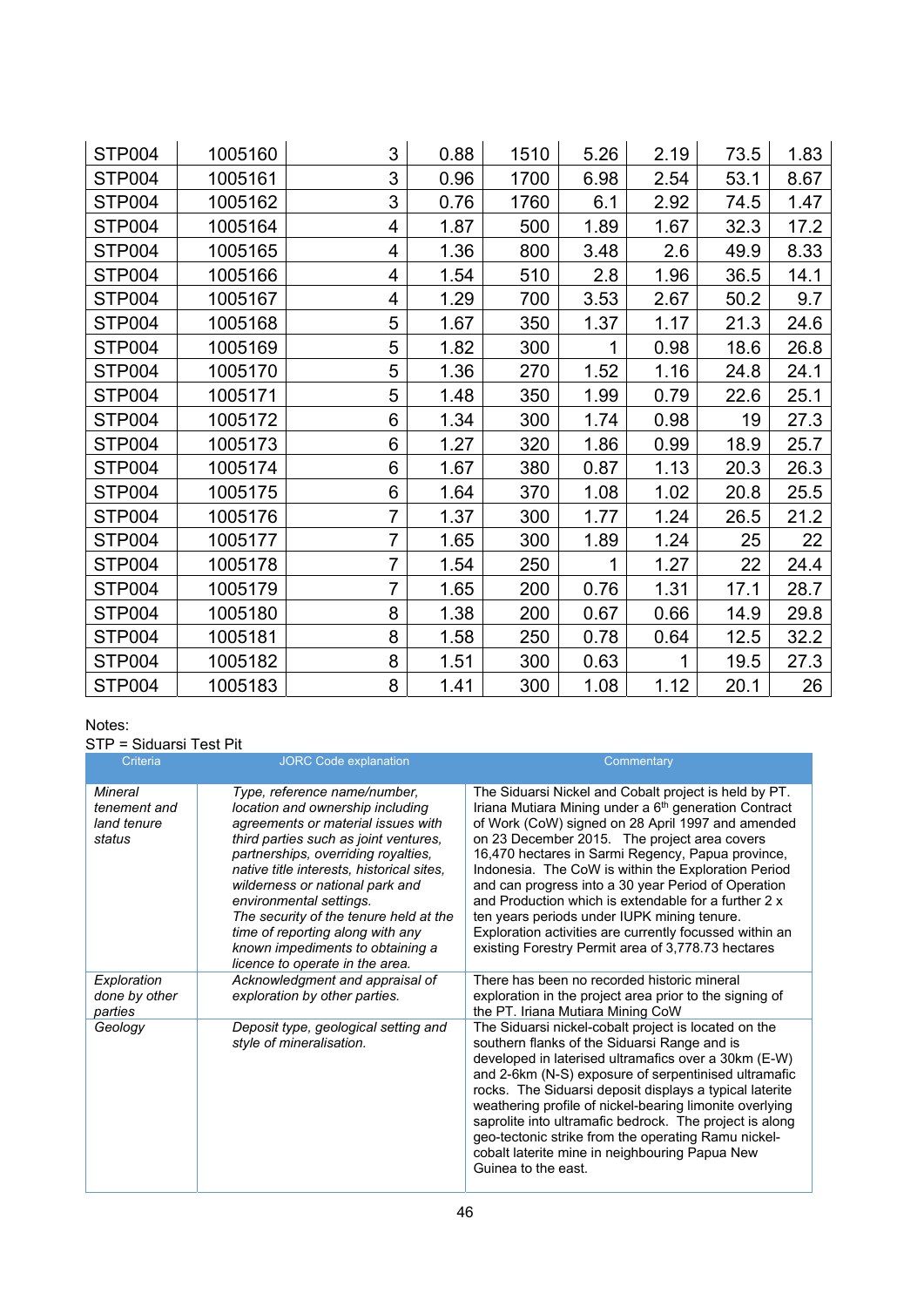| | | | | | | | | |
|---|---|---|---|---|---|---|---|---|
| STP004 | 1005160 | 3 | 0.88 | 1510 | 5.26 | 2.19 | 73.5 | 1.83 |
| STP004 | 1005161 | 3 | 0.96 | 1700 | 6.98 | 2.54 | 53.1 | 8.67 |
| STP004 | 1005162 | 3 | 0.76 | 1760 | 6.1 | 2.92 | 74.5 | 1.47 |
| STP004 | 1005164 | 4 | 1.87 | 500 | 1.89 | 1.67 | 32.3 | 17.2 |
| STP004 | 1005165 | 4 | 1.36 | 800 | 3.48 | 2.6 | 49.9 | 8.33 |
| STP004 | 1005166 | 4 | 1.54 | 510 | 2.8 | 1.96 | 36.5 | 14.1 |
| STP004 | 1005167 | 4 | 1.29 | 700 | 3.53 | 2.67 | 50.2 | 9.7 |
| STP004 | 1005168 | 5 | 1.67 | 350 | 1.37 | 1.17 | 21.3 | 24.6 |
| STP004 | 1005169 | 5 | 1.82 | 300 | 1 | 0.98 | 18.6 | 26.8 |
| STP004 | 1005170 | 5 | 1.36 | 270 | 1.52 | 1.16 | 24.8 | 24.1 |
| STP004 | 1005171 | 5 | 1.48 | 350 | 1.99 | 0.79 | 22.6 | 25.1 |
| STP004 | 1005172 | 6 | 1.34 | 300 | 1.74 | 0.98 | 19 | 27.3 |
| STP004 | 1005173 | 6 | 1.27 | 320 | 1.86 | 0.99 | 18.9 | 25.7 |
| STP004 | 1005174 | 6 | 1.67 | 380 | 0.87 | 1.13 | 20.3 | 26.3 |
| STP004 | 1005175 | 6 | 1.64 | 370 | 1.08 | 1.02 | 20.8 | 25.5 |
| STP004 | 1005176 | 7 | 1.37 | 300 | 1.77 | 1.24 | 26.5 | 21.2 |
| STP004 | 1005177 | 7 | 1.65 | 300 | 1.89 | 1.24 | 25 | 22 |
| STP004 | 1005178 | 7 | 1.54 | 250 | 1 | 1.27 | 22 | 24.4 |
| STP004 | 1005179 | 7 | 1.65 | 200 | 0.76 | 1.31 | 17.1 | 28.7 |
| STP004 | 1005180 | 8 | 1.38 | 200 | 0.67 | 0.66 | 14.9 | 29.8 |
| STP004 | 1005181 | 8 | 1.58 | 250 | 0.78 | 0.64 | 12.5 | 32.2 |
| STP004 | 1005182 | 8 | 1.51 | 300 | 0.63 | 1 | 19.5 | 27.3 |
| STP004 | 1005183 | 8 | 1.41 | 300 | 1.08 | 1.12 | 20.1 | 26 |

Notes:
STP = Siduarsi Test Pit

| Criteria | JORC Code explanation | Commentary |
|---|---|---|
| *Mineral tenement and land tenure status* | *Type, reference name/number, location and ownership including agreements or material issues with third parties such as joint ventures, partnerships, overriding royalties, native title interests, historical sites, wilderness or national park and environmental settings.* *The security of the tenure held at the time of reporting along with any known impediments to obtaining a licence to operate in the area.* | The Siduarsi Nickel and Cobalt project is held by PT. Iriana Mutiara Mining under a 6th generation Contract of Work (CoW) signed on 28 April 1997 and amended on 23 December 2015. The project area covers 16,470 hectares in Sarmi Regency, Papua province, Indonesia. The CoW is within the Exploration Period and can progress into a 30 year Period of Operation and Production which is extendable for a further 2 x ten years periods under IUPK mining tenure. Exploration activities are currently focussed within an existing Forestry Permit area of 3,778.73 hectares |
| *Exploration done by other parties* | *Acknowledgment and appraisal of exploration by other parties.* | There has been no recorded historic mineral exploration in the project area prior to the signing of the PT. Iriana Mutiara Mining CoW |
| *Geology* | *Deposit type, geological setting and style of mineralisation.* | The Siduarsi nickel-cobalt project is located on the southern flanks of the Siduarsi Range and is developed in laterised ultramafics over a 30km (E-W) and 2-6km (N-S) exposure of serpentinised ultramafic rocks. The Siduarsi deposit displays a typical laterite weathering profile of nickel-bearing limonite overlying saprolite into ultramafic bedrock. The project is along geo-tectonic strike from the operating Ramu nickel-cobalt laterite mine in neighbouring Papua New Guinea to the east. |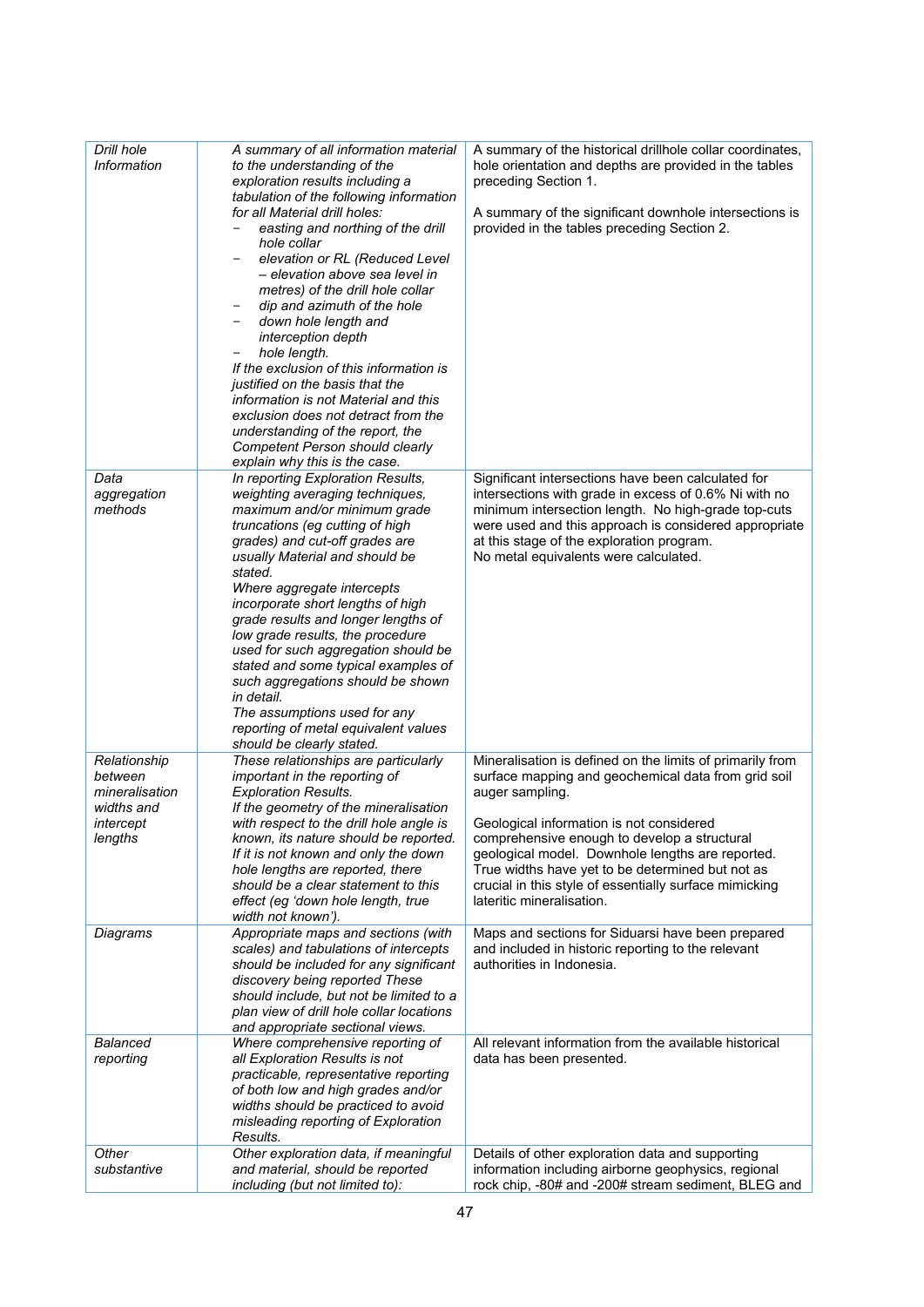| | | |
|---|---|---|
| *Drill hole Information* | *A summary of all information material to the understanding of the exploration results including a tabulation of the following information for all Material drill holes:*<br>− *easting and northing of the drill hole collar*<br>− *elevation or RL (Reduced Level – elevation above sea level in metres) of the drill hole collar*<br>− *dip and azimuth of the hole*<br>− *down hole length and interception depth*<br>− *hole length.*<br>*If the exclusion of this information is justified on the basis that the information is not Material and this exclusion does not detract from the understanding of the report, the Competent Person should clearly explain why this is the case.* | A summary of the historical drillhole collar coordinates, hole orientation and depths are provided in the tables preceding Section 1.<br><br>A summary of the significant downhole intersections is provided in the tables preceding Section 2. |
| *Data aggregation methods* | *In reporting Exploration Results, weighting averaging techniques, maximum and/or minimum grade truncations (eg cutting of high grades) and cut-off grades are usually Material and should be stated.*<br>*Where aggregate intercepts incorporate short lengths of high grade results and longer lengths of low grade results, the procedure used for such aggregation should be stated and some typical examples of such aggregations should be shown in detail.*<br>*The assumptions used for any reporting of metal equivalent values should be clearly stated.* | Significant intersections have been calculated for intersections with grade in excess of 0.6% Ni with no minimum intersection length. No high-grade top-cuts were used and this approach is considered appropriate at this stage of the exploration program.<br>No metal equivalents were calculated. |
| *Relationship between mineralisation widths and intercept lengths* | *These relationships are particularly important in the reporting of Exploration Results.*<br>*If the geometry of the mineralisation with respect to the drill hole angle is known, its nature should be reported.*<br>*If it is not known and only the down hole lengths are reported, there should be a clear statement to this effect (eg 'down hole length, true width not known').* | Mineralisation is defined on the limits of primarily from surface mapping and geochemical data from grid soil auger sampling.<br><br>Geological information is not considered comprehensive enough to develop a structural geological model. Downhole lengths are reported. True widths have yet to be determined but not as crucial in this style of essentially surface mimicking lateritic mineralisation. |
| *Diagrams* | *Appropriate maps and sections (with scales) and tabulations of intercepts should be included for any significant discovery being reported These should include, but not be limited to a plan view of drill hole collar locations and appropriate sectional views.* | Maps and sections for Siduarsi have been prepared and included in historic reporting to the relevant authorities in Indonesia. |
| *Balanced reporting* | *Where comprehensive reporting of all Exploration Results is not practicable, representative reporting of both low and high grades and/or widths should be practiced to avoid misleading reporting of Exploration Results.* | All relevant information from the available historical data has been presented. |
| *Other substantive* | *Other exploration data, if meaningful and material, should be reported including (but not limited to):* | Details of other exploration data and supporting information including airborne geophysics, regional rock chip, -80# and -200# stream sediment, BLEG and |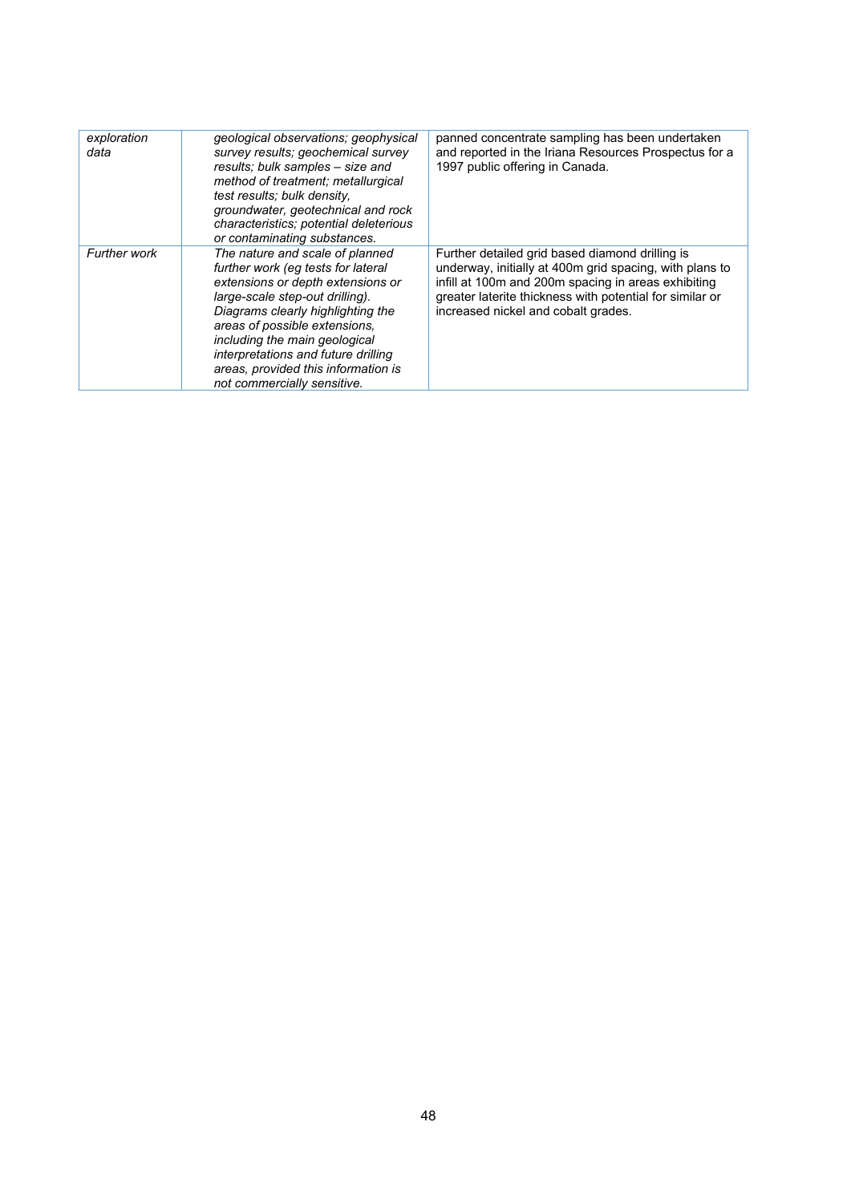| | | |
|---|---|---|
| *exploration data* | *geological observations; geophysical survey results; geochemical survey results; bulk samples – size and method of treatment; metallurgical test results; bulk density, groundwater, geotechnical and rock characteristics; potential deleterious or contaminating substances.* | panned concentrate sampling has been undertaken and reported in the Iriana Resources Prospectus for a 1997 public offering in Canada. |
| *Further work* | *The nature and scale of planned further work (eg tests for lateral extensions or depth extensions or large-scale step-out drilling). Diagrams clearly highlighting the areas of possible extensions, including the main geological interpretations and future drilling areas, provided this information is not commercially sensitive.* | Further detailed grid based diamond drilling is underway, initially at 400m grid spacing, with plans to infill at 100m and 200m spacing in areas exhibiting greater laterite thickness with potential for similar or increased nickel and cobalt grades. |